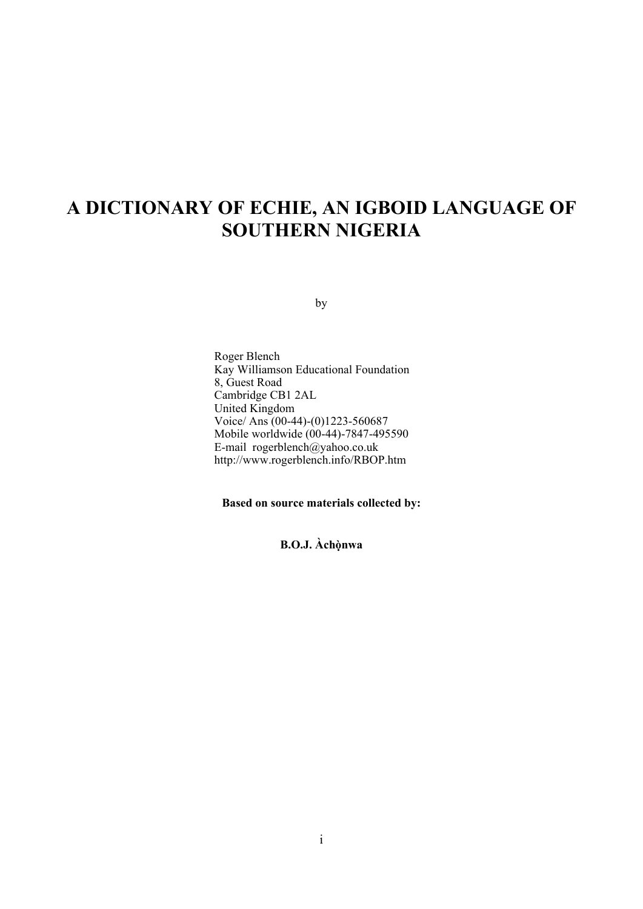# A DICTIONARY OF ECHIE, AN IGBOID LANGUAGE OF SOUTHERN NIGERIA

by

Roger Blench
Kay Williamson Educational Foundation
8, Guest Road
Cambridge CB1 2AL
United Kingdom
Voice/ Ans (00-44)-(0)1223-560687
Mobile worldwide (00-44)-7847-495590
E-mail rogerblench@yahoo.co.uk
http://www.rogerblench.info/RBOP.htm

**Based on source materials collected by:**

**B.O.J. Àchọ̀nwa**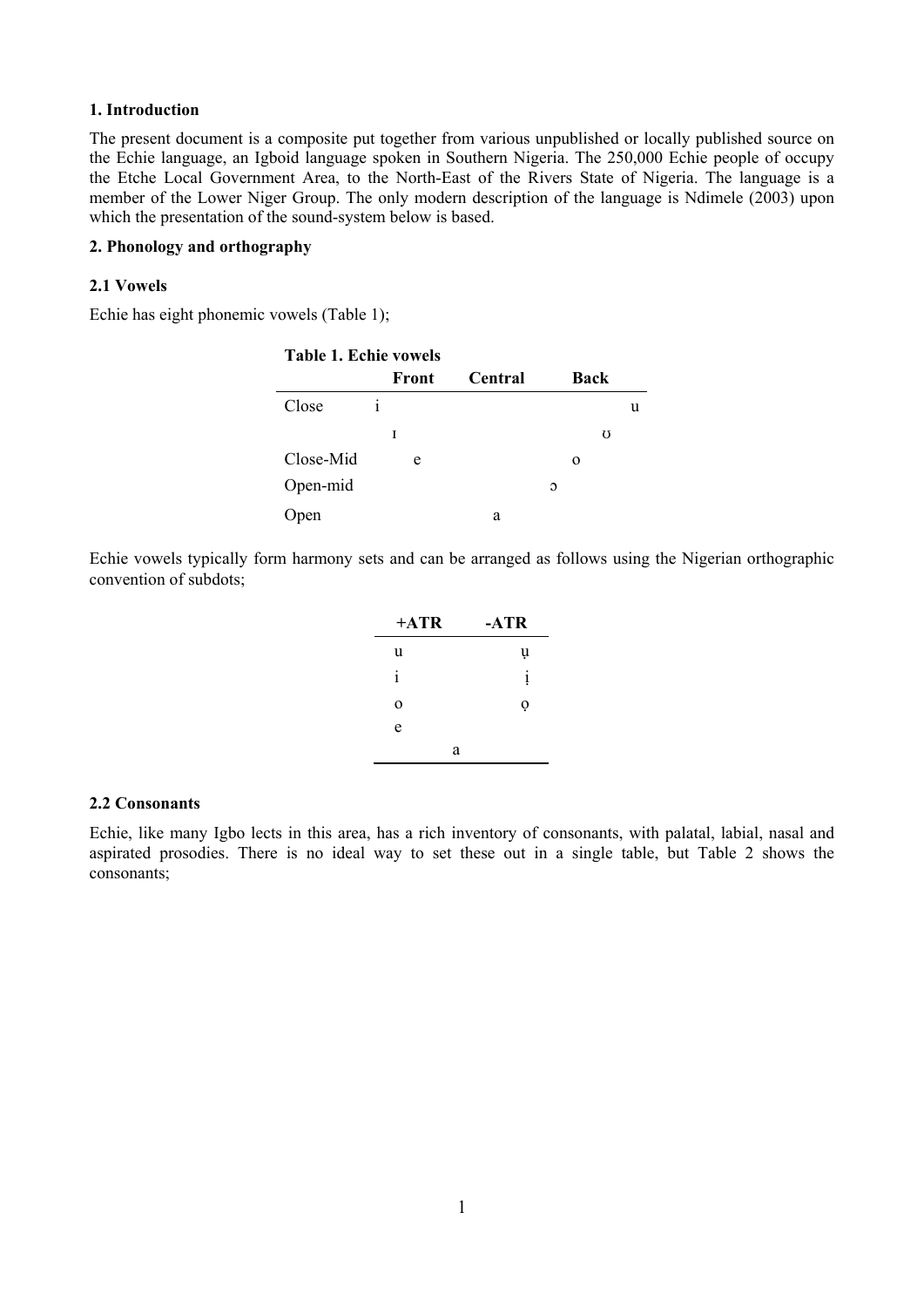**1. Introduction**

The present document is a composite put together from various unpublished or locally published source on the Echie language, an Igboid language spoken in Southern Nigeria. The 250,000 Echie people of occupy the Etche Local Government Area, to the North-East of the Rivers State of Nigeria. The language is a member of the Lower Niger Group. The only modern description of the language is Ndimele (2003) upon which the presentation of the sound-system below is based.

**2. Phonology and orthography**

**2.1 Vowels**

Echie has eight phonemic vowels (Table 1);

**Table 1. Echie vowels**

| | Front | Central | Back |
|---|---|---|---|
| Close | i | | u |
| | ɪ | | ʊ |
| Close-Mid | e | | o |
| Open-mid | | | ɔ |
| Open | | a | |

Echie vowels typically form harmony sets and can be arranged as follows using the Nigerian orthographic convention of subdots;

| +ATR | -ATR |
|---|---|
| u | ụ |
| i | ị |
| o | ọ |
| e | |
| a | |

**2.2 Consonants**

Echie, like many Igbo lects in this area, has a rich inventory of consonants, with palatal, labial, nasal and aspirated prosodies. There is no ideal way to set these out in a single table, but Table 2 shows the consonants;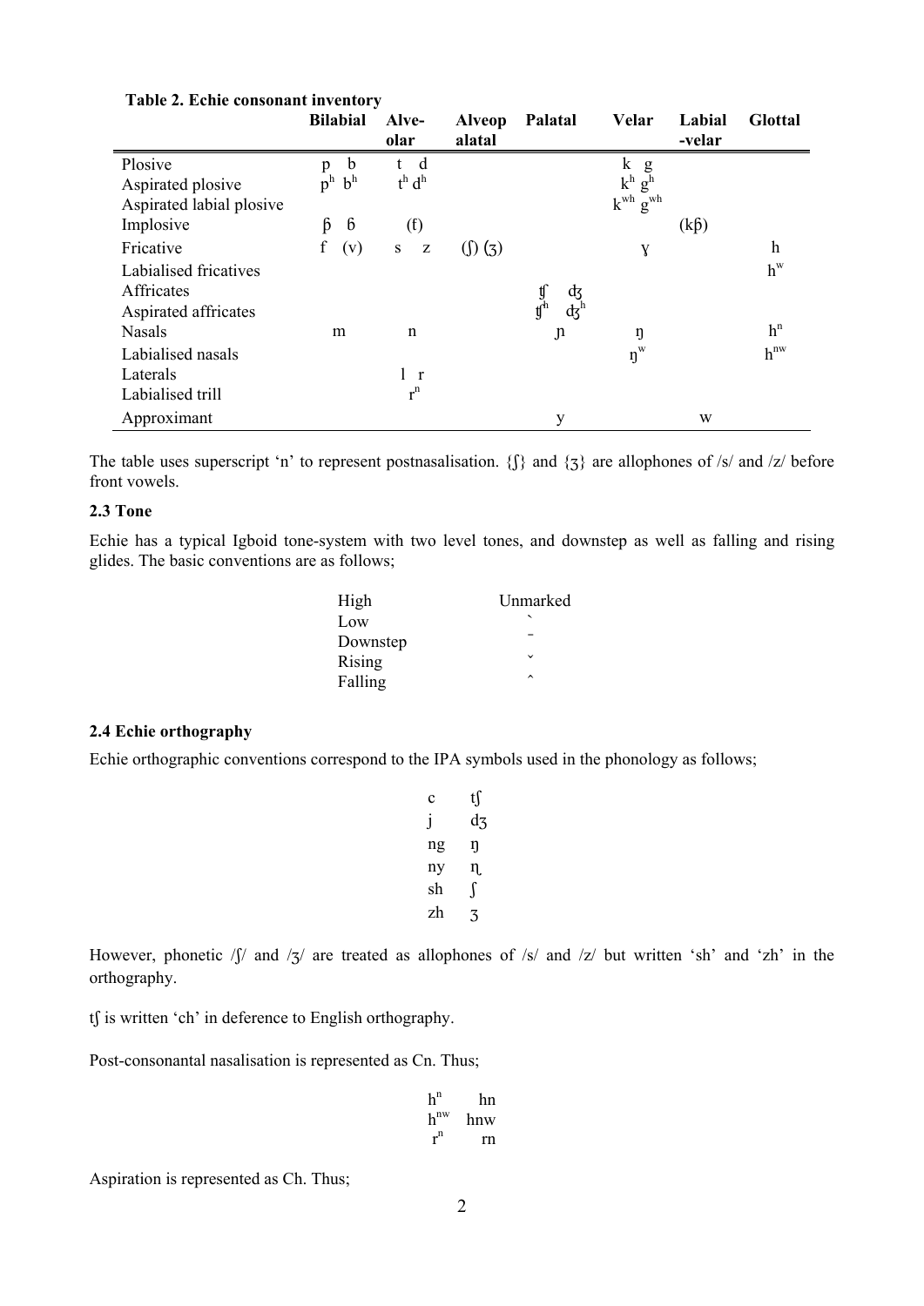**Table 2. Echie consonant inventory**

| | Bilabial | Alve-olar | Alveop alatal | Palatal | Velar | Labial -velar | Glottal |
|---|---|---|---|---|---|---|---|
| Plosive | p b | t d | | | k g | | |
| Aspirated plosive | pʰ bʰ | tʰ dʰ | | | kʰ gʰ | | |
| Aspirated labial plosive | | | | | kʷʰ gʷʰ | | |
| Implosive | ƥ ɓ | (ɗ) | | | | (kƥ) | |
| Fricative | f (v) | s z | (ʃ) (ʒ) | | ɣ | | h |
| Labialised fricatives | | | | | | | hʷ |
| Affricates | | | | ʧ ʤ | | | |
| Aspirated affricates | | | | ʧʰ ʤʰ | | | |
| Nasals | m | n | | ɲ | ŋ | | hⁿ |
| Labialised nasals | | | | | ŋʷ | | hⁿʷ |
| Laterals | | l r | | | | | |
| Labialised trill | | rⁿ | | | | | |
| Approximant | | | | y | | w | |

The table uses superscript 'n' to represent postnasalisation. {ʃ} and {ʒ} are allophones of /s/ and /z/ before front vowels.

### 2.3 Tone

Echie has a typical Igboid tone-system with two level tones, and downstep as well as falling and rising glides. The basic conventions are as follows;

| | |
|---|---|
| High | Unmarked |
| Low | ` |
| Downstep | ¯ |
| Rising | ˇ |
| Falling | ˆ |

### 2.4 Echie orthography

Echie orthographic conventions correspond to the IPA symbols used in the phonology as follows;

| | |
|---|---|
| c | tʃ |
| j | dʒ |
| ng | ŋ |
| ny | ɲ |
| sh | ʃ |
| zh | ʒ |

However, phonetic /ʃ/ and /ʒ/ are treated as allophones of /s/ and /z/ but written 'sh' and 'zh' in the orthography.

tʃ is written 'ch' in deference to English orthography.

Post-consonantal nasalisation is represented as Cn. Thus;

| | |
|---|---|
| hⁿ | hn |
| hⁿʷ | hnw |
| rⁿ | rn |

Aspiration is represented as Ch. Thus;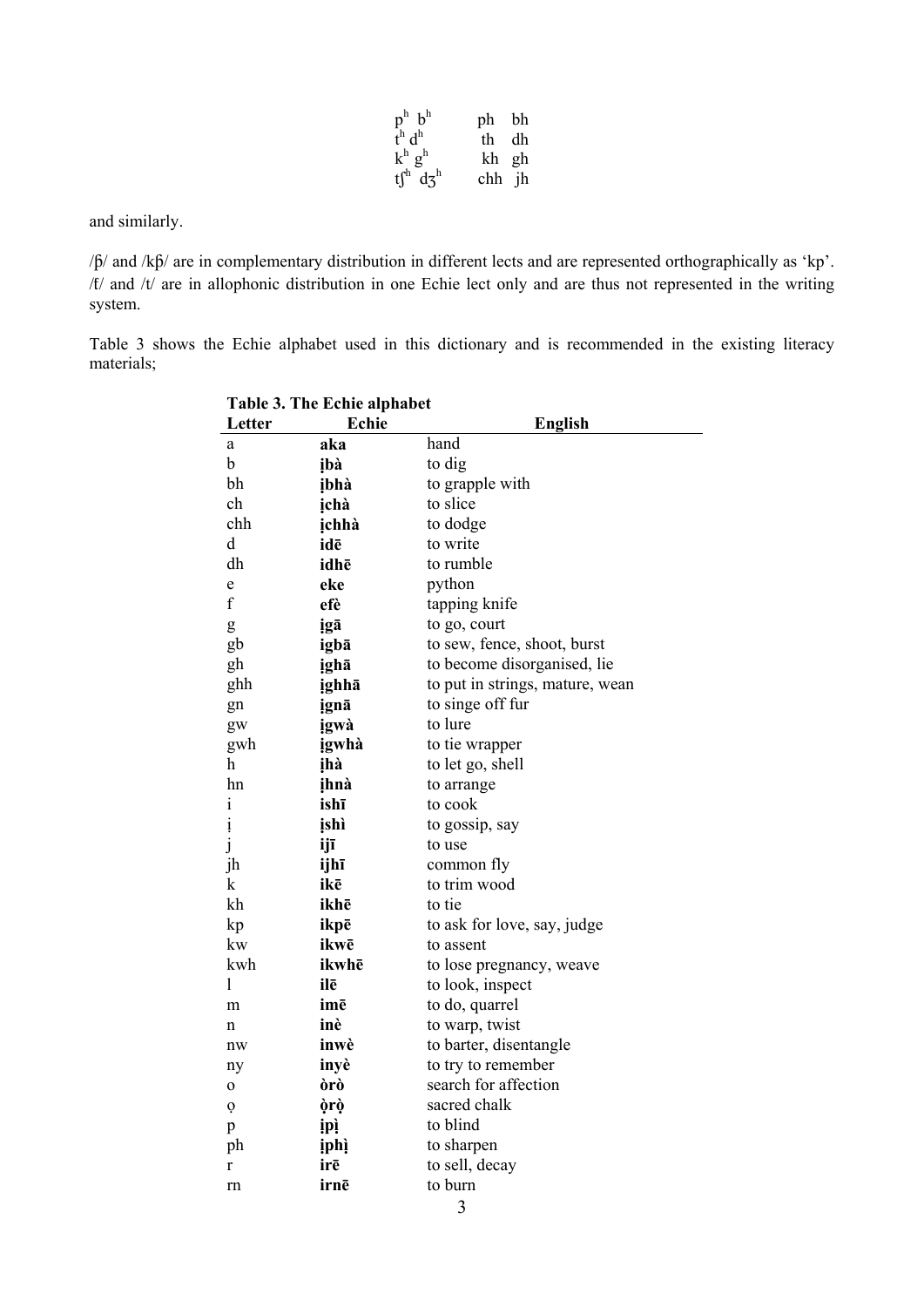| | |
|---|---|
| $p^h$ $b^h$ | ph bh |
| $t^h$ $d^h$ | th dh |
| $k^h$ $g^h$ | kh gh |
| $tʃ^h$ $dʒ^h$ | chh jh |

and similarly.

/β/ and /kβ/ are in complementary distribution in different lects and are represented orthographically as 'kp'. /ɾ/ and /t/ are in allophonic distribution in one Echie lect only and are thus not represented in the writing system.

Table 3 shows the Echie alphabet used in this dictionary and is recommended in the existing literacy materials;

**Table 3. The Echie alphabet**

| Letter | Echie | English |
|---|---|---|
| a | **aka** | hand |
| b | **ịbà** | to dig |
| bh | **ịbhà** | to grapple with |
| ch | **ịchà** | to slice |
| chh | **ịchhà** | to dodge |
| d | **idē** | to write |
| dh | **idhē** | to rumble |
| e | **eke** | python |
| f | **efè** | tapping knife |
| g | **ịgā** | to go, court |
| gb | **igbā** | to sew, fence, shoot, burst |
| gh | **ịghā** | to become disorganised, lie |
| ghh | **ịghhā** | to put in strings, mature, wean |
| gn | **ịgnā** | to singe off fur |
| gw | **ịgwà** | to lure |
| gwh | **ịgwhà** | to tie wrapper |
| h | **ịhà** | to let go, shell |
| hn | **ịhnà** | to arrange |
| i | **ishī** | to cook |
| ị | **ịshì** | to gossip, say |
| j | **ijī** | to use |
| jh | **ijhī** | common fly |
| k | **ikē** | to trim wood |
| kh | **ikhē** | to tie |
| kp | **ikpē** | to ask for love, say, judge |
| kw | **ikwē** | to assent |
| kwh | **ikwhē** | to lose pregnancy, weave |
| l | **ilē** | to look, inspect |
| m | **imē** | to do, quarrel |
| n | **inè** | to warp, twist |
| nw | **inwè** | to barter, disentangle |
| ny | **inyè** | to try to remember |
| o | **òrò** | search for affection |
| ọ | **ọ̀rọ̀** | sacred chalk |
| p | **ịpị̀** | to blind |
| ph | **ịphị̀** | to sharpen |
| r | **irē** | to sell, decay |
| rn | **irnē** | to burn |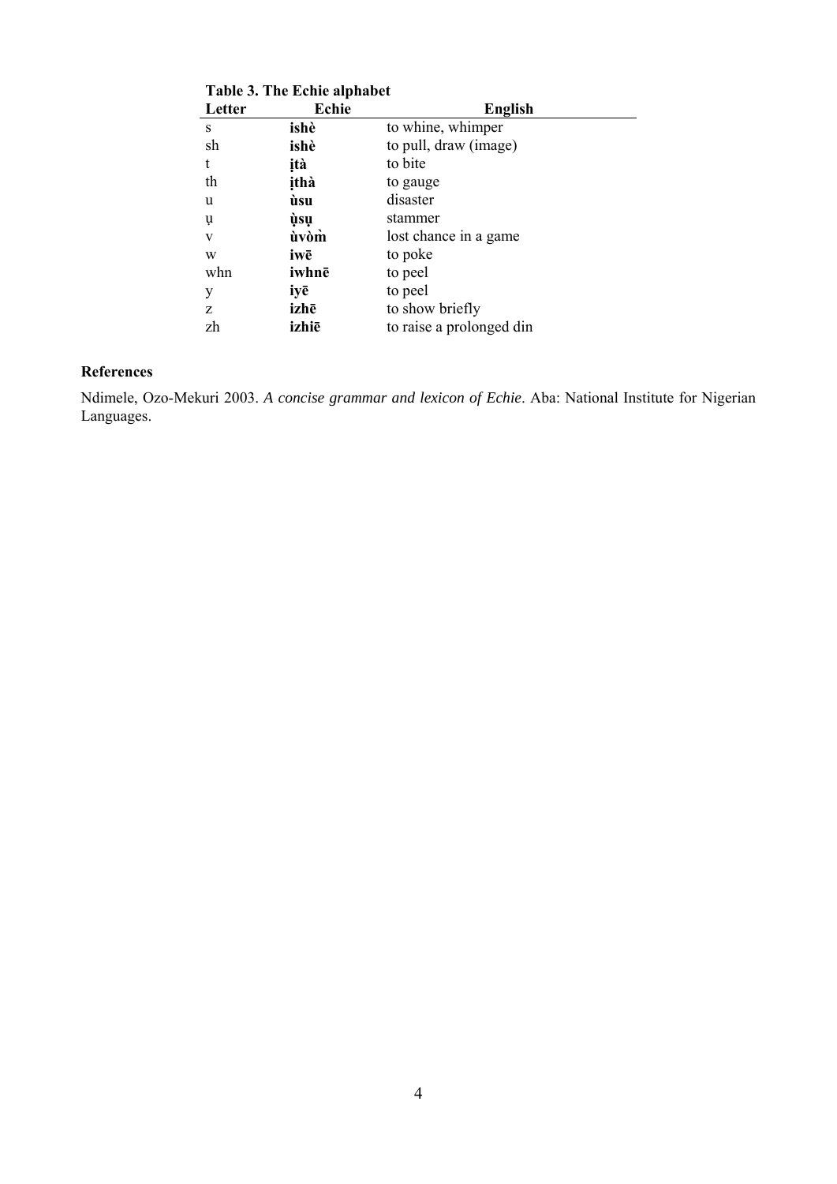**Table 3. The Echie alphabet**

| Letter | Echie | English |
|---|---|---|
| s | **ishè** | to whine, whimper |
| sh | **ishè** | to pull, draw (image) |
| t | **ịtà** | to bite |
| th | **ịthà** | to gauge |
| u | **ùsu** | disaster |
| ụ | **ụ̀sụ** | stammer |
| v | **ùvòm̀** | lost chance in a game |
| w | **iwē** | to poke |
| whn | **iwhnē** | to peel |
| y | **iyē** | to peel |
| z | **izhē** | to show briefly |
| zh | **izhiē** | to raise a prolonged din |

## References

Ndimele, Ozo-Mekuri 2003. *A concise grammar and lexicon of Echie*. Aba: National Institute for Nigerian Languages.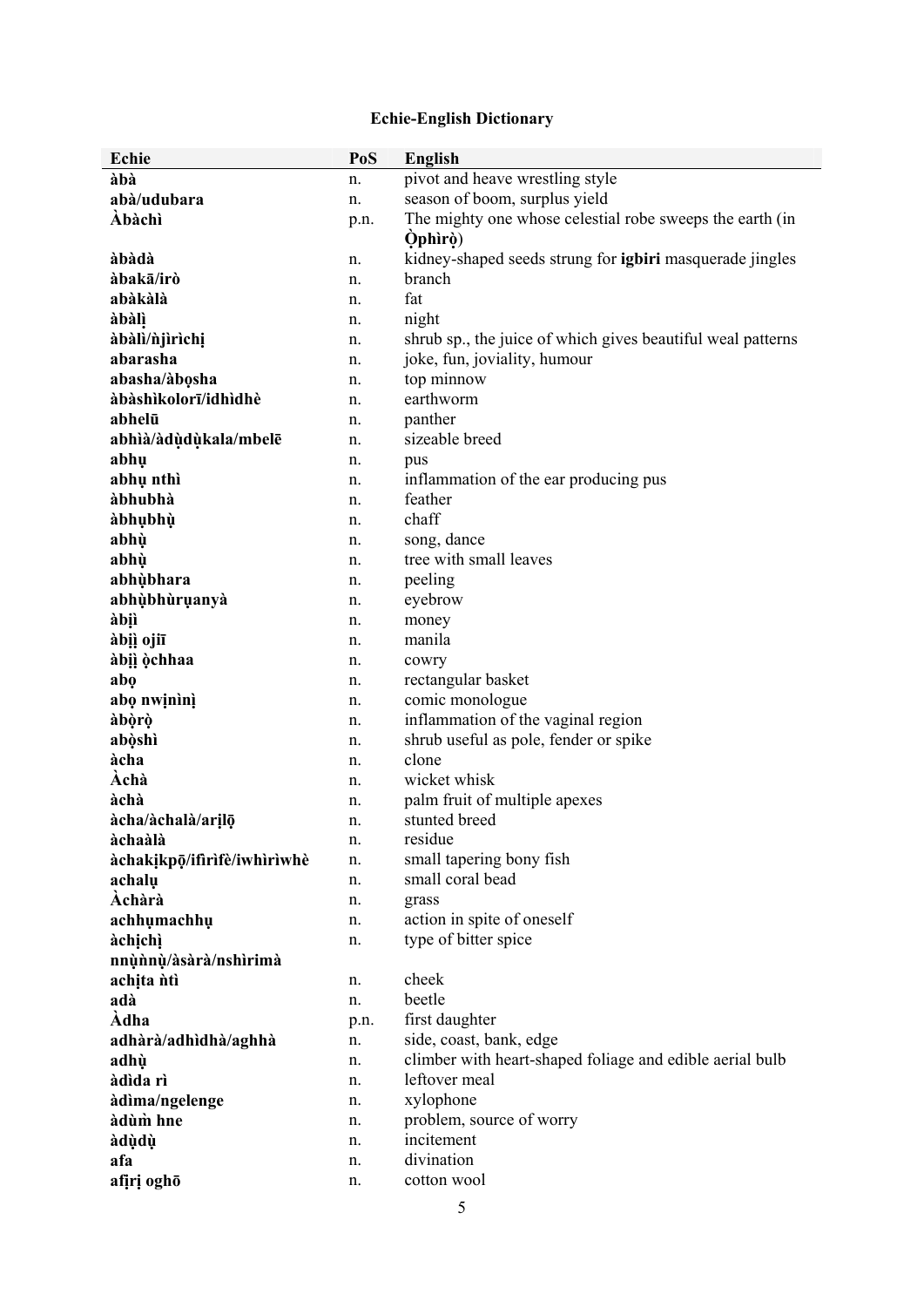# Echie-English Dictionary

| Echie | PoS | English |
| --- | --- | --- |
| **àbà** | n. | pivot and heave wrestling style |
| **abà/udubara** | n. | season of boom, surplus yield |
| **Àbàchì** | p.n. | The mighty one whose celestial robe sweeps the earth (in **Ọ̀phìrọ̀**) |
| **àbàdà** | n. | kidney-shaped seeds strung for **igbiri** masquerade jingles |
| **àbakā/irò** | n. | branch |
| **abàkàlà** | n. | fat |
| **àbàlị** | n. | night |
| **àbàlì/ǹjìrìchị** | n. | shrub sp., the juice of which gives beautiful weal patterns |
| **abarasha** | n. | joke, fun, joviality, humour |
| **abasha/àbọsha** | n. | top minnow |
| **àbàshìkolorī/idhìdhè** | n. | earthworm |
| **abhelū** | n. | panther |
| **abhìà/àdụ̀dụ̀kala/mbelē** | n. | sizeable breed |
| **abhụ** | n. | pus |
| **abhụ nthì** | n. | inflammation of the ear producing pus |
| **àbhubhà** | n. | feather |
| **àbhụbhụ̀** | n. | chaff |
| **abhụ̀** | n. | song, dance |
| **abhụ̀** | n. | tree with small leaves |
| **abhụ̀bhara** | n. | peeling |
| **abhụ̀bhùrụanyà** | n. | eyebrow |
| **àbịì** | n. | money |
| **àbịì ojiī** | n. | manila |
| **àbịì ọ̀chhaa** | n. | cowry |
| **abọ** | n. | rectangular basket |
| **abọ nwịnìnị** | n. | comic monologue |
| **àbọ̀rọ̀** | n. | inflammation of the vaginal region |
| **abọ̀shì** | n. | shrub useful as pole, fender or spike |
| **àcha** | n. | clone |
| **Àchà** | n. | wicket whisk |
| **àchà** | n. | palm fruit of multiple apexes |
| **àcha/àchalà/arịlọ̄** | n. | stunted breed |
| **àchaàlà** | n. | residue |
| **àchakịkpọ̄/ifìrìfè/iwhìrìwhè** | n. | small tapering bony fish |
| **achalụ** | n. | small coral bead |
| **Àchàrà** | n. | grass |
| **achhụmachhụ** | n. | action in spite of oneself |
| **àchịchì nnụ̀nnụ̀/àsàrà/nshìrimà** | n. | type of bitter spice |
| **achịta ǹtì** | n. | cheek |
| **adà** | n. | beetle |
| **Àdha** | p.n. | first daughter |
| **adhàrà/adhìdhà/aghhà** | n. | side, coast, bank, edge |
| **adhụ̀** | n. | climber with heart-shaped foliage and edible aerial bulb |
| **àdìda rì** | n. | leftover meal |
| **àdìma/ngelenge** | n. | xylophone |
| **àdùm̀ hne** | n. | problem, source of worry |
| **àdụ̀dụ̀** | n. | incitement |
| **afa** | n. | divination |
| **afịrị oghō** | n. | cotton wool |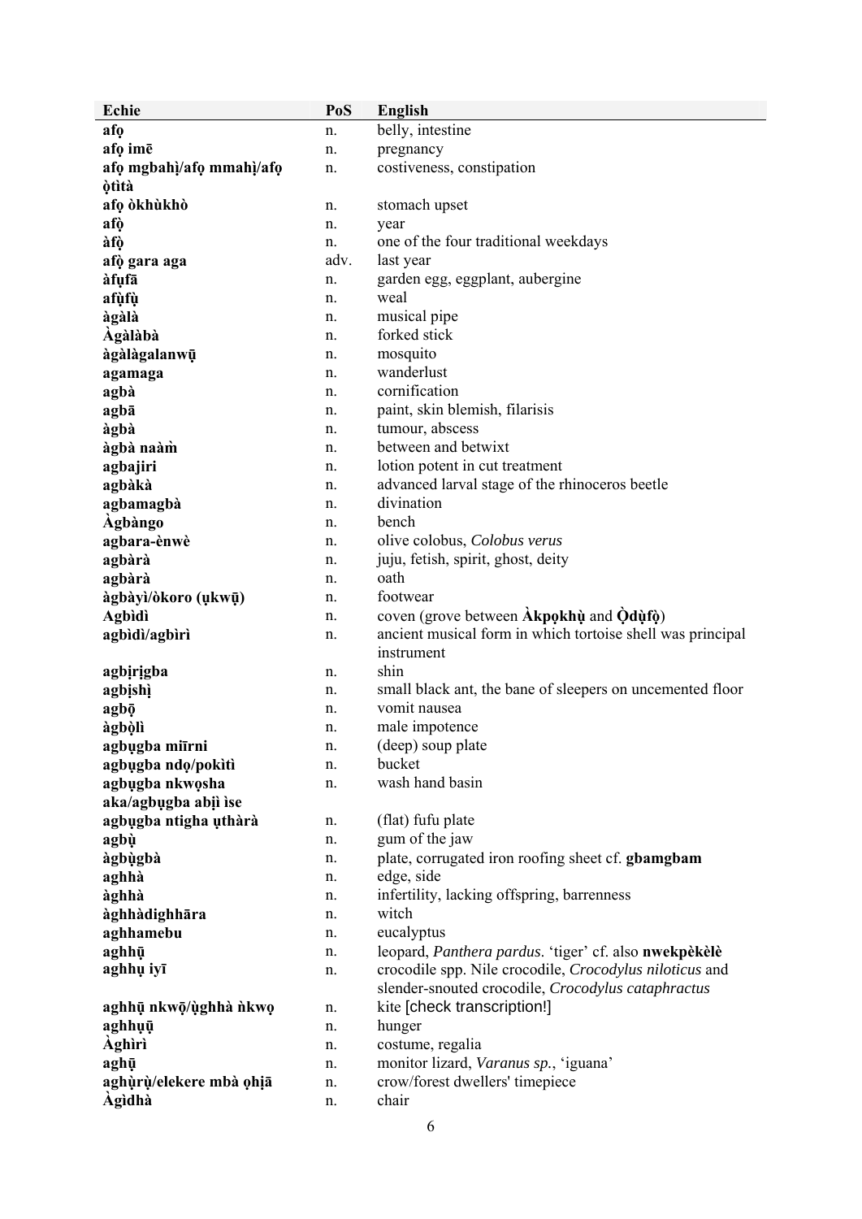| Echie | PoS | English |
|---|---|---|
| **afọ** | n. | belly, intestine |
| **afọ imē** | n. | pregnancy |
| **afọ mgbahị/afọ mmahị/afọ ọ̀tìtà** | n. | costiveness, constipation |
| **afọ òkhùkhò** | n. | stomach upset |
| **afọ̀** | n. | year |
| **àfọ̀** | n. | one of the four traditional weekdays |
| **afọ̀ gara aga** | adv. | last year |
| **àfụfā** | n. | garden egg, eggplant, aubergine |
| **afụ̀fụ̀** | n. | weal |
| **àgàlà** | n. | musical pipe |
| **Àgàlàbà** | n. | forked stick |
| **àgàlàgalanwụ̄** | n. | mosquito |
| **agamaga** | n. | wanderlust |
| **agbà** | n. | cornification |
| **agbā** | n. | paint, skin blemish, filarisis |
| **àgbà** | n. | tumour, abscess |
| **àgbà naàm̀** | n. | between and betwixt |
| **agbajiri** | n. | lotion potent in cut treatment |
| **agbàkà** | n. | advanced larval stage of the rhinoceros beetle |
| **agbamagbà** | n. | divination |
| **Àgbàngo** | n. | bench |
| **agbara-ènwè** | n. | olive colobus, *Colobus verus* |
| **agbàrà** | n. | juju, fetish, spirit, ghost, deity |
| **agbàrà** | n. | oath |
| **àgbàyì/òkoro (ụkwụ̄)** | n. | footwear |
| **Agbìdì** | n. | coven (grove between **Àkpọkhụ̀** and **Ọ̀dụ̀fọ̀**) |
| **agbìdì/agbìrì** | n. | ancient musical form in which tortoise shell was principal instrument |
| **agbịrịgba** | n. | shin |
| **agbịshị̀** | n. | small black ant, the bane of sleepers on uncemented floor |
| **agbọ̄** | n. | vomit nausea |
| **àgbọ̀lì** | n. | male impotence |
| **agbụgba miīrni** | n. | (deep) soup plate |
| **agbụgba ndọ/pokìtì** | n. | bucket |
| **agbụgba nkwọsha aka/agbụgba abị̀ ìse** | n. | wash hand basin |
| **agbụgba ntigha ụthàrà** | n. | (flat) fufu plate |
| **agbụ̀** | n. | gum of the jaw |
| **àgbụ̀gbà** | n. | plate, corrugated iron roofing sheet cf. **gbamgbam** |
| **aghhà** | n. | edge, side |
| **àghhà** | n. | infertility, lacking offspring, barrenness |
| **àghhàdighhāra** | n. | witch |
| **aghhamebu** | n. | eucalyptus |
| **aghhụ̄** | n. | leopard, *Panthera pardus*. 'tiger' cf. also **nwekpèkèlè** |
| **aghhụ iyī** | n. | crocodile spp. Nile crocodile, *Crocodylus niloticus* and slender-snouted crocodile, *Crocodylus cataphractus* |
| **aghhụ̄ nkwọ̄/ụ̀ghhà ǹkwọ** | n. | kite [check transcription!] |
| **aghhụụ̄** | n. | hunger |
| **Àghìrì** | n. | costume, regalia |
| **aghụ̄** | n. | monitor lizard, *Varanus sp.*, 'iguana' |
| **aghụ̀rụ̀/elekere mbà ọhịā** | n. | crow/forest dwellers' timepiece |
| **Àgìdhà** | n. | chair |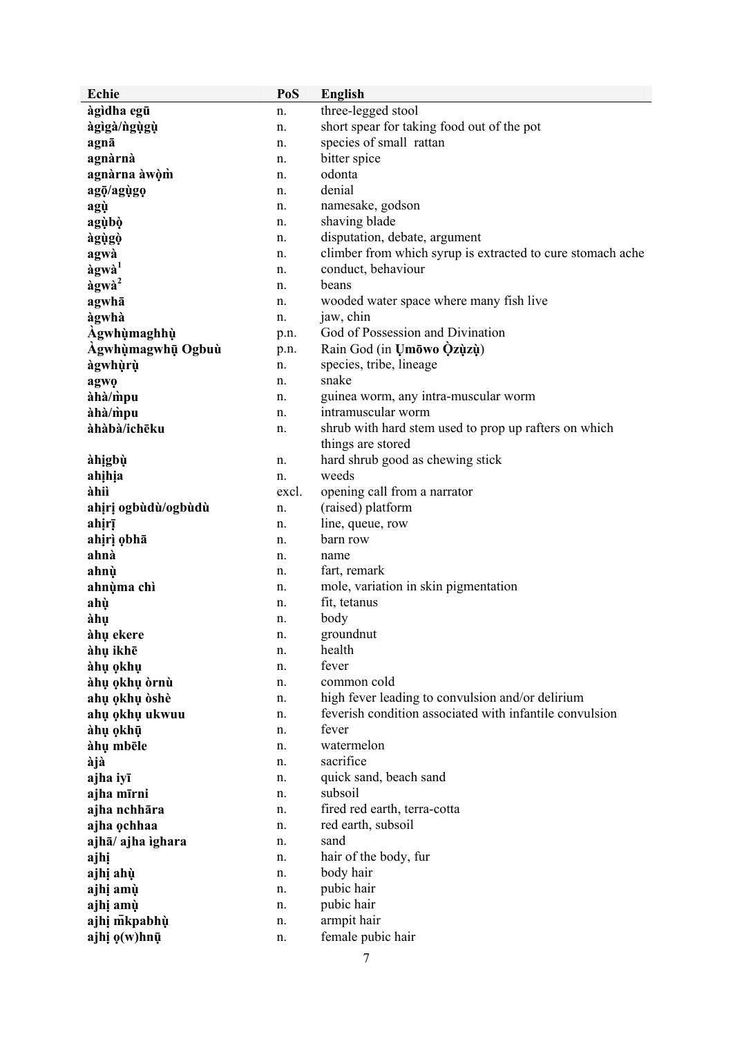| Echie | PoS | English |
|---|---|---|
| **àgìdha egū** | n. | three-legged stool |
| **àgìgà/ǹgụ̀gụ̀** | n. | short spear for taking food out of the pot |
| **agnā** | n. | species of small rattan |
| **agnàrnà** | n. | bitter spice |
| **agnàrna àwọ̀m̀** | n. | odonta |
| **agọ̄/agụ̀gọ** | n. | denial |
| **agụ̀** | n. | namesake, godson |
| **agụ̀bọ̀** | n. | shaving blade |
| **àgụ̀gọ̀** | n. | disputation, debate, argument |
| **agwà** | n. | climber from which syrup is extracted to cure stomach ache |
| **àgwà[1]** | n. | conduct, behaviour |
| **àgwà[2]** | n. | beans |
| **agwhā** | n. | wooded water space where many fish live |
| **àgwhà** | n. | jaw, chin |
| **Àgwhụ̀maghhụ̀** | p.n. | God of Possession and Divination |
| **Àgwhụ̀magwhụ̄ Ogbuù** | p.n. | Rain God (in **Ụmōwo Ọ̀zụ̀zụ̀**) |
| **àgwhụ̀rụ̀** | n. | species, tribe, lineage |
| **agwọ** | n. | snake |
| **àhà/m̀pu** | n. | guinea worm, any intra-muscular worm |
| **àhà/m̀pu** | n. | intramuscular worm |
| **àhàbà/ichēku** | n. | shrub with hard stem used to prop up rafters on which things are stored |
| **àhịgbụ̀** | n. | hard shrub good as chewing stick |
| **ahịhịa** | n. | weeds |
| **àhiì** | excl. | opening call from a narrator |
| **ahịrị ogbùdù/ogbùdù** | n. | (raised) platform |
| **ahịrị̄** | n. | line, queue, row |
| **ahịrị̀ ọbhā** | n. | barn row |
| **ahnà** | n. | name |
| **ahnụ̀** | n. | fart, remark |
| **ahnụ̀ma chì** | n. | mole, variation in skin pigmentation |
| **ahụ̀** | n. | fit, tetanus |
| **àhụ** | n. | body |
| **àhụ ekere** | n. | groundnut |
| **àhụ ikhē** | n. | health |
| **àhụ ọkhụ** | n. | fever |
| **àhụ ọkhụ òrnù** | n. | common cold |
| **ahụ ọkhụ òshè** | n. | high fever leading to convulsion and/or delirium |
| **ahụ ọkhụ ukwuu** | n. | feverish condition associated with infantile convulsion |
| **àhụ ọkhụ̄** | n. | fever |
| **àhụ mbēle** | n. | watermelon |
| **àjà** | n. | sacrifice |
| **ajha iyī** | n. | quick sand, beach sand |
| **ajha mīrni** | n. | subsoil |
| **ajha nchhāra** | n. | fired red earth, terra-cotta |
| **ajha ọchhaa** | n. | red earth, subsoil |
| **ajhā/ ajha ìghara** | n. | sand |
| **ajhị** | n. | hair of the body, fur |
| **ajhị ahụ̀** | n. | body hair |
| **ajhị amụ̀** | n. | pubic hair |
| **ajhị amụ̀** | n. | pubic hair |
| **ajhị m̄kpabhụ̀** | n. | armpit hair |
| **ajhị ọ(w)hnụ̄** | n. | female pubic hair |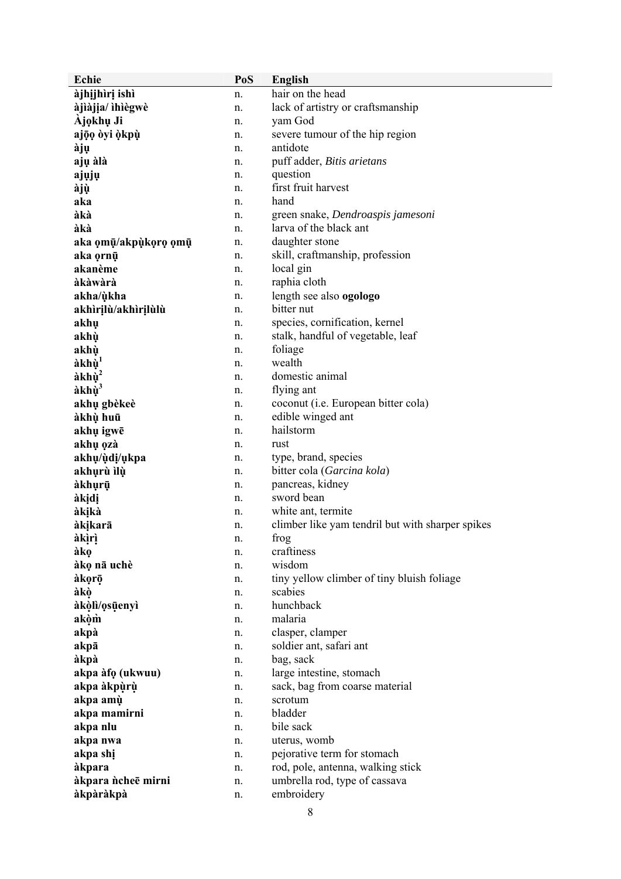| Echie | PoS | English |
|---|---|---|
| **àjhịjhìrị ishì** | n. | hair on the head |
| **àjìàjịa/ ìhìègwè** | n. | lack of artistry or craftsmanship |
| **Àjọkhụ Ji** | n. | yam God |
| **ajọ̄ọ òyi ọ̀kpụ̀** | n. | severe tumour of the hip region |
| **àjụ** | n. | antidote |
| **ajụ àlà** | n. | puff adder, *Bitis arietans* |
| **ajụjụ** | n. | question |
| **àjụ̀** | n. | first fruit harvest |
| **aka** | n. | hand |
| **àkà** | n. | green snake, *Dendroaspis jamesoni* |
| **àkà** | n. | larva of the black ant |
| **aka ọmụ̄/akpụ̀kọrọ ọmụ̄** | n. | daughter stone |
| **aka ọrnụ̄** | n. | skill, craftmanship, profession |
| **akanème** | n. | local gin |
| **àkàwàrà** | n. | raphia cloth |
| **akha/ụ̀kha** | n. | length see also **ogologo** |
| **akhìrịlù/akhìrịlùlù** | n. | bitter nut |
| **akhụ** | n. | species, cornification, kernel |
| **akhụ̀** | n. | stalk, handful of vegetable, leaf |
| **akhụ̀** | n. | foliage |
| **àkhụ̀**[1] | n. | wealth |
| **àkhụ̀**[2] | n. | domestic animal |
| **àkhụ̀**[3] | n. | flying ant |
| **akhụ gbèkeè** | n. | coconut (i.e. European bitter cola) |
| **àkhụ̀ huū** | n. | edible winged ant |
| **akhụ igwē** | n. | hailstorm |
| **akhụ ọzà** | n. | rust |
| **akhụ/ụ̀dị/ụkpa** | n. | type, brand, species |
| **akhụrù ìlụ̀** | n. | bitter cola (*Garcina kola*) |
| **àkhụrụ̄** | n. | pancreas, kidney |
| **àkịdị** | n. | sword bean |
| **àkịkà** | n. | white ant, termite |
| **àkịkarā** | n. | climber like yam tendril but with sharper spikes |
| **àkìrị** | n. | frog |
| **àkọ** | n. | craftiness |
| **àkọ nā uchè** | n. | wisdom |
| **àkọrọ̄** | n. | tiny yellow climber of tiny bluish foliage |
| **àkọ̀** | n. | scabies |
| **àkọ̀lì/ọsụ̄enyì** | n. | hunchback |
| **akọ̀m** | n. | malaria |
| **akpà** | n. | clasper, clamper |
| **akpā** | n. | soldier ant, safari ant |
| **àkpà** | n. | bag, sack |
| **akpa àfọ (ukwuu)** | n. | large intestine, stomach |
| **akpa àkpụ̀rụ̀** | n. | sack, bag from coarse material |
| **akpa amụ̀** | n. | scrotum |
| **akpa mamirni** | n. | bladder |
| **akpa nlu** | n. | bile sack |
| **akpa nwa** | n. | uterus, womb |
| **akpa shị** | n. | pejorative term for stomach |
| **àkpara** | n. | rod, pole, antenna, walking stick |
| **àkpara ǹcheē mirni** | n. | umbrella rod, type of cassava |
| **àkpàràkpà** | n. | embroidery |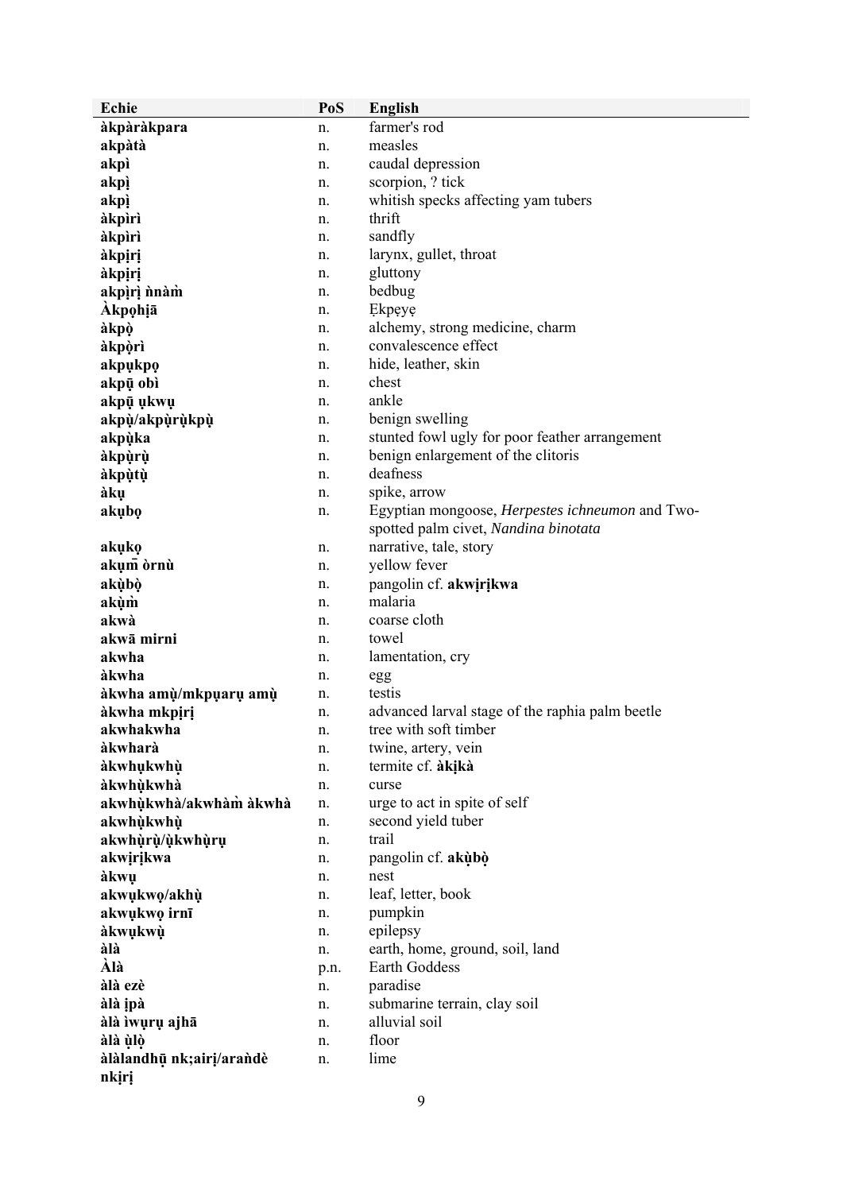| Echie | PoS | English |
|---|---|---|
| **àkpàràkpara** | n. | farmer's rod |
| **akpàtà** | n. | measles |
| **akpì** | n. | caudal depression |
| **akpị** | n. | scorpion, ? tick |
| **akpị** | n. | whitish specks affecting yam tubers |
| **àkpìrì** | n. | thrift |
| **àkpìrì** | n. | sandfly |
| **àkpịrị** | n. | larynx, gullet, throat |
| **àkpịrị** | n. | gluttony |
| **akpịrị ǹnàm̀** | n. | bedbug |
| **Àkpọhịā** | n. | Ẹkpẹyẹ |
| **àkpọ̀** | n. | alchemy, strong medicine, charm |
| **àkpọ̀rì** | n. | convalescence effect |
| **akpụkpọ** | n. | hide, leather, skin |
| **akpụ̄ obì** | n. | chest |
| **akpụ̄ ụkwụ** | n. | ankle |
| **akpụ̀/akpụ̀rụ̀kpụ̀** | n. | benign swelling |
| **akpụ̀ka** | n. | stunted fowl ugly for poor feather arrangement |
| **àkpụ̀rụ̀** | n. | benign enlargement of the clitoris |
| **àkpụ̀tụ̀** | n. | deafness |
| **àkụ** | n. | spike, arrow |
| **akụbọ** | n. | Egyptian mongoose, *Herpestes ichneumon* and Two-spotted palm civet, *Nandina binotata* |
| **akụkọ** | n. | narrative, tale, story |
| **akụm̄ òrnù** | n. | yellow fever |
| **akụ̀bọ̀** | n. | pangolin cf. **akwịrịkwa** |
| **akụ̀m̀** | n. | malaria |
| **akwà** | n. | coarse cloth |
| **akwā mirni** | n. | towel |
| **akwha** | n. | lamentation, cry |
| **àkwha** | n. | egg |
| **àkwha amụ̀/mkpụarụ amụ̀** | n. | testis |
| **àkwha mkpịrị** | n. | advanced larval stage of the raphia palm beetle |
| **akwhakwha** | n. | tree with soft timber |
| **àkwharà** | n. | twine, artery, vein |
| **àkwhụkwhụ̀** | n. | termite cf. **àkịkà** |
| **àkwhụ̀kwhà** | n. | curse |
| **akwhụ̀kwhà/akwhàm̀ àkwhà** | n. | urge to act in spite of self |
| **akwhụ̀kwhụ̀** | n. | second yield tuber |
| **akwhụ̀rụ̀/ụ̀kwhụ̀rụ** | n. | trail |
| **akwịrịkwa** | n. | pangolin cf. **akụ̀bọ̀** |
| **àkwụ** | n. | nest |
| **akwụkwọ/akhụ̀** | n. | leaf, letter, book |
| **akwụkwọ irnī** | n. | pumpkin |
| **àkwụkwụ̀** | n. | epilepsy |
| **àlà** | n. | earth, home, ground, soil, land |
| **Àlà** | p.n. | Earth Goddess |
| **àlà ezè** | n. | paradise |
| **àlà ịpà** | n. | submarine terrain, clay soil |
| **àlà ìwụrụ ajhā** | n. | alluvial soil |
| **àlà ụ̀lọ̀** | n. | floor |
| **àlàlandhụ̄ nk;airị/araǹdè nkịrị** | n. | lime |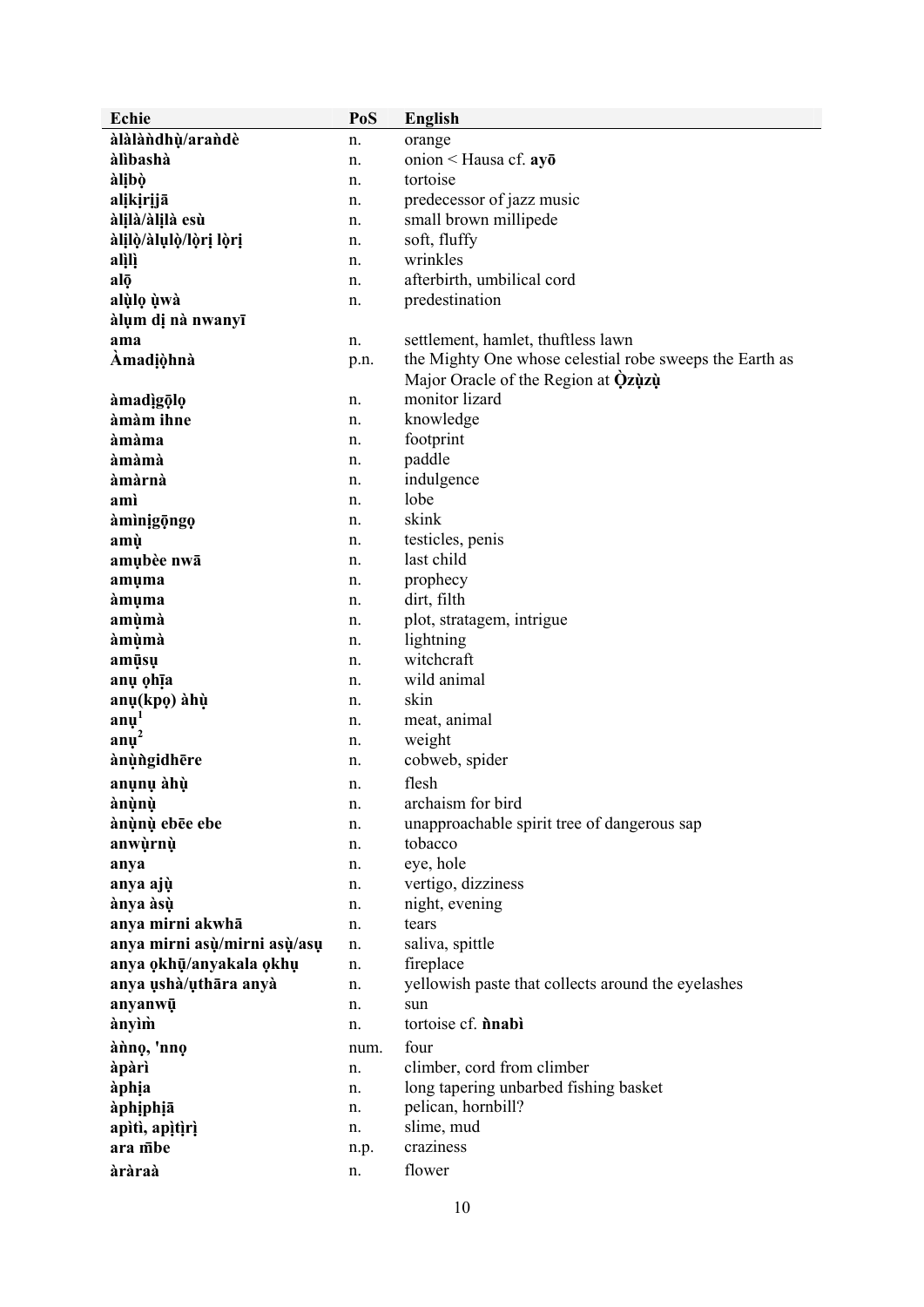| Echie | PoS | English |
|---|---|---|
| **àlàlàǹdhụ̀/araǹdè** | n. | orange |
| **àlìbashà** | n. | onion < Hausa cf. **ayō** |
| **àlịbọ̀** | n. | tortoise |
| **alịkịrịjā** | n. | predecessor of jazz music |
| **àlịlà/àlịlà esù** | n. | small brown millipede |
| **àlịlọ̀/àlụlọ̀/lọ̀rị lọ̀rị** | n. | soft, fluffy |
| **alị̀lị̀** | n. | wrinkles |
| **alọ̄** | n. | afterbirth, umbilical cord |
| **alụ̀lọ ụ̀wà** | n. | predestination |
| **àlụm dị nà nwanyī** | | |
| **ama** | n. | settlement, hamlet, thuftless lawn |
| **Àmadịọ̀hnà** | p.n. | the Mighty One whose celestial robe sweeps the Earth as Major Oracle of the Region at **Ọ̀zụ̀zụ̀** |
| **àmadịgọ̄lọ** | n. | monitor lizard |
| **àmàm ihne** | n. | knowledge |
| **àmàma** | n. | footprint |
| **àmàmà** | n. | paddle |
| **àmàrnà** | n. | indulgence |
| **amì** | n. | lobe |
| **àmìnịgọ̄ngọ** | n. | skink |
| **amụ̀** | n. | testicles, penis |
| **amụbèe nwā** | n. | last child |
| **amụma** | n. | prophecy |
| **àmụma** | n. | dirt, filth |
| **amụ̀mà** | n. | plot, stratagem, intrigue |
| **àmụ̀mà** | n. | lightning |
| **amụ̄sụ** | n. | witchcraft |
| **anụ ọhịa** | n. | wild animal |
| **anụ(kpọ) àhụ̀** | n. | skin |
| **anụ[1]** | n. | meat, animal |
| **anụ[2]** | n. | weight |
| **ànụ̀ǹgidhēre** | n. | cobweb, spider |
| **anụnụ àhụ̀** | n. | flesh |
| **ànụ̀nụ̀** | n. | archaism for bird |
| **ànụ̀nụ̀ ebēe ebe** | n. | unapproachable spirit tree of dangerous sap |
| **anwụ̀rnụ̀** | n. | tobacco |
| **anya** | n. | eye, hole |
| **anya ajụ̀** | n. | vertigo, dizziness |
| **ànya àsụ̀** | n. | night, evening |
| **anya mirni akwhā** | n. | tears |
| **anya mirni asụ̀/mirni asụ̀/asụ** | n. | saliva, spittle |
| **anya ọkhụ̄/anyakala ọkhụ** | n. | fireplace |
| **anya ụshà/ụthāra anyà** | n. | yellowish paste that collects around the eyelashes |
| **anyanwụ̄** | n. | sun |
| **ànyìm̀** | n. | tortoise cf. **ǹnabì** |
| **àǹnọ, 'nnọ** | num. | four |
| **àpàrì** | n. | climber, cord from climber |
| **àphịa** | n. | long tapering unbarbed fishing basket |
| **àphịphịā** | n. | pelican, hornbill? |
| **apìtì, apịtịrị** | n. | slime, mud |
| **ara m̄be** | n.p. | craziness |
| **àràraà** | n. | flower |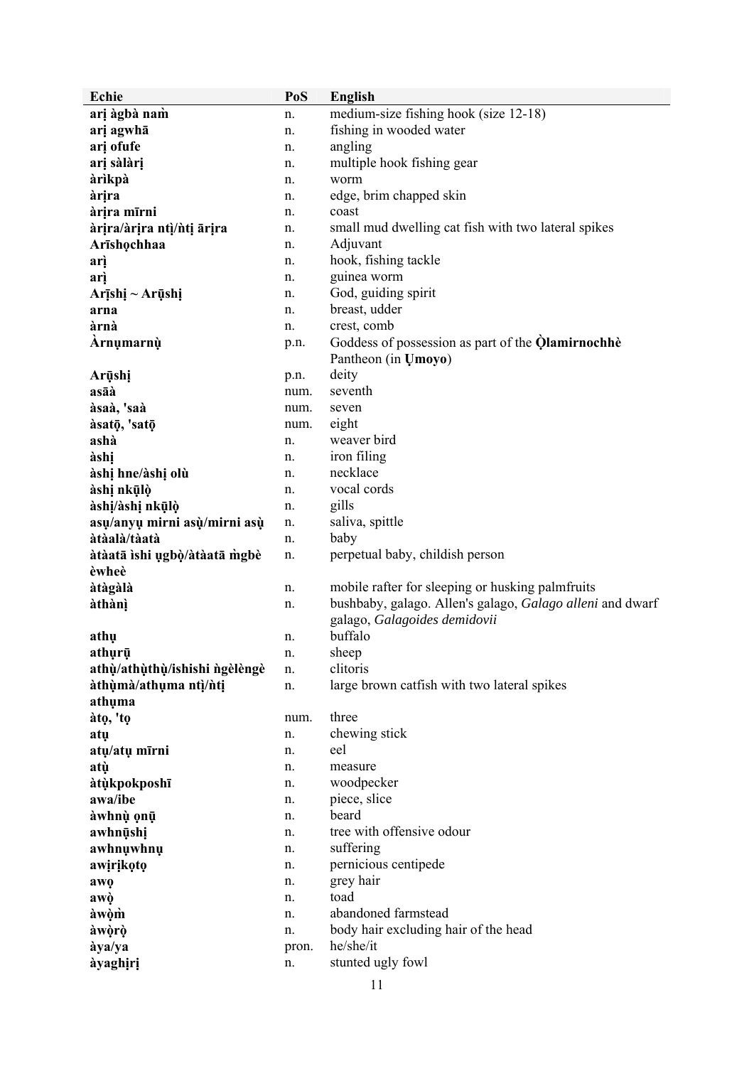| Echie | PoS | English |
|---|---|---|
| **arị àgbà naǹ** | n. | medium-size fishing hook (size 12-18) |
| **arị agwhā** | n. | fishing in wooded water |
| **arị ofufe** | n. | angling |
| **arị sàlàrị** | n. | multiple hook fishing gear |
| **àrìkpà** | n. | worm |
| **àrịra** | n. | edge, brim chapped skin |
| **àrịra mīrni** | n. | coast |
| **àrịra/àrịra ntị̀/ǹtị ārịra** | n. | small mud dwelling cat fish with two lateral spikes |
| **Arīshọchhaa** | n. | Adjuvant |
| **arị** | n. | hook, fishing tackle |
| **arị̀** | n. | guinea worm |
| **Arị̄shị ~ Arụ̄shị** | n. | God, guiding spirit |
| **arna** | n. | breast, udder |
| **àrnà** | n. | crest, comb |
| **Àrnụmarnụ̀** | p.n. | Goddess of possession as part of the **Ọ̀lamirnochhè** Pantheon (in **Ụmoyo**) |
| **Arụ̄shị** | p.n. | deity |
| **asāà** | num. | seventh |
| **àsaà, 'saà** | num. | seven |
| **àsatọ̄, 'satọ̄** | num. | eight |
| **ashà** | n. | weaver bird |
| **àshị** | n. | iron filing |
| **àshị hne/àshị olù** | n. | necklace |
| **àshị nkụ̄lọ̀** | n. | vocal cords |
| **àshị/àshị nkụ̄lọ̀** | n. | gills |
| **asụ/anyụ mirni asụ̀/mirni asụ̀** | n. | saliva, spittle |
| **àtàalà/tàatà** | n. | baby |
| **àtàatā ìshi ụgbọ̀/àtàatā m̀gbè èwheè** | n. | perpetual baby, childish person |
| **àtàgàlà** | n. | mobile rafter for sleeping or husking palmfruits |
| **àthànị̀** | n. | bushbaby, galago. Allen's galago, *Galago alleni* and dwarf galago, *Galagoides demidovii* |
| **athụ** | n. | buffalo |
| **athụrụ̄** | n. | sheep |
| **athụ̀/athụ̀thụ̀/ishishi ǹgèlèngè** | n. | clitoris |
| **àthụ̀mà/athụma ntị̀/ǹtị athụma** | n. | large brown catfish with two lateral spikes |
| **àtọ, 'tọ** | num. | three |
| **atụ** | n. | chewing stick |
| **atụ/atụ mīrni** | n. | eel |
| **atụ̀** | n. | measure |
| **àtụ̀kpokposhī** | n. | woodpecker |
| **awa/ibe** | n. | piece, slice |
| **àwhnụ̀ ọnụ̄** | n. | beard |
| **awhnụ̄shị** | n. | tree with offensive odour |
| **awhnụwhnụ** | n. | suffering |
| **awịrịkọtọ** | n. | pernicious centipede |
| **awọ** | n. | grey hair |
| **awọ̀** | n. | toad |
| **àwọ̀m̀** | n. | abandoned farmstead |
| **àwọ̀rọ̀** | n. | body hair excluding hair of the head |
| **àya/ya** | pron. | he/she/it |
| **àyaghịrị** | n. | stunted ugly fowl |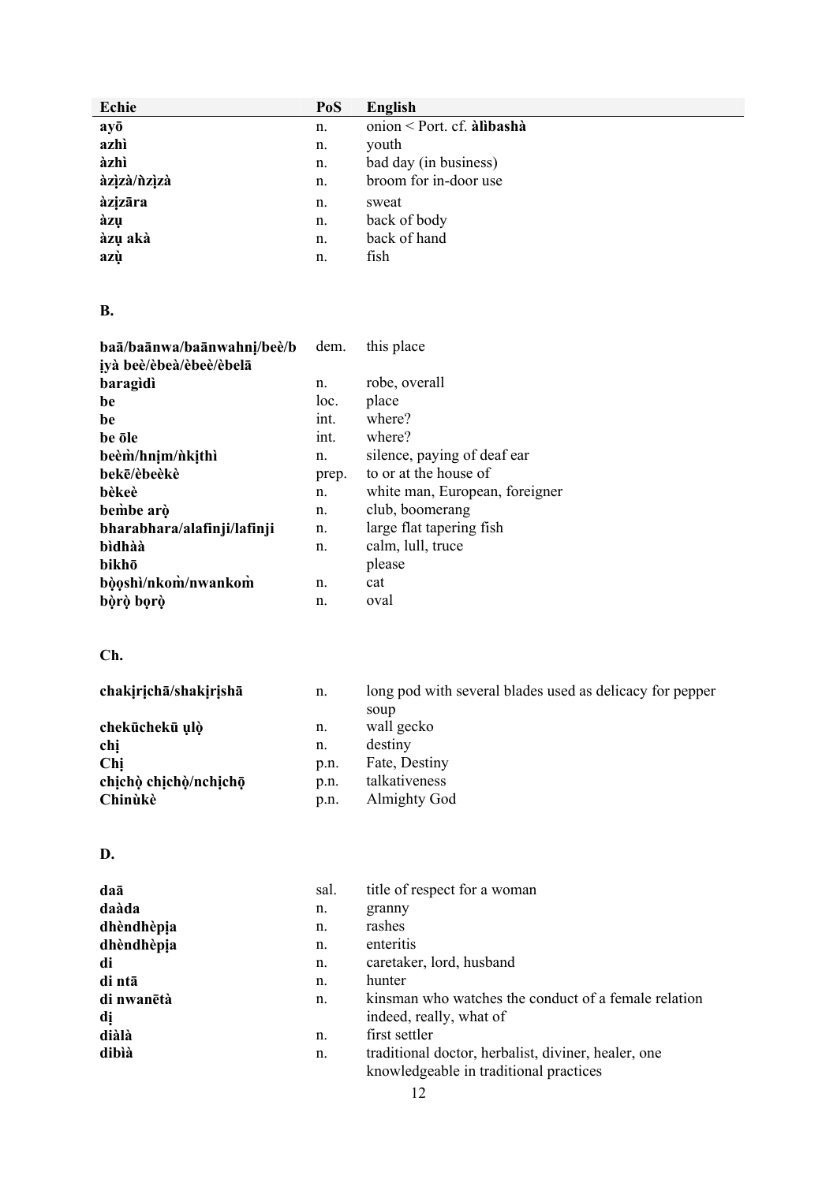| Echie | PoS | English |
|---|---|---|
| **ayō** | n. | onion < Port. cf. **àlìbashà** |
| **azhì** | n. | youth |
| **àzhì** | n. | bad day (in business) |
| **àzịzà/ǹzịzà** | n. | broom for in-door use |
| **àzịzāra** | n. | sweat |
| **àzụ** | n. | back of body |
| **àzụ akà** | n. | back of hand |
| **azụ̀** | n. | fish |

**B.**

| | | |
|---|---|---|
| **baā/baānwa/baānwahnị/beè/bịyà beè/èbeà/èbeè/èbelā** | dem. | this place |
| **baragìdì** | n. | robe, overall |
| **be** | loc. | place |
| **be** | int. | where? |
| **be ōle** | int. | where? |
| **beèm̀/hnịm/ǹkịthì** | n. | silence, paying of deaf ear |
| **bekē/èbeèkè** | prep. | to or at the house of |
| **bèkeè** | n. | white man, European, foreigner |
| **bem̀be arọ̀** | n. | club, boomerang |
| **bharabhara/alafinji/lafinji** | n. | large flat tapering fish |
| **bìdhàà** | n. | calm, lull, truce |
| **bikhō** | | please |
| **bọ̀ọshì/nkom̀/nwankom̀** | n. | cat |
| **bọ̀rọ̀ bọrọ̀** | n. | oval |

**Ch.**

| | | |
|---|---|---|
| **chakịrịchā/shakịrịshā** | n. | long pod with several blades used as delicacy for pepper soup |
| **chekūchekū ụlọ̀** | n. | wall gecko |
| **chị** | n. | destiny |
| **Chị** | p.n. | Fate, Destiny |
| **chịchọ̀ chịchọ̀/nchịchọ̄** | p.n. | talkativeness |
| **Chinùkè** | p.n. | Almighty God |

**D.**

| | | |
|---|---|---|
| **daā** | sal. | title of respect for a woman |
| **daàda** | n. | granny |
| **dhèndhèpịa** | n. | rashes |
| **dhèndhèpịa** | n. | enteritis |
| **di** | n. | caretaker, lord, husband |
| **di ntā** | n. | hunter |
| **di nwanētà** | n. | kinsman who watches the conduct of a female relation |
| **dị** | | indeed, really, what of |
| **diàlà** | n. | first settler |
| **dibìà** | n. | traditional doctor, herbalist, diviner, healer, one knowledgeable in traditional practices |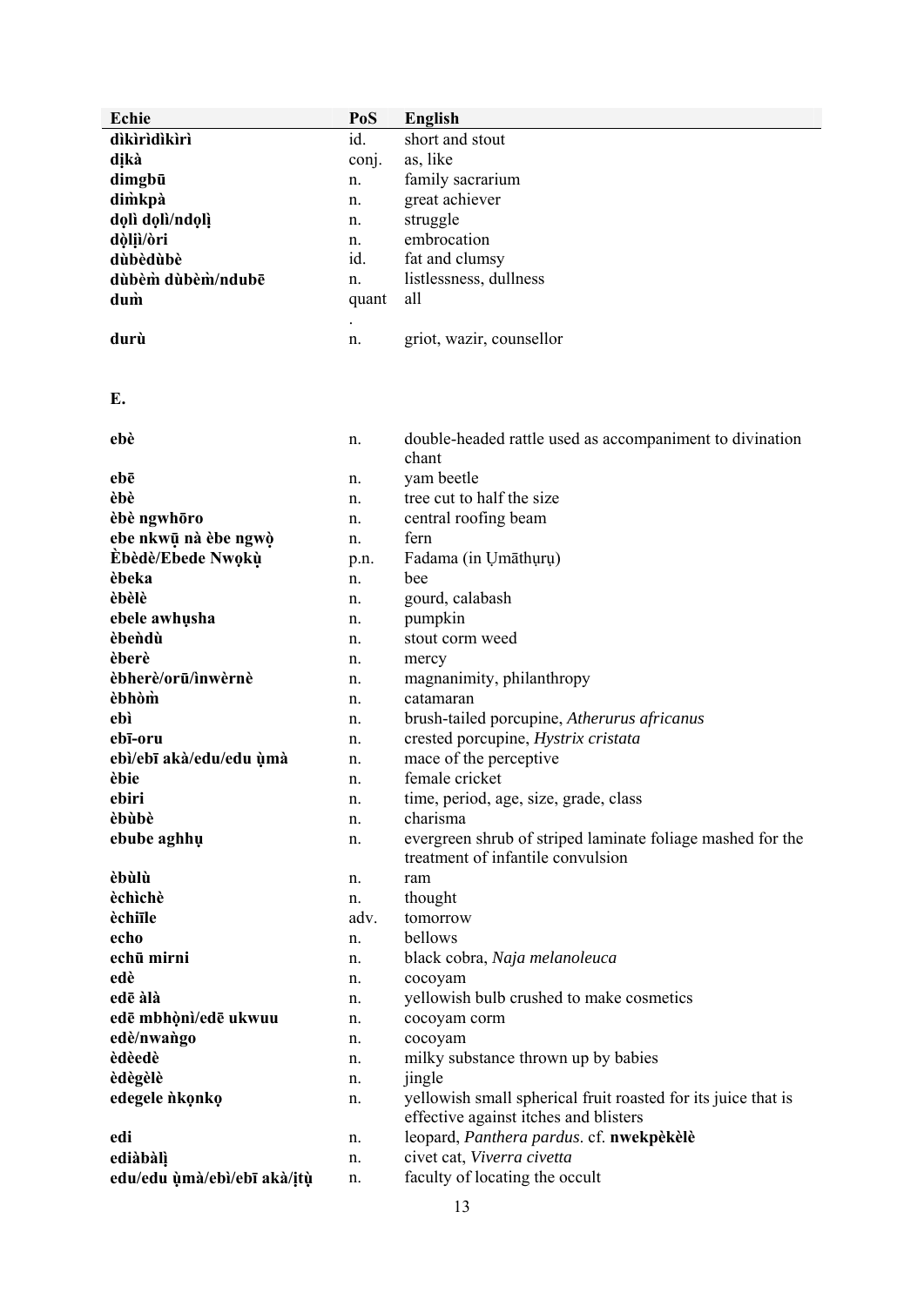| Echie | PoS | English |
|---|---|---|
| **dìkìrìdìkìrì** | id. | short and stout |
| **dị̀kà** | conj. | as, like |
| **dimgbū** | n. | family sacrarium |
| **dìm̀kpà** | n. | great achiever |
| **dọlì dọlì/ndọlị̀** | n. | struggle |
| **dọ̀lị̀ị/òri** | n. | embrocation |
| **dùbèdùbè** | id. | fat and clumsy |
| **dùbèm̀ dùbèm̀/ndubē** | n. | listlessness, dullness |
| **dum̀** | quant. | all |
| **durù** | n. | griot, wazir, counsellor |

**E.**

| Echie | PoS | English |
|---|---|---|
| **ebè** | n. | double-headed rattle used as accompaniment to divination chant |
| **ebē** | n. | yam beetle |
| **èbè** | n. | tree cut to half the size |
| **èbè ngwhōro** | n. | central roofing beam |
| **ebe nkwū̀ nà èbe ngwọ̀** | n. | fern |
| **Èbèdè/Ebede Nwọkụ̀** | p.n. | Fadama (in Ụmāthụrụ) |
| **èbeka** | n. | bee |
| **èbèlè** | n. | gourd, calabash |
| **ebele awhụsha** | n. | pumpkin |
| **èbeǹdù** | n. | stout corm weed |
| **èberè** | n. | mercy |
| **èbherè/orū/ìnwèrnè** | n. | magnanimity, philanthropy |
| **èbhòm̀** | n. | catamaran |
| **ebì** | n. | brush-tailed porcupine, *Atherurus africanus* |
| **ebī-oru** | n. | crested porcupine, *Hystrix cristata* |
| **ebì/ebī akà/edu/edu ụ̀mà** | n. | mace of the perceptive |
| **èbie** | n. | female cricket |
| **ebiri** | n. | time, period, age, size, grade, class |
| **èbùbè** | n. | charisma |
| **ebube aghhụ** | n. | evergreen shrub of striped laminate foliage mashed for the treatment of infantile convulsion |
| **èbùlù** | n. | ram |
| **èchìchè** | n. | thought |
| **èchīīle** | adv. | tomorrow |
| **echo** | n. | bellows |
| **echū mirni** | n. | black cobra, *Naja melanoleuca* |
| **edè** | n. | cocoyam |
| **edē àlà** | n. | yellowish bulb crushed to make cosmetics |
| **edē mbhọ̀nì/edē ukwuu** | n. | cocoyam corm |
| **edè/nwaǹgo** | n. | cocoyam |
| **èdèedè** | n. | milky substance thrown up by babies |
| **èdègèlè** | n. | jingle |
| **edegele ǹkọnkọ** | n. | yellowish small spherical fruit roasted for its juice that is effective against itches and blisters |
| **edi** | n. | leopard, *Panthera pardus*. cf. **nwekpèkèlè** |
| **ediàbàlị̀** | n. | civet cat, *Viverra civetta* |
| **edu/edu ụ̀mà/ebì/ebī akà/ị̀tụ̀** | n. | faculty of locating the occult |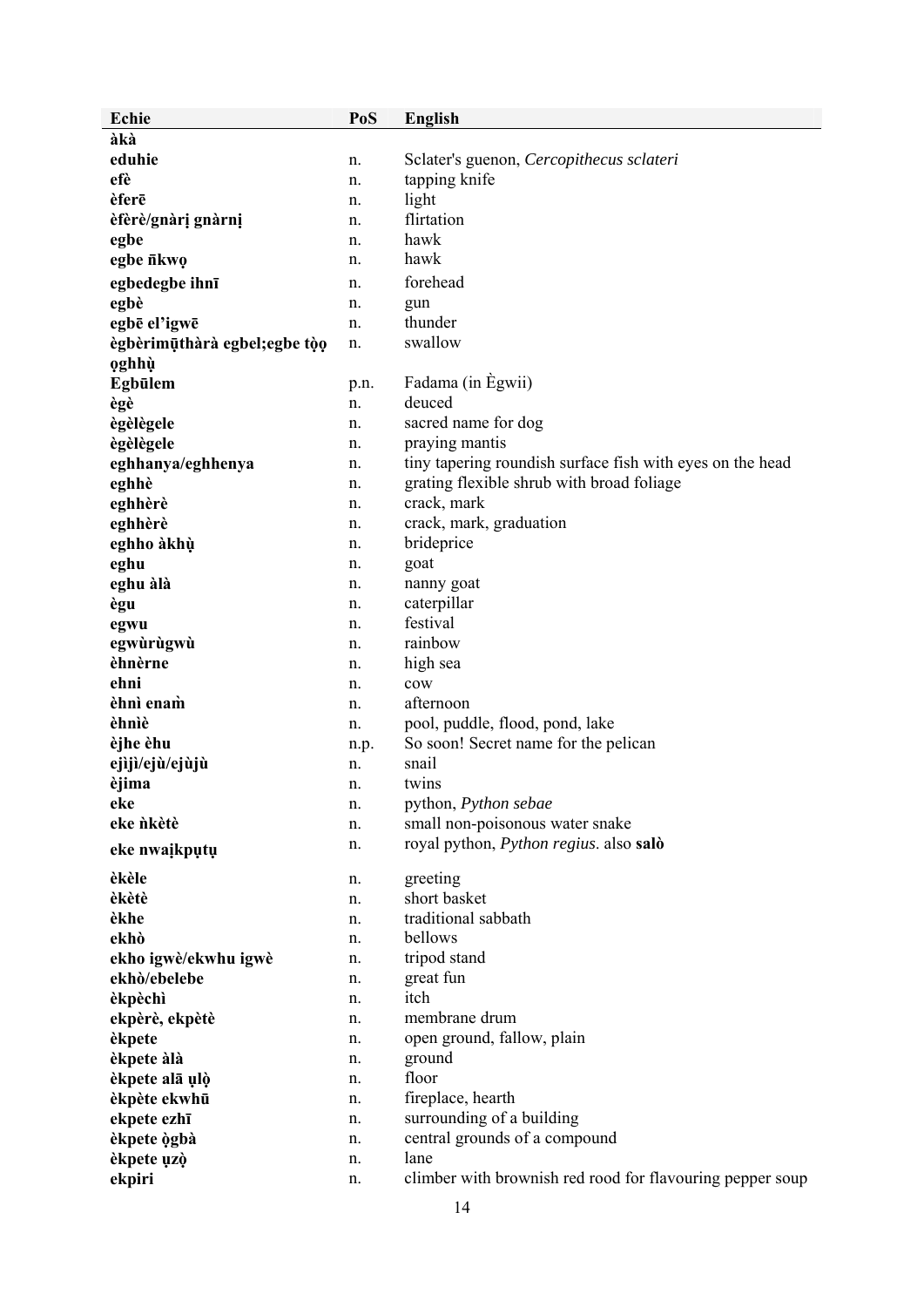| Echie | PoS | English |
|---|---|---|
| **àkà** | | |
| **eduhie** | n. | Sclater's guenon, *Cercopithecus sclateri* |
| **efè** | n. | tapping knife |
| **èferē** | n. | light |
| **èfèrè/gnàrị gnàrnị** | n. | flirtation |
| **egbe** | n. | hawk |
| **egbe n̄kwọ** | n. | hawk |
| **egbedegbe ihnī** | n. | forehead |
| **egbè** | n. | gun |
| **egbē el'igwē** | n. | thunder |
| **ègbèrimụ̄thàrà egbel;egbe tọ̀ọ ọghhụ̀** | n. | swallow |
| **Egbūlem** | p.n. | Fadama (in Ègwii) |
| **ègè** | n. | deuced |
| **ègèlègele** | n. | sacred name for dog |
| **ègèlègele** | n. | praying mantis |
| **eghhanya/eghhenya** | n. | tiny tapering roundish surface fish with eyes on the head |
| **eghhè** | n. | grating flexible shrub with broad foliage |
| **eghhèrè** | n. | crack, mark |
| **eghhèrè** | n. | crack, mark, graduation |
| **eghho àkhụ̀** | n. | brideprice |
| **eghu** | n. | goat |
| **eghu àlà** | n. | nanny goat |
| **ègu** | n. | caterpillar |
| **egwu** | n. | festival |
| **egwùrùgwù** | n. | rainbow |
| **èhnèrne** | n. | high sea |
| **ehni** | n. | cow |
| **èhnì enam̀** | n. | afternoon |
| **èhnìè** | n. | pool, puddle, flood, pond, lake |
| **èjhe èhu** | n.p. | So soon! Secret name for the pelican |
| **ejìjì/ejù/ejùjù** | n. | snail |
| **èjima** | n. | twins |
| **eke** | n. | python, *Python sebae* |
| **eke ǹkètè** | n. | small non-poisonous water snake |
| **eke nwaịkpụtụ** | n. | royal python, *Python regius*. also **salò** |
| **èkèle** | n. | greeting |
| **èkètè** | n. | short basket |
| **èkhe** | n. | traditional sabbath |
| **ekhò** | n. | bellows |
| **ekho igwè/ekwhu igwè** | n. | tripod stand |
| **ekhò/ebelebe** | n. | great fun |
| **èkpèchì** | n. | itch |
| **ekpèrè, ekpètè** | n. | membrane drum |
| **èkpete** | n. | open ground, fallow, plain |
| **èkpete àlà** | n. | ground |
| **èkpete alā ụlọ̀** | n. | floor |
| **èkpète ekwhū** | n. | fireplace, hearth |
| **ekpete ezhī** | n. | surrounding of a building |
| **èkpete ọ̀gbà** | n. | central grounds of a compound |
| **èkpete ụzọ̀** | n. | lane |
| **ekpiri** | n. | climber with brownish red rood for flavouring pepper soup |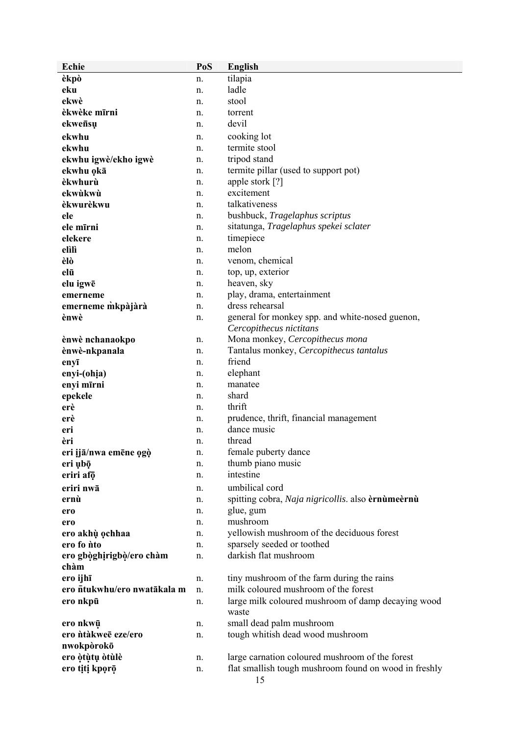| Echie | PoS | English |
|---|---|---|
| **èkpò** | n. | tilapia |
| **eku** | n. | ladle |
| **ekwè** | n. | stool |
| **èkwèke mīrni** | n. | torrent |
| **ekweñsụ** | n. | devil |
| **ekwhu** | n. | cooking lot |
| **ekwhu** | n. | termite stool |
| **ekwhu igwè/ekho igwè** | n. | tripod stand |
| **ekwhu ọkā** | n. | termite pillar (used to support pot) |
| **èkwhurù** | n. | apple stork [?] |
| **ekwùkwù** | n. | excitement |
| **èkwurèkwu** | n. | talkativeness |
| **ele** | n. | bushbuck, *Tragelaphus scriptus* |
| **ele mīrni** | n. | sitatunga, *Tragelaphus spekei sclater* |
| **elekere** | n. | timepiece |
| **elìlì** | n. | melon |
| **èlò** | n. | venom, chemical |
| **elū** | n. | top, up, exterior |
| **elu igwē** | n. | heaven, sky |
| **emerneme** | n. | play, drama, entertainment |
| **emerneme m̀kpàjàrà** | n. | dress rehearsal |
| **ènwè** | n. | general for monkey spp. and white-nosed guenon, *Cercopithecus nictitans* |
| **ènwè nchanaokpo** | n. | Mona monkey, *Cercopithecus mona* |
| **ènwè-nkpanala** | n. | Tantalus monkey, *Cercopithecus tantalus* |
| **enyī** | n. | friend |
| **enyi-(ohịa)** | n. | elephant |
| **enyi mīrni** | n. | manatee |
| **epekele** | n. | shard |
| **erè** | n. | thrift |
| **erè** | n. | prudence, thrift, financial management |
| **eri** | n. | dance music |
| **èri** | n. | thread |
| **eri ịjā/nwa emēne ọgọ̀** | n. | female puberty dance |
| **eri ụbọ̄** | n. | thumb piano music |
| **eriri afọ̄** | n. | intestine |
| **eriri nwā** | n. | umbilical cord |
| **ernù** | n. | spitting cobra, *Naja nigricollis*. also **èrnùmeèrnù** |
| **ero** | n. | glue, gum |
| **ero** | n. | mushroom |
| **ero akhụ̀ ọchhaa** | n. | yellowish mushroom of the deciduous forest |
| **ero fo ǹto** | n. | sparsely seeded or toothed |
| **ero gbọ̀ghịrigbọ̀/ero chàm chàm** | n. | darkish flat mushroom |
| **ero ijhī** | n. | tiny mushroom of the farm during the rains |
| **ero ǹtukwhu/ero nwatākala m** | n. | milk coloured mushroom of the forest |
| **ero nkpū** | n. | large milk coloured mushroom of damp decaying wood waste |
| **ero nkwụ̄** | n. | small dead palm mushroom |
| **ero ǹtàkweē eze/ero nwokpòrokō** | n. | tough whitish dead wood mushroom |
| **ero ọ̀tụ̀tụ òtùlè** | n. | large carnation coloured mushroom of the forest |
| **ero tịtị kpọrọ̄** | n. | flat smallish tough mushroom found on wood in freshly |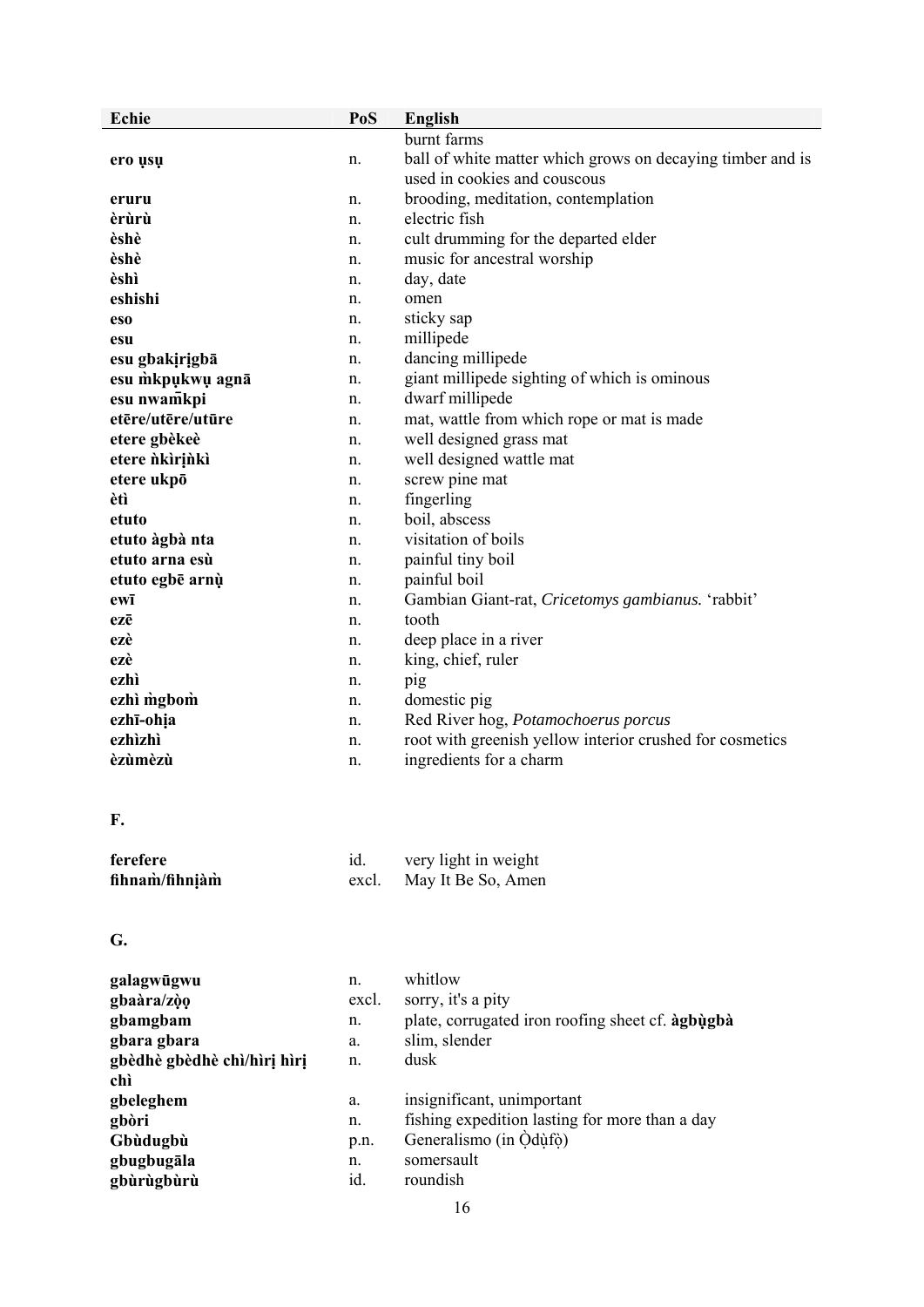| Echie | PoS | English |
|---|---|---|
| | | burnt farms |
| **ero ụsụ** | n. | ball of white matter which grows on decaying timber and is used in cookies and couscous |
| **eruru** | n. | brooding, meditation, contemplation |
| **èrùrù** | n. | electric fish |
| **èshè** | n. | cult drumming for the departed elder |
| **èshè** | n. | music for ancestral worship |
| **èshì** | n. | day, date |
| **eshishi** | n. | omen |
| **eso** | n. | sticky sap |
| **esu** | n. | millipede |
| **esu gbakịrịgbā** | n. | dancing millipede |
| **esu m̀kpụkwụ agnā** | n. | giant millipede sighting of which is ominous |
| **esu nwam̄kpi** | n. | dwarf millipede |
| **etēre/utēre/utūre** | n. | mat, wattle from which rope or mat is made |
| **etere gbèkeè** | n. | well designed grass mat |
| **etere ǹkìrịǹkì** | n. | well designed wattle mat |
| **etere ukpō** | n. | screw pine mat |
| **ètì** | n. | fingerling |
| **etuto** | n. | boil, abscess |
| **etuto àgbà nta** | n. | visitation of boils |
| **etuto arna esù** | n. | painful tiny boil |
| **etuto egbē arnụ̀** | n. | painful boil |
| **ewī** | n. | Gambian Giant-rat, *Cricetomys gambianus.* 'rabbit' |
| **ezē** | n. | tooth |
| **ezè** | n. | deep place in a river |
| **ezè** | n. | king, chief, ruler |
| **ezhì** | n. | pig |
| **ezhì m̀gbom̀** | n. | domestic pig |
| **ezhī-ohịa** | n. | Red River hog, *Potamochoerus porcus* |
| **ezhìzhì** | n. | root with greenish yellow interior crushed for cosmetics |
| **èzùmèzù** | n. | ingredients for a charm |

**F.**

| | | |
|---|---|---|
| **ferefere** | id. | very light in weight |
| **fihnam̀/fihnịàm̀** | excl. | May It Be So, Amen |

**G.**

| | | |
|---|---|---|
| **galagwūgwu** | n. | whitlow |
| **gbaàra/zọ̀ọ** | excl. | sorry, it's a pity |
| **gbamgbam** | n. | plate, corrugated iron roofing sheet cf. **àgbụ̀gbà** |
| **gbara gbara** | a. | slim, slender |
| **gbèdhè gbèdhè chì/hìrị hìrị chì** | n. | dusk |
| **gbeleghem** | a. | insignificant, unimportant |
| **gbòri** | n. | fishing expedition lasting for more than a day |
| **Gbùdugbù** | p.n. | Generalismo (in Ọ̀dụ̀fọ̀) |
| **gbugbugāla** | n. | somersault |
| **gbùrùgbùrù** | id. | roundish |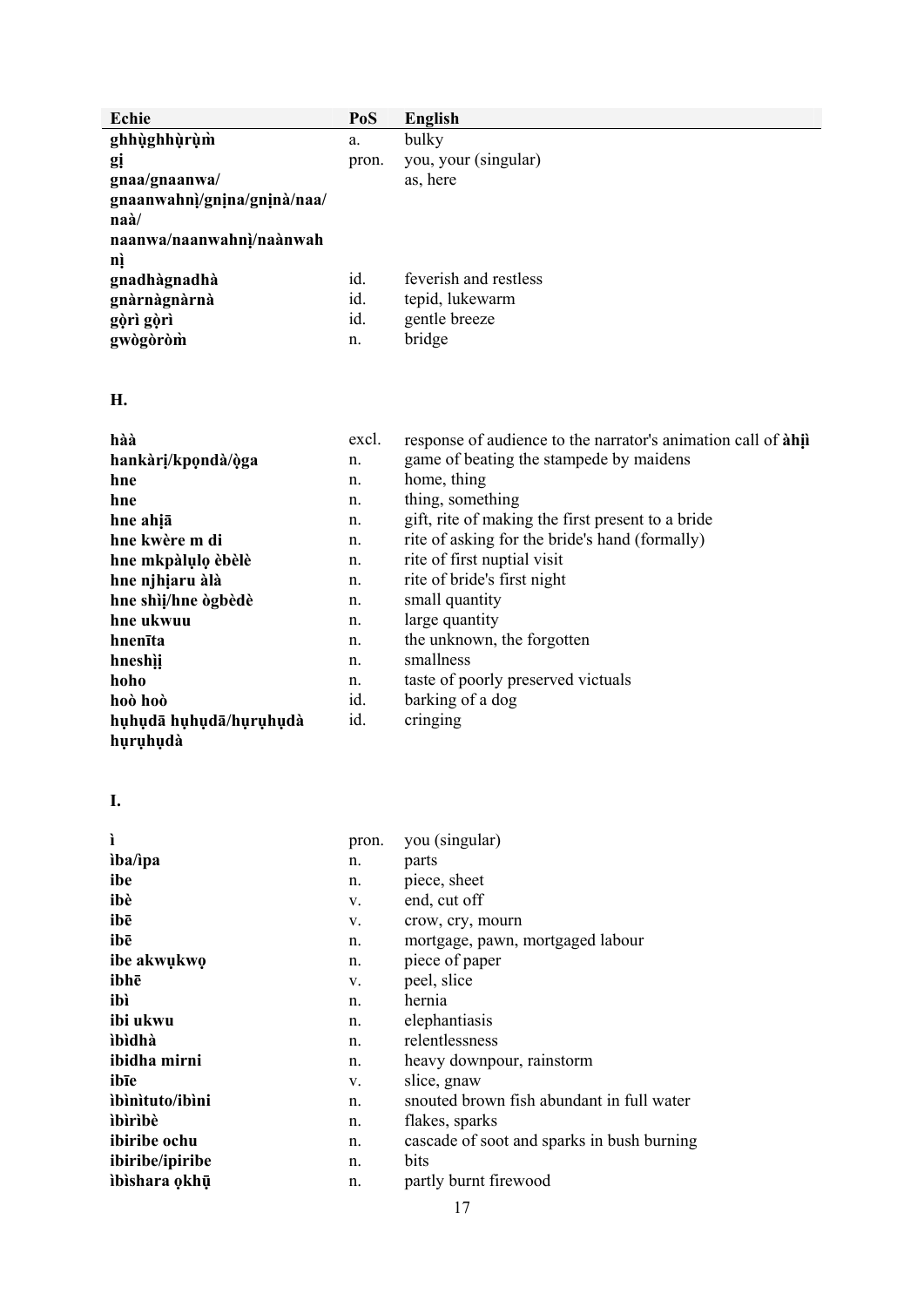| Echie | PoS | English |
|---|---|---|
| **ghhụ̀ghhụ̀rụ̀m̀** | a. | bulky |
| **gị** | pron. | you, your (singular) |
| **gnaa/gnaanwa/ gnaanwahnị/gnịna/gnịnà/naa/ naà/ naanwa/naanwahnị/naànwah nị** | | as, here |
| **gnadhàgnadhà** | id. | feverish and restless |
| **gnàrnàgnàrnà** | id. | tepid, lukewarm |
| **gọ̀rì gọ̀rì** | id. | gentle breeze |
| **gwògòròm̀** | n. | bridge |

**H.**

| | | |
|---|---|---|
| **hàà** | excl. | response of audience to the narrator's animation call of **àhịì** |
| **hankàrị/kpọndà/ọ̀ga** | n. | game of beating the stampede by maidens |
| **hne** | n. | home, thing |
| **hne** | n. | thing, something |
| **hne ahịā** | n. | gift, rite of making the first present to a bride |
| **hne kwère m di** | n. | rite of asking for the bride's hand (formally) |
| **hne mkpàlụlọ èbèlè** | n. | rite of first nuptial visit |
| **hne njhịaru àlà** | n. | rite of bride's first night |
| **hne shịì/hne ògbèdè** | n. | small quantity |
| **hne ukwuu** | n. | large quantity |
| **hnenīta** | n. | the unknown, the forgotten |
| **hneshịị** | n. | smallness |
| **hoho** | n. | taste of poorly preserved victuals |
| **hoò hoò** | id. | barking of a dog |
| **hụhụdā hụhụdā/hụrụhụdà hụrụhụdà** | id. | cringing |

**I.**

| | | |
|---|---|---|
| **ì** | pron. | you (singular) |
| **ìba/ìpa** | n. | parts |
| **ibe** | n. | piece, sheet |
| **ibè** | v. | end, cut off |
| **ibē** | v. | crow, cry, mourn |
| **ibē** | n. | mortgage, pawn, mortgaged labour |
| **ibe akwụkwọ** | n. | piece of paper |
| **ibhē** | v. | peel, slice |
| **ibì** | n. | hernia |
| **ibi ukwu** | n. | elephantiasis |
| **ìbìdhà** | n. | relentlessness |
| **ibidha mirni** | n. | heavy downpour, rainstorm |
| **ibīe** | v. | slice, gnaw |
| **ìbìnìtuto/ìbìni** | n. | snouted brown fish abundant in full water |
| **ìbìrìbè** | n. | flakes, sparks |
| **ibiribe ochu** | n. | cascade of soot and sparks in bush burning |
| **ibiribe/ipiribe** | n. | bits |
| **ìbìshara ọkhụ̄** | n. | partly burnt firewood |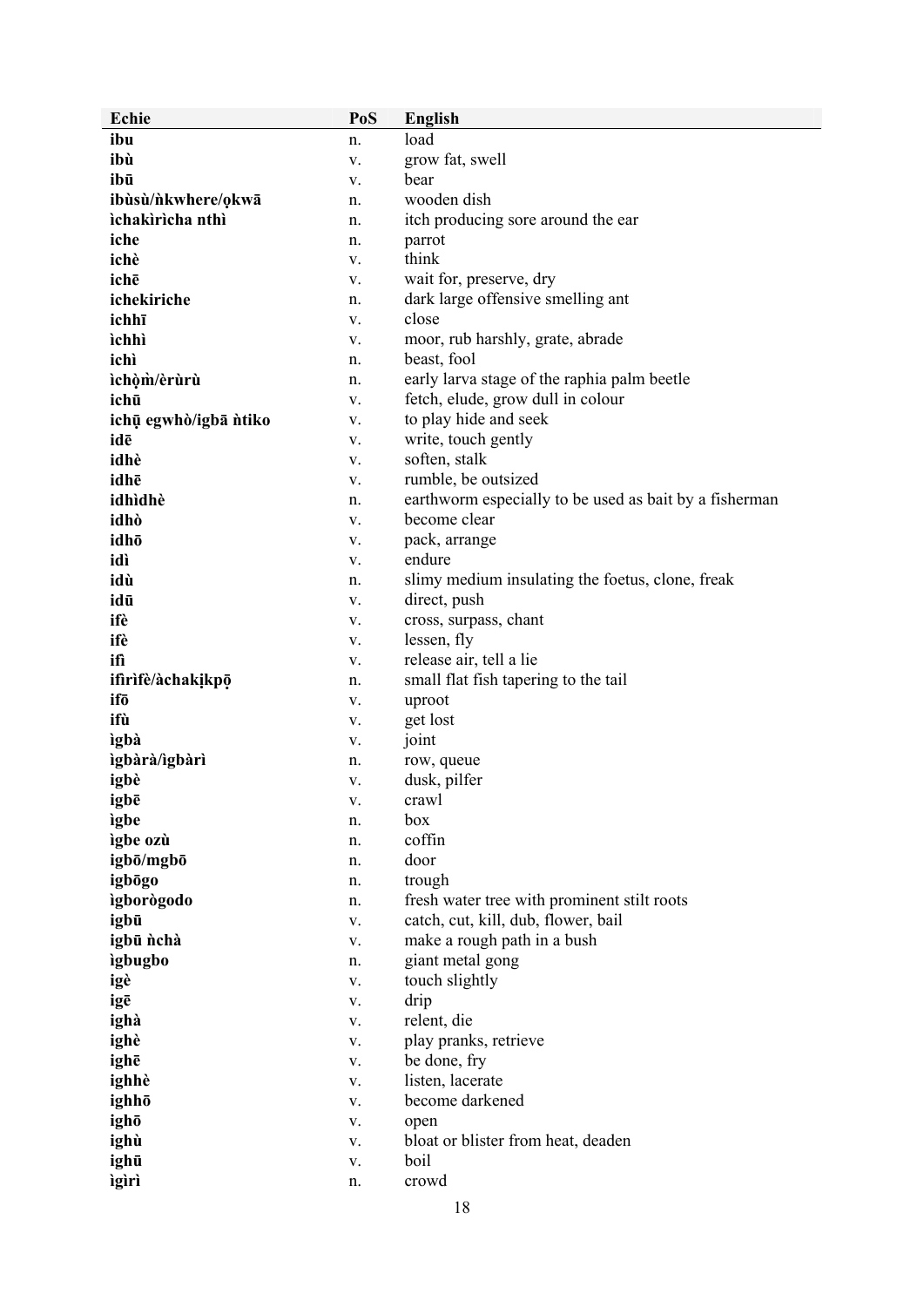| Echie | PoS | English |
|---|---|---|
| **ibu** | n. | load |
| **ibù** | v. | grow fat, swell |
| **ibū** | v. | bear |
| **ibùsù/ǹkwhere/ọkwā** | n. | wooden dish |
| **ìchakìrìcha nthì** | n. | itch producing sore around the ear |
| **iche** | n. | parrot |
| **ichè** | v. | think |
| **ichē** | v. | wait for, preserve, dry |
| **ichekiriche** | n. | dark large offensive smelling ant |
| **ichhī** | v. | close |
| **ìchhì** | v. | moor, rub harshly, grate, abrade |
| **ichì** | n. | beast, fool |
| **ìchọ̀m̀/èrùrù** | n. | early larva stage of the raphia palm beetle |
| **ichū** | v. | fetch, elude, grow dull in colour |
| **ichụ̄ egwhò/igbā ǹtiko** | v. | to play hide and seek |
| **idē** | v. | write, touch gently |
| **idhè** | v. | soften, stalk |
| **idhē** | v. | rumble, be outsized |
| **idhìdhè** | n. | earthworm especially to be used as bait by a fisherman |
| **idhò** | v. | become clear |
| **idhō** | v. | pack, arrange |
| **idì** | v. | endure |
| **idù** | n. | slimy medium insulating the foetus, clone, freak |
| **idū** | v. | direct, push |
| **ifè** | v. | cross, surpass, chant |
| **ifè** | v. | lessen, fly |
| **ifì** | v. | release air, tell a lie |
| **ifìrìfè/àchakịkpọ̄** | n. | small flat fish tapering to the tail |
| **ifō** | v. | uproot |
| **ifù** | v. | get lost |
| **ìgbà** | v. | joint |
| **ìgbàrà/ìgbàrì** | n. | row, queue |
| **igbè** | v. | dusk, pilfer |
| **igbē** | v. | crawl |
| **ìgbe** | n. | box |
| **ìgbe ozù** | n. | coffin |
| **igbō/mgbō** | n. | door |
| **igbōgo** | n. | trough |
| **ìgborògodo** | n. | fresh water tree with prominent stilt roots |
| **igbū** | v. | catch, cut, kill, dub, flower, bail |
| **igbū ǹchà** | v. | make a rough path in a bush |
| **ìgbugbo** | n. | giant metal gong |
| **igè** | v. | touch slightly |
| **igē** | v. | drip |
| **ighà** | v. | relent, die |
| **ighè** | v. | play pranks, retrieve |
| **ighē** | v. | be done, fry |
| **ighhè** | v. | listen, lacerate |
| **ighhō** | v. | become darkened |
| **ighō** | v. | open |
| **ighù** | v. | bloat or blister from heat, deaden |
| **ighū** | v. | boil |
| **ìgìrì** | n. | crowd |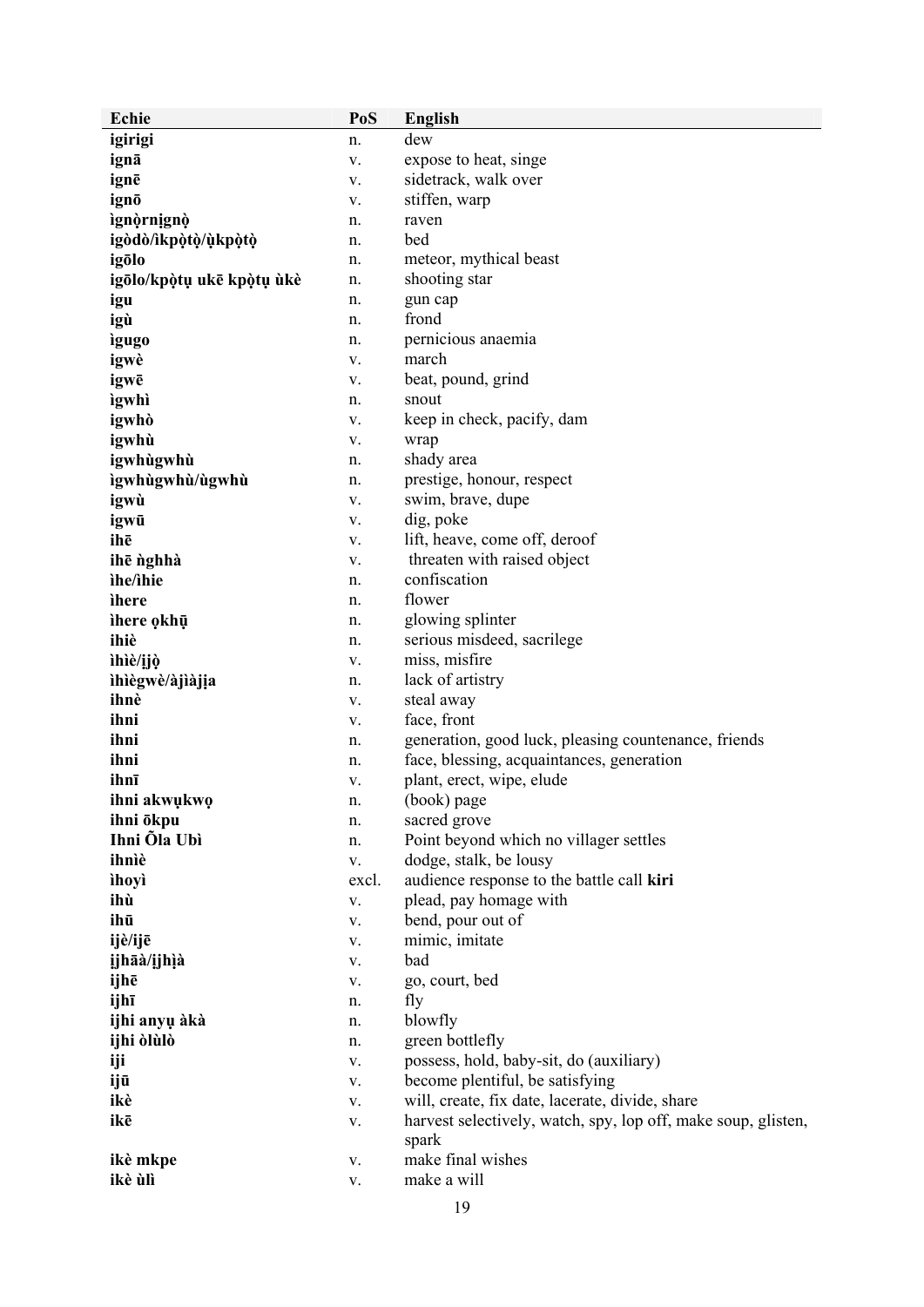| Echie | PoS | English |
|---|---|---|
| **igirigi** | n. | dew |
| **ignā** | v. | expose to heat, singe |
| **ignē** | v. | sidetrack, walk over |
| **ignō** | v. | stiffen, warp |
| **ìgnọrnịgnọ̀** | n. | raven |
| **igòdò/ìkpọ̀tọ̀/ụ̀kpọ̀tọ̀** | n. | bed |
| **igōlo** | n. | meteor, mythical beast |
| **igōlo/kpọ̀tụ ukē kpọ̀tụ ùkè** | n. | shooting star |
| **igu** | n. | gun cap |
| **igù** | n. | frond |
| **ìgugo** | n. | pernicious anaemia |
| **igwè** | v. | march |
| **igwē** | v. | beat, pound, grind |
| **ìgwhì** | n. | snout |
| **igwhò** | v. | keep in check, pacify, dam |
| **igwhù** | v. | wrap |
| **igwhùgwhù** | n. | shady area |
| **ìgwhùgwhù/ùgwhù** | n. | prestige, honour, respect |
| **igwù** | v. | swim, brave, dupe |
| **igwū** | v. | dig, poke |
| **ihē** | v. | lift, heave, come off, deroof |
| **ihē ǹghhà** | v. | threaten with raised object |
| **ìhe/ìhie** | n. | confiscation |
| **ìhere** | n. | flower |
| **ìhere ọkhụ̄** | n. | glowing splinter |
| **ihiè** | n. | serious misdeed, sacrilege |
| **ìhiè/ịjọ̀** | v. | miss, misfire |
| **ìhiègwè/àjìàjịa** | n. | lack of artistry |
| **ihnè** | v. | steal away |
| **ihni** | v. | face, front |
| **ihni** | n. | generation, good luck, pleasing countenance, friends |
| **ihni** | n. | face, blessing, acquaintances, generation |
| **ihnī** | v. | plant, erect, wipe, elude |
| **ihni akwụkwọ** | n. | (book) page |
| **ihni ōkpu** | n. | sacred grove |
| **Ihni Ōla Ubì** | n. | Point beyond which no villager settles |
| **ihniè** | v. | dodge, stalk, be lousy |
| **ìhoyì** | excl. | audience response to the battle call **kiri** |
| **ihù** | v. | plead, pay homage with |
| **ihū** | v. | bend, pour out of |
| **ijè/ijē** | v. | mimic, imitate |
| **ịjhāà/ịjhịà** | v. | bad |
| **ijhē** | v. | go, court, bed |
| **ijhī** | n. | fly |
| **ijhi anyụ àkà** | n. | blowfly |
| **ijhi òlùlò** | n. | green bottlefly |
| **iji** | v. | possess, hold, baby-sit, do (auxiliary) |
| **ijū** | v. | become plentiful, be satisfying |
| **ikè** | v. | will, create, fix date, lacerate, divide, share |
| **ikē** | v. | harvest selectively, watch, spy, lop off, make soup, glisten, spark |
| **ikè mkpe** | v. | make final wishes |
| **ikè ùlì** | v. | make a will |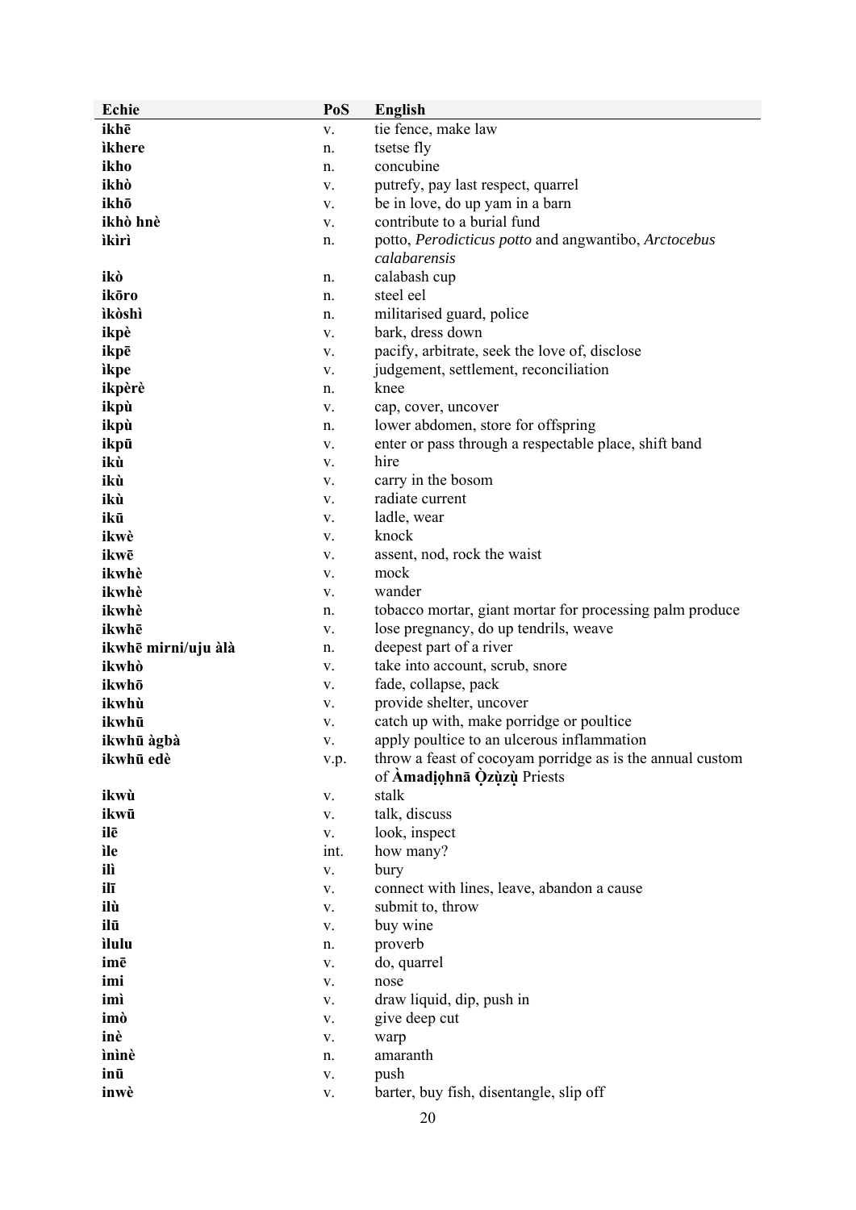| Echie | PoS | English |
|---|---|---|
| **ikhē** | v. | tie fence, make law |
| **ìkhere** | n. | tsetse fly |
| **ikho** | n. | concubine |
| **ikhò** | v. | putrefy, pay last respect, quarrel |
| **ikhō** | v. | be in love, do up yam in a barn |
| **ikhò hnè** | v. | contribute to a burial fund |
| **ìkìrì** | n. | potto, *Perodicticus potto* and angwantibo, *Arctocebus calabarensis* |
| **ikò** | n. | calabash cup |
| **ikōro** | n. | steel eel |
| **ìkòshì** | n. | militarised guard, police |
| **ikpè** | v. | bark, dress down |
| **ikpē** | v. | pacify, arbitrate, seek the love of, disclose |
| **ìkpe** | v. | judgement, settlement, reconciliation |
| **ikpèrè** | n. | knee |
| **ikpù** | v. | cap, cover, uncover |
| **ikpù** | n. | lower abdomen, store for offspring |
| **ikpū** | v. | enter or pass through a respectable place, shift band |
| **ikù** | v. | hire |
| **ikù** | v. | carry in the bosom |
| **ikù** | v. | radiate current |
| **ikū** | v. | ladle, wear |
| **ikwè** | v. | knock |
| **ikwē** | v. | assent, nod, rock the waist |
| **ikwhè** | v. | mock |
| **ikwhè** | v. | wander |
| **ikwhè** | n. | tobacco mortar, giant mortar for processing palm produce |
| **ikwhē** | v. | lose pregnancy, do up tendrils, weave |
| **ikwhē mirni/uju àlà** | n. | deepest part of a river |
| **ikwhò** | v. | take into account, scrub, snore |
| **ikwhō** | v. | fade, collapse, pack |
| **ikwhù** | v. | provide shelter, uncover |
| **ikwhū** | v. | catch up with, make porridge or poultice |
| **ikwhū àgbà** | v. | apply poultice to an ulcerous inflammation |
| **ikwhū edè** | v.p. | throw a feast of cocoyam porridge as is the annual custom of **Àmadịọhnā Ọ̀zụ̀zụ̀** Priests |
| **ikwù** | v. | stalk |
| **ikwū** | v. | talk, discuss |
| **ilē** | v. | look, inspect |
| **ìle** | int. | how many? |
| **ilì** | v. | bury |
| **ilī** | v. | connect with lines, leave, abandon a cause |
| **ilù** | v. | submit to, throw |
| **ilū** | v. | buy wine |
| **ìlulu** | n. | proverb |
| **imē** | v. | do, quarrel |
| **imi** | v. | nose |
| **imì** | v. | draw liquid, dip, push in |
| **imò** | v. | give deep cut |
| **inè** | v. | warp |
| **ìnìnè** | n. | amaranth |
| **inū** | v. | push |
| **inwè** | v. | barter, buy fish, disentangle, slip off |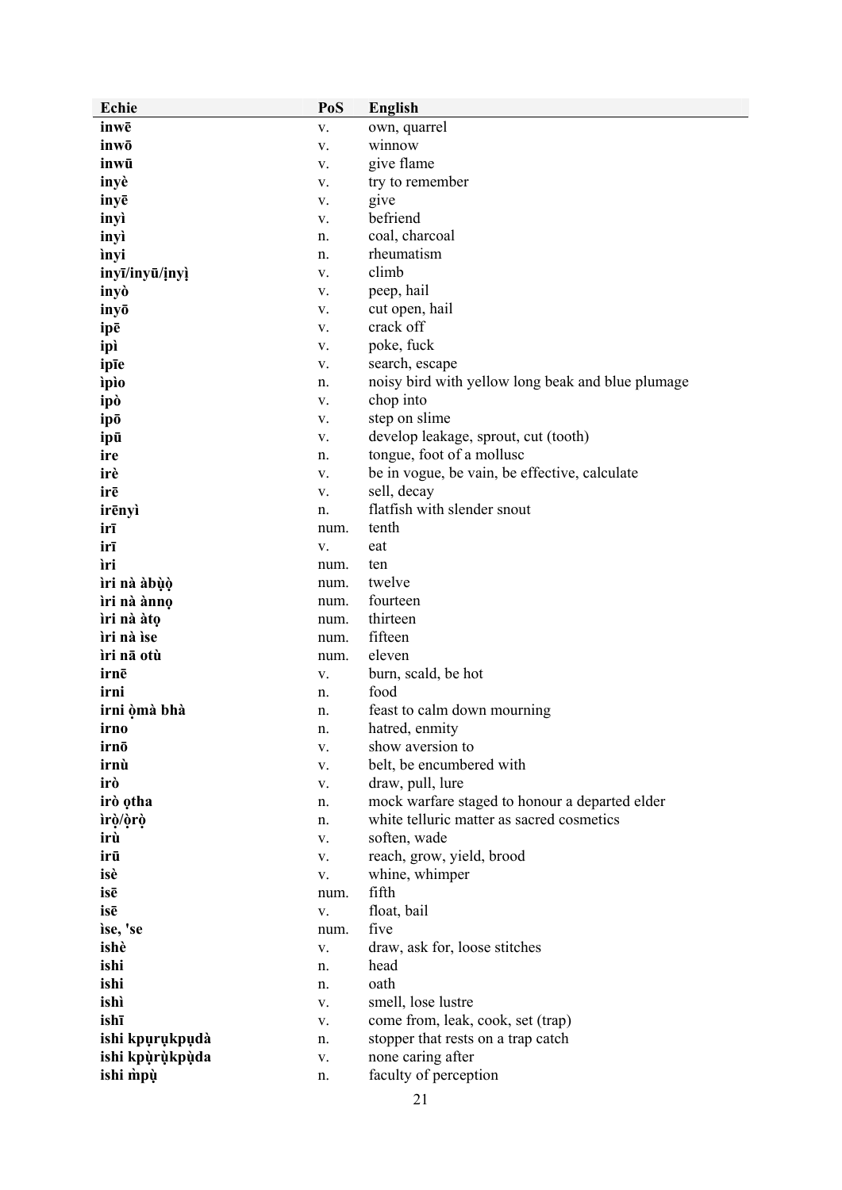| Echie | PoS | English |
|---|---|---|
| **inwē** | v. | own, quarrel |
| **inwō** | v. | winnow |
| **inwū** | v. | give flame |
| **inyè** | v. | try to remember |
| **inyē** | v. | give |
| **inyì** | v. | befriend |
| **inyì** | n. | coal, charcoal |
| **ìnyi** | n. | rheumatism |
| **inyī/inyū/ịnyị** | v. | climb |
| **inyò** | v. | peep, hail |
| **inyō** | v. | cut open, hail |
| **ipē** | v. | crack off |
| **ipì** | v. | poke, fuck |
| **ipīe** | v. | search, escape |
| **ìpìo** | n. | noisy bird with yellow long beak and blue plumage |
| **ipò** | v. | chop into |
| **ipō** | v. | step on slime |
| **ipū** | v. | develop leakage, sprout, cut (tooth) |
| **ire** | n. | tongue, foot of a mollusc |
| **irè** | v. | be in vogue, be vain, be effective, calculate |
| **irē** | v. | sell, decay |
| **irēnyì** | n. | flatfish with slender snout |
| **irī** | num. | tenth |
| **irī** | v. | eat |
| **ìri** | num. | ten |
| **ìri nà àbụ̀ọ̣** | num. | twelve |
| **ìri nà ànnọ** | num. | fourteen |
| **ìri nà àtọ** | num. | thirteen |
| **ìri nà ìse** | num. | fifteen |
| **ìri nā otù** | num. | eleven |
| **irnē** | v. | burn, scald, be hot |
| **irni** | n. | food |
| **irni ọ̀mà bhà** | n. | feast to calm down mourning |
| **irno** | n. | hatred, enmity |
| **irnō** | v. | show aversion to |
| **irnù** | v. | belt, be encumbered with |
| **irò** | v. | draw, pull, lure |
| **irò ọtha** | n. | mock warfare staged to honour a departed elder |
| **ìrọ̀/ọ̀rọ̀** | n. | white telluric matter as sacred cosmetics |
| **irù** | v. | soften, wade |
| **irū** | v. | reach, grow, yield, brood |
| **isè** | v. | whine, whimper |
| **isē** | num. | fifth |
| **isē** | v. | float, bail |
| **ìse, 'se** | num. | five |
| **ishè** | v. | draw, ask for, loose stitches |
| **ishi** | n. | head |
| **ishi** | n. | oath |
| **ishì** | v. | smell, lose lustre |
| **ishī** | v. | come from, leak, cook, set (trap) |
| **ishi kpụrụkpụdà** | n. | stopper that rests on a trap catch |
| **ishi kpụ̀rụ̀kpụ̀da** | v. | none caring after |
| **ishi m̀pụ̀** | n. | faculty of perception |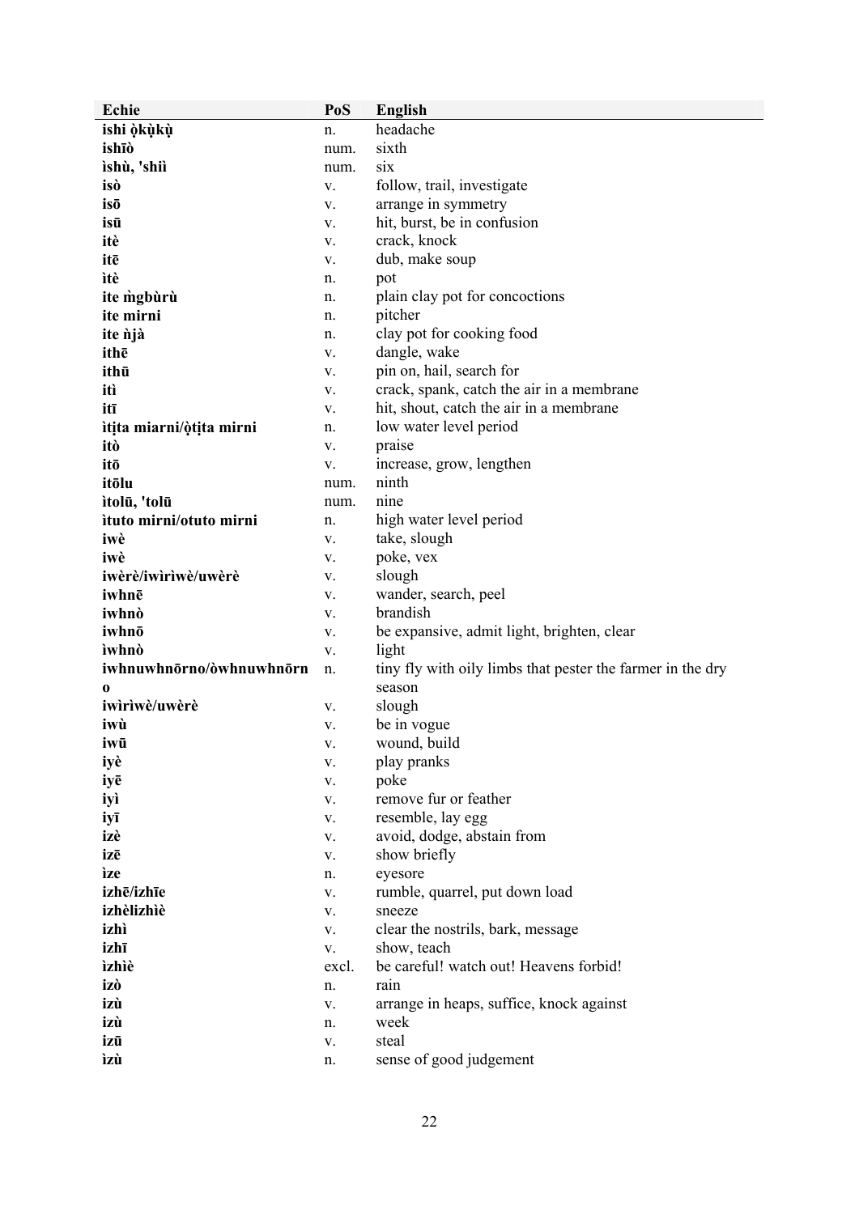| Echie | PoS | English |
| --- | --- | --- |
| **ishi ọkụkụ** | n. | headache |
| **ishīò** | num. | sixth |
| **ìshù, 'shiì** | num. | six |
| **isò** | v. | follow, trail, investigate |
| **isō** | v. | arrange in symmetry |
| **isū** | v. | hit, burst, be in confusion |
| **itè** | v. | crack, knock |
| **itē** | v. | dub, make soup |
| **ìtè** | n. | pot |
| **ite m̀gbùrù** | n. | plain clay pot for concoctions |
| **ite mirni** | n. | pitcher |
| **ite ǹjà** | n. | clay pot for cooking food |
| **ithē** | v. | dangle, wake |
| **ithū** | v. | pin on, hail, search for |
| **itì** | v. | crack, spank, catch the air in a membrane |
| **itī** | v. | hit, shout, catch the air in a membrane |
| **ìtịta miarni/ọtịta mirni** | n. | low water level period |
| **itò** | v. | praise |
| **itō** | v. | increase, grow, lengthen |
| **itōlu** | num. | ninth |
| **ìtolū, 'tolū** | num. | nine |
| **ìtuto mirni/otuto mirni** | n. | high water level period |
| **iwè** | v. | take, slough |
| **iwè** | v. | poke, vex |
| **iwèrè/iwìrìwè/uwèrè** | v. | slough |
| **iwhnē** | v. | wander, search, peel |
| **iwhnò** | v. | brandish |
| **iwhnō** | v. | be expansive, admit light, brighten, clear |
| **ìwhnò** | v. | light |
| **iwhnuwhnōrno/òwhnuwhnōrno** | n. | tiny fly with oily limbs that pester the farmer in the dry season |
| **iwìrìwè/uwèrè** | v. | slough |
| **iwù** | v. | be in vogue |
| **iwū** | v. | wound, build |
| **iyè** | v. | play pranks |
| **iyē** | v. | poke |
| **iyì** | v. | remove fur or feather |
| **iyī** | v. | resemble, lay egg |
| **izè** | v. | avoid, dodge, abstain from |
| **izē** | v. | show briefly |
| **ìze** | n. | eyesore |
| **izhē/izhīe** | v. | rumble, quarrel, put down load |
| **izhèlizhiè** | v. | sneeze |
| **izhì** | v. | clear the nostrils, bark, message |
| **izhī** | v. | show, teach |
| **ìzhiè** | excl. | be careful! watch out! Heavens forbid! |
| **izò** | n. | rain |
| **izù** | v. | arrange in heaps, suffice, knock against |
| **izù** | n. | week |
| **izū** | v. | steal |
| **ìzù** | n. | sense of good judgement |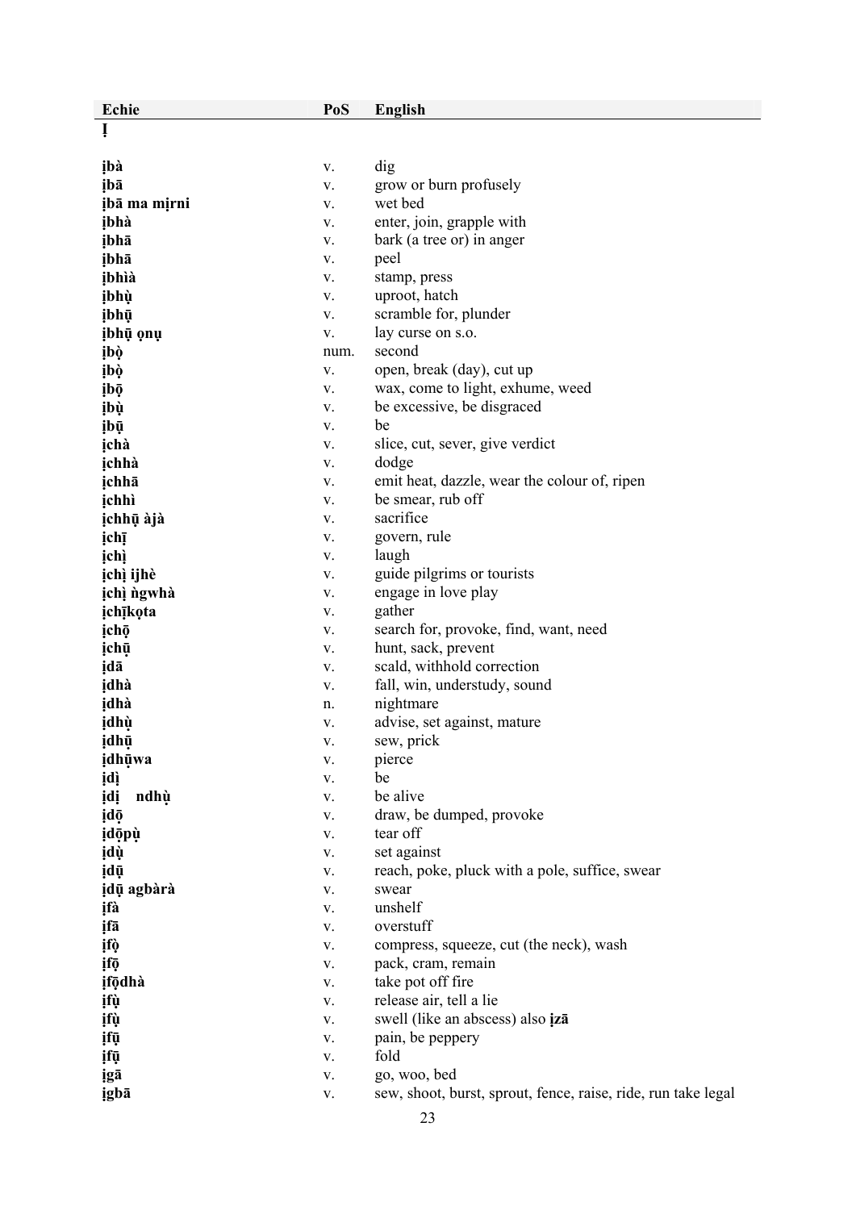| Echie | PoS | English |
|---|---|---|
| **Ị** | | |
| **ịbà** | v. | dig |
| **ịbā** | v. | grow or burn profusely |
| **ịbā ma mịrni** | v. | wet bed |
| **ịbhà** | v. | enter, join, grapple with |
| **ịbhā** | v. | bark (a tree or) in anger |
| **ịbhā** | v. | peel |
| **ịbhìà** | v. | stamp, press |
| **ịbhụ̀** | v. | uproot, hatch |
| **ịbhụ̄** | v. | scramble for, plunder |
| **ịbhụ̄ ọnụ** | v. | lay curse on s.o. |
| **ịbọ̀** | num. | second |
| **ịbọ̀** | v. | open, break (day), cut up |
| **ịbọ̄** | v. | wax, come to light, exhume, weed |
| **ịbụ̀** | v. | be excessive, be disgraced |
| **ịbụ̄** | v. | be |
| **ịchà** | v. | slice, cut, sever, give verdict |
| **ịchhà** | v. | dodge |
| **ịchhā** | v. | emit heat, dazzle, wear the colour of, ripen |
| **ịchhì** | v. | be smear, rub off |
| **ịchhụ̄ àjà** | v. | sacrifice |
| **ịchī** | v. | govern, rule |
| **ịchị̀** | v. | laugh |
| **ịchị̀ ijhè** | v. | guide pilgrims or tourists |
| **ịchị̀ ǹgwhà** | v. | engage in love play |
| **ịchīkọta** | v. | gather |
| **ịchọ̄** | v. | search for, provoke, find, want, need |
| **ịchụ̄** | v. | hunt, sack, prevent |
| **ịdā** | v. | scald, withhold correction |
| **ịdhà** | v. | fall, win, understudy, sound |
| **ịdhà** | n. | nightmare |
| **ịdhụ̀** | v. | advise, set against, mature |
| **ịdhụ̄** | v. | sew, prick |
| **ịdhụ̄wa** | v. | pierce |
| **ịdị̀** | v. | be |
| **ịdị ndhụ̀** | v. | be alive |
| **ịdọ̄** | v. | draw, be dumped, provoke |
| **ịdọ̄pụ̀** | v. | tear off |
| **ịdụ̀** | v. | set against |
| **ịdụ̄** | v. | reach, poke, pluck with a pole, suffice, swear |
| **ịdụ̄ agbàrà** | v. | swear |
| **ịfà** | v. | unshelf |
| **ịfā** | v. | overstuff |
| **ịfọ̀** | v. | compress, squeeze, cut (the neck), wash |
| **ịfọ̄** | v. | pack, cram, remain |
| **ịfọ̄dhà** | v. | take pot off fire |
| **ịfụ̀** | v. | release air, tell a lie |
| **ịfụ̀** | v. | swell (like an abscess) also **ịzā** |
| **ịfụ̄** | v. | pain, be peppery |
| **ịfụ̄** | v. | fold |
| **ịgā** | v. | go, woo, bed |
| **ịgbā** | v. | sew, shoot, burst, sprout, fence, raise, ride, run take legal |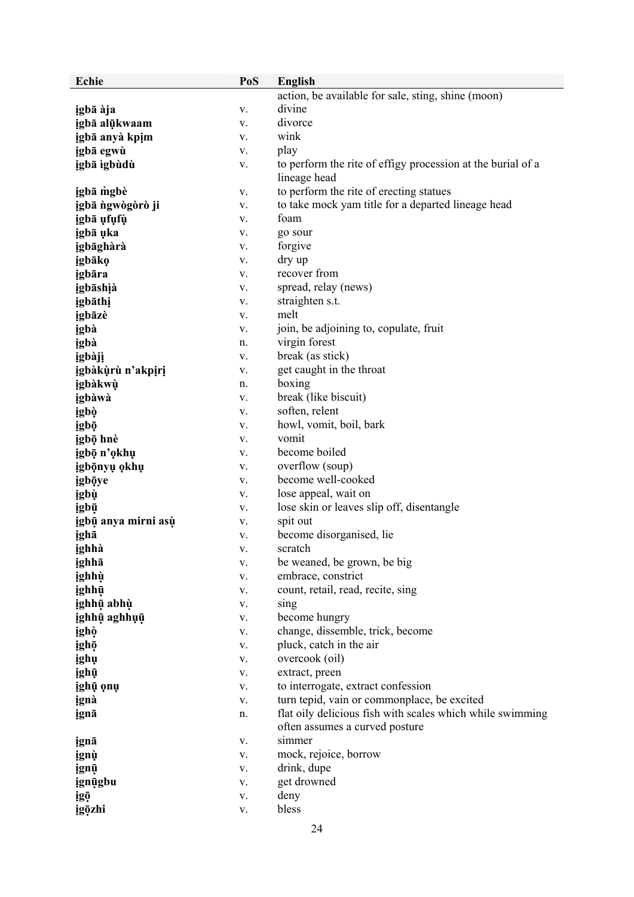| Echie | PoS | English |
|---|---|---|
| | | action, be available for sale, sting, shine (moon) |
| **ịgbā àja** | v. | divine |
| **ịgbā alū̩kwaam** | v. | divorce |
| **ịgbā anyà kpị̄m** | v. | wink |
| **ịgbā egwù** | v. | play |
| **ịgbā ìgbùdù** | v. | to perform the rite of effigy procession at the burial of a lineage head |
| **ịgbā m̀gbè** | v. | to perform the rite of erecting statues |
| **ịgbā ǹgwògòrò ji** | v. | to take mock yam title for a departed lineage head |
| **ịgbā ụfụfụ̀** | v. | foam |
| **ịgbā ụka** | v. | go sour |
| **ịgbāghàrà** | v. | forgive |
| **ịgbākọ** | v. | dry up |
| **ịgbāra** | v. | recover from |
| **ịgbāshị̀à** | v. | spread, relay (news) |
| **ịgbāthị** | v. | straighten s.t. |
| **ịgbāzè** | v. | melt |
| **ịgbà** | v. | join, be adjoining to, copulate, fruit |
| **ịgbà** | n. | virgin forest |
| **ịgbàjị̀** | v. | break (as stick) |
| **ịgbàkụ̀rù n'akpịrị** | v. | get caught in the throat |
| **ịgbàkwụ̀** | n. | boxing |
| **ịgbàwà** | v. | break (like biscuit) |
| **ịgbọ̀** | v. | soften, relent |
| **ịgbọ̄** | v. | howl, vomit, boil, bark |
| **ịgbọ̄ hnè** | v. | vomit |
| **ịgbọ̄ n'ọkhụ** | v. | become boiled |
| **ịgbọ̄nyụ ọkhụ** | v. | overflow (soup) |
| **ịgbọ̄ye** | v. | become well-cooked |
| **ịgbụ̀** | v. | lose appeal, wait on |
| **ịgbụ̄** | v. | lose skin or leaves slip off, disentangle |
| **ịgbụ̄ anya mirni asụ̀** | v. | spit out |
| **ịghā** | v. | become disorganised, lie |
| **ịghhà** | v. | scratch |
| **ịghhā** | v. | be weaned, be grown, be big |
| **ịghhụ̀** | v. | embrace, constrict |
| **ịghhụ̄** | v. | count, retail, read, recite, sing |
| **ịghhụ̄ abhụ̀** | v. | sing |
| **ịghhụ̄ aghhụ̄ụ̄** | v. | become hungry |
| **ịghọ̀** | v. | change, dissemble, trick, become |
| **ịghọ̄** | v. | pluck, catch in the air |
| **ịghụ** | v. | overcook (oil) |
| **ịghụ̄** | v. | extract, preen |
| **ịghụ̄ ọnụ** | v. | to interrogate, extract confession |
| **ịgnà** | v. | turn tepid, vain or commonplace, be excited |
| **ịgnā** | n. | flat oily delicious fish with scales which while swimming often assumes a curved posture |
| **ịgnā** | v. | simmer |
| **ịgnụ̀** | v. | mock, rejoice, borrow |
| **ịgnụ̄** | v. | drink, dupe |
| **ịgnụ̄gbu** | v. | get drowned |
| **ịgọ̄** | v. | deny |
| **ịgọ̄zhi** | v. | bless |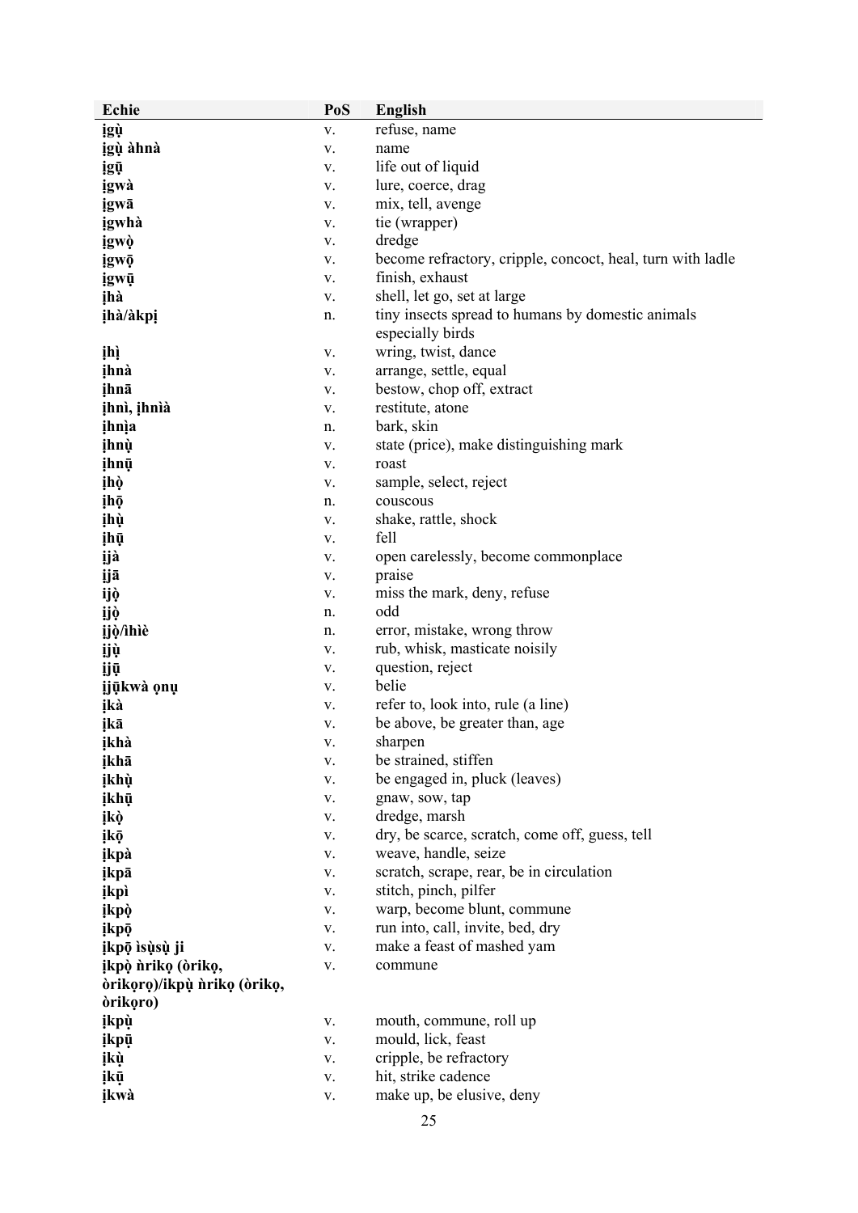| Echie | PoS | English |
|---|---|---|
| **ịgụ̀** | v. | refuse, name |
| **ịgụ̀ àhnà** | v. | name |
| **ịgụ̄** | v. | life out of liquid |
| **ịgwà** | v. | lure, coerce, drag |
| **ịgwā** | v. | mix, tell, avenge |
| **ịgwhà** | v. | tie (wrapper) |
| **ịgwọ̀** | v. | dredge |
| **ịgwọ̄** | v. | become refractory, cripple, concoct, heal, turn with ladle |
| **ịgwụ̄** | v. | finish, exhaust |
| **ịhà** | v. | shell, let go, set at large |
| **ịhà/àkpị** | n. | tiny insects spread to humans by domestic animals especially birds |
| **ịhì** | v. | wring, twist, dance |
| **ịhnà** | v. | arrange, settle, equal |
| **ịhnā** | v. | bestow, chop off, extract |
| **ịhnì, ịhnìà** | v. | restitute, atone |
| **ịhnịa** | n. | bark, skin |
| **ịhnụ̀** | v. | state (price), make distinguishing mark |
| **ịhnụ̄** | v. | roast |
| **ịhọ̀** | v. | sample, select, reject |
| **ịhọ̄** | n. | couscous |
| **ịhụ̀** | v. | shake, rattle, shock |
| **ịhụ̄** | v. | fell |
| **ịjà** | v. | open carelessly, become commonplace |
| **ịjā** | v. | praise |
| **ịjọ̀** | v. | miss the mark, deny, refuse |
| **ịjọ̀** | n. | odd |
| **ịjọ̀/ìhìè** | n. | error, mistake, wrong throw |
| **ịjụ̀** | v. | rub, whisk, masticate noisily |
| **ịjụ̄** | v. | question, reject |
| **ịjụ̄kwà ọnụ** | v. | belie |
| **ịkà** | v. | refer to, look into, rule (a line) |
| **ịkā** | v. | be above, be greater than, age |
| **ịkhà** | v. | sharpen |
| **ịkhā** | v. | be strained, stiffen |
| **ịkhụ̀** | v. | be engaged in, pluck (leaves) |
| **ịkhụ̄** | v. | gnaw, sow, tap |
| **ịkọ̀** | v. | dredge, marsh |
| **ịkọ̄** | v. | dry, be scarce, scratch, come off, guess, tell |
| **ịkpà** | v. | weave, handle, seize |
| **ịkpā** | v. | scratch, scrape, rear, be in circulation |
| **ịkpì** | v. | stitch, pinch, pilfer |
| **ịkpọ̀** | v. | warp, become blunt, commune |
| **ịkpọ̄** | v. | run into, call, invite, bed, dry |
| **ịkpọ̄ ìsụ̀sụ̀ ji** | v. | make a feast of mashed yam |
| **ịkpọ̀ ǹrikọ (òrikọ, òrikọrọ)/ikpụ̀ ǹrikọ (òrikọ, òrikọro)** | v. | commune |
| **ịkpụ̀** | v. | mouth, commune, roll up |
| **ịkpụ̄** | v. | mould, lick, feast |
| **ịkụ̀** | v. | cripple, be refractory |
| **ịkụ̄** | v. | hit, strike cadence |
| **ịkwà** | v. | make up, be elusive, deny |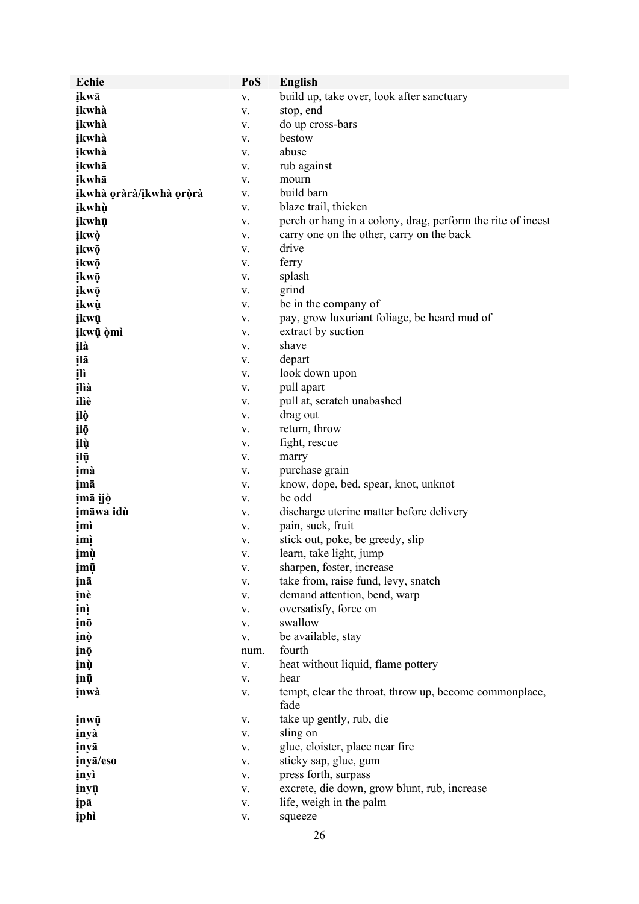| Echie | PoS | English |
|---|---|---|
| **ịkwā** | v. | build up, take over, look after sanctuary |
| **ịkwhà** | v. | stop, end |
| **ịkwhà** | v. | do up cross-bars |
| **ịkwhà** | v. | bestow |
| **ịkwhà** | v. | abuse |
| **ịkwhā** | v. | rub against |
| **ịkwhā** | v. | mourn |
| **ịkwhà ọràrà/ịkwhà ọrọ̀rà** | v. | build barn |
| **ịkwhụ̀** | v. | blaze trail, thicken |
| **ịkwhụ̄** | v. | perch or hang in a colony, drag, perform the rite of incest |
| **ịkwọ̀** | v. | carry one on the other, carry on the back |
| **ịkwọ̄** | v. | drive |
| **ịkwọ̄** | v. | ferry |
| **ịkwọ̄** | v. | splash |
| **ịkwọ̄** | v. | grind |
| **ịkwụ̀** | v. | be in the company of |
| **ịkwụ̄** | v. | pay, grow luxuriant foliage, be heard mud of |
| **ịkwụ̄ ọ̀mì** | v. | extract by suction |
| **ịlà** | v. | shave |
| **ịlā** | v. | depart |
| **ịlì** | v. | look down upon |
| **ịlìà** | v. | pull apart |
| **ilìè** | v. | pull at, scratch unabashed |
| **ịlọ̀** | v. | drag out |
| **ịlọ̄** | v. | return, throw |
| **ịlụ̀** | v. | fight, rescue |
| **ịlụ̄** | v. | marry |
| **ịmà** | v. | purchase grain |
| **ịmā** | v. | know, dope, bed, spear, knot, unknot |
| **ịmā ịjọ̀** | v. | be odd |
| **ịmāwa idù** | v. | discharge uterine matter before delivery |
| **ịmì** | v. | pain, suck, fruit |
| **ịmị̀** | v. | stick out, poke, be greedy, slip |
| **ịmụ̀** | v. | learn, take light, jump |
| **ịmụ̄** | v. | sharpen, foster, increase |
| **ịnā** | v. | take from, raise fund, levy, snatch |
| **ịnè** | v. | demand attention, bend, warp |
| **ịnị̀** | v. | oversatisfy, force on |
| **ịnō** | v. | swallow |
| **ịnọ̀** | v. | be available, stay |
| **ịnọ̄** | num. | fourth |
| **ịnụ̀** | v. | heat without liquid, flame pottery |
| **ịnụ̄** | v. | hear |
| **ịnwà** | v. | tempt, clear the throat, throw up, become commonplace, fade |
| **ịnwụ̄** | v. | take up gently, rub, die |
| **ịnyà** | v. | sling on |
| **ịnyā** | v. | glue, cloister, place near fire |
| **ịnyā/eso** | v. | sticky sap, glue, gum |
| **ịnyì** | v. | press forth, surpass |
| **ịnyụ̄** | v. | excrete, die down, grow blunt, rub, increase |
| **ịpā** | v. | life, weigh in the palm |
| **ịphì** | v. | squeeze |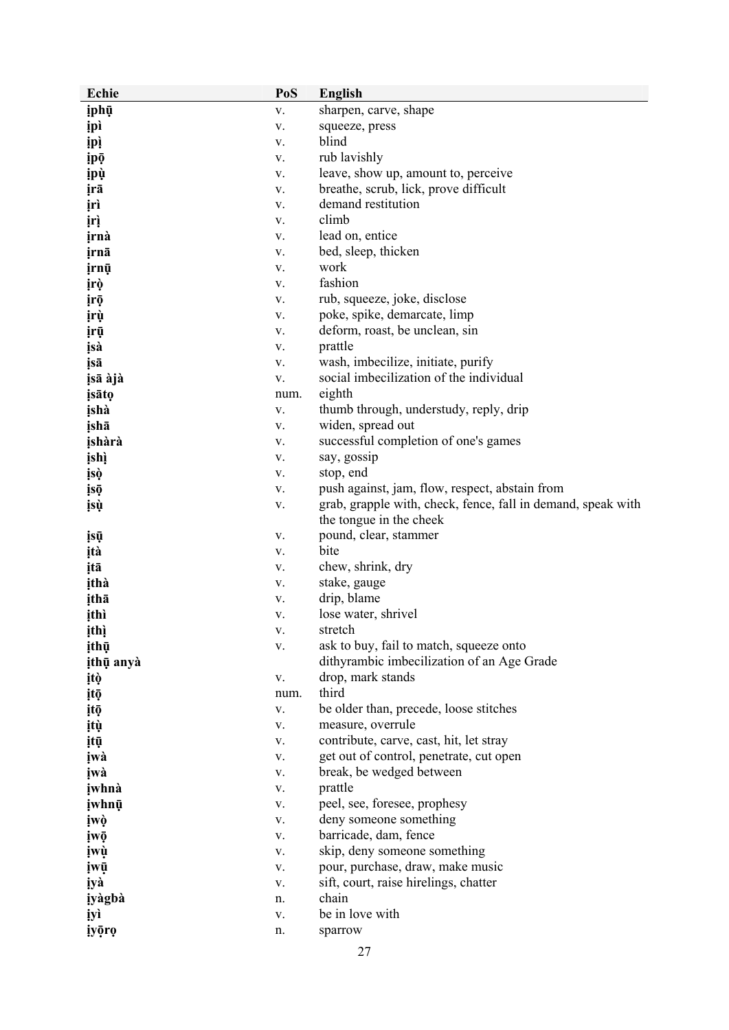| Echie | PoS | English |
|---|---|---|
| **ịphụ̄** | v. | sharpen, carve, shape |
| **ịpì** | v. | squeeze, press |
| **ịpị̀** | v. | blind |
| **ịpọ̄** | v. | rub lavishly |
| **ịpụ̀** | v. | leave, show up, amount to, perceive |
| **ịrā** | v. | breathe, scrub, lick, prove difficult |
| **ịrì** | v. | demand restitution |
| **ịrị̀** | v. | climb |
| **ịrnà** | v. | lead on, entice |
| **ịrnā** | v. | bed, sleep, thicken |
| **ịrnụ̄** | v. | work |
| **ịrọ̀** | v. | fashion |
| **ịrọ̄** | v. | rub, squeeze, joke, disclose |
| **ịrụ̀** | v. | poke, spike, demarcate, limp |
| **ịrụ̄** | v. | deform, roast, be unclean, sin |
| **ịsà** | v. | prattle |
| **ịsā** | v. | wash, imbecilize, initiate, purify |
| **ịsā àjà** | v. | social imbecilization of the individual |
| **ịsātọ** | num. | eighth |
| **ịshà** | v. | thumb through, understudy, reply, drip |
| **ịshā** | v. | widen, spread out |
| **ịshàrà** | v. | successful completion of one's games |
| **ịshị̀** | v. | say, gossip |
| **ịsọ̀** | v. | stop, end |
| **ịsọ̄** | v. | push against, jam, flow, respect, abstain from |
| **ịsụ̀** | v. | grab, grapple with, check, fence, fall in demand, speak with the tongue in the cheek |
| **ịsụ̄** | v. | pound, clear, stammer |
| **ịtà** | v. | bite |
| **ịtā** | v. | chew, shrink, dry |
| **ịthà** | v. | stake, gauge |
| **ịthā** | v. | drip, blame |
| **ịthì** | v. | lose water, shrivel |
| **ịthị̀** | v. | stretch |
| **ịthụ̄** | v. | ask to buy, fail to match, squeeze onto |
| **ịthụ̄ anyà** | | dithyrambic imbecilization of an Age Grade |
| **ịtọ̀** | v. | drop, mark stands |
| **ịtọ̄** | num. | third |
| **ịtọ̄** | v. | be older than, precede, loose stitches |
| **ịtụ̀** | v. | measure, overrule |
| **ịtụ̄** | v. | contribute, carve, cast, hit, let stray |
| **ịwà** | v. | get out of control, penetrate, cut open |
| **ịwà** | v. | break, be wedged between |
| **ịwhnà** | v. | prattle |
| **ịwhnụ̄** | v. | peel, see, foresee, prophesy |
| **ịwọ̀** | v. | deny someone something |
| **ịwọ̄** | v. | barricade, dam, fence |
| **ịwụ̀** | v. | skip, deny someone something |
| **ịwụ̄** | v. | pour, purchase, draw, make music |
| **ịyà** | v. | sift, court, raise hirelings, chatter |
| **ịyàgbà** | n. | chain |
| **ịyì** | v. | be in love with |
| **ịyọ̄rọ** | n. | sparrow |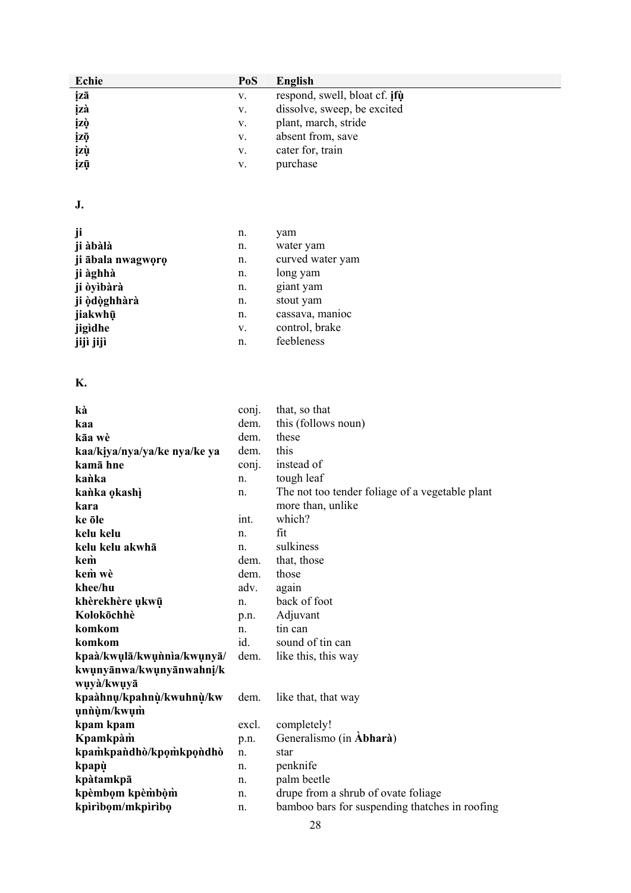| Echie | PoS | English |
|---|---|---|
| **ịzā** | v. | respond, swell, bloat cf. **ịfụ̀** |
| **ịzà** | v. | dissolve, sweep, be excited |
| **ịzọ̀** | v. | plant, march, stride |
| **ịzọ̄** | v. | absent from, save |
| **ịzụ̀** | v. | cater for, train |
| **ịzụ̄** | v. | purchase |

**J.**

| | | |
|---|---|---|
| **ji** | n. | yam |
| **ji àbàlà** | n. | water yam |
| **ji ābala nwagwọrọ** | n. | curved water yam |
| **ji àghhà** | n. | long yam |
| **ji òyìbàrà** | n. | giant yam |
| **ji ọ̀dọ̀ghhàrà** | n. | stout yam |
| **jiakwhụ̄** | n. | cassava, manioc |
| **jigìdhe** | v. | control, brake |
| **jijì jijì** | n. | feebleness |

**K.**

| | | |
|---|---|---|
| **kà** | conj. | that, so that |
| **kaa** | dem. | this (follows noun) |
| **kāa wè** | dem. | these |
| **kaa/kịya/nya/ya/ke nya/ke ya** | dem. | this |
| **kamā hne** | conj. | instead of |
| **kaǹka** | n. | tough leaf |
| **kaǹka ọkashị** | n. | The not too tender foliage of a vegetable plant |
| **kara** | | more than, unlike |
| **ke ōle** | int. | which? |
| **kelu kelu** | n. | fit |
| **kelu kelu akwhā** | n. | sulkiness |
| **keǹ** | dem. | that, those |
| **keǹ wè** | dem. | those |
| **khee/hu** | adv. | again |
| **khèrekhère ụkwụ̄** | n. | back of foot |
| **Kolokōchhè** | p.n. | Adjuvant |
| **komkom** | n. | tin can |
| **komkom** | id. | sound of tin can |
| **kpaà/kwụlā/kwụǹnìa/kwụnyā/kwụnyānwa/kwụnyānwahnị/kwụyà/kwụyā** | dem. | like this, this way |
| **kpaàhnụ/kpahnụ̀/kwuhnụ̀/kwụǹụ̀m/kwụm̀** | dem. | like that, that way |
| **kpam kpam** | excl. | completely! |
| **Kpamkpàm̀** | p.n. | Generalismo (in **Àbharà**) |
| **kpam̀kpaǹdhò/kpọm̀kpọǹdhò** | n. | star |
| **kpapụ̀** | n. | penknife |
| **kpàtamkpā** | n. | palm beetle |
| **kpèmbọm kpèm̀bọ̀m̀** | n. | drupe from a shrub of ovate foliage |
| **kpìrìbọm/mkpìrìbọ** | n. | bamboo bars for suspending thatches in roofing |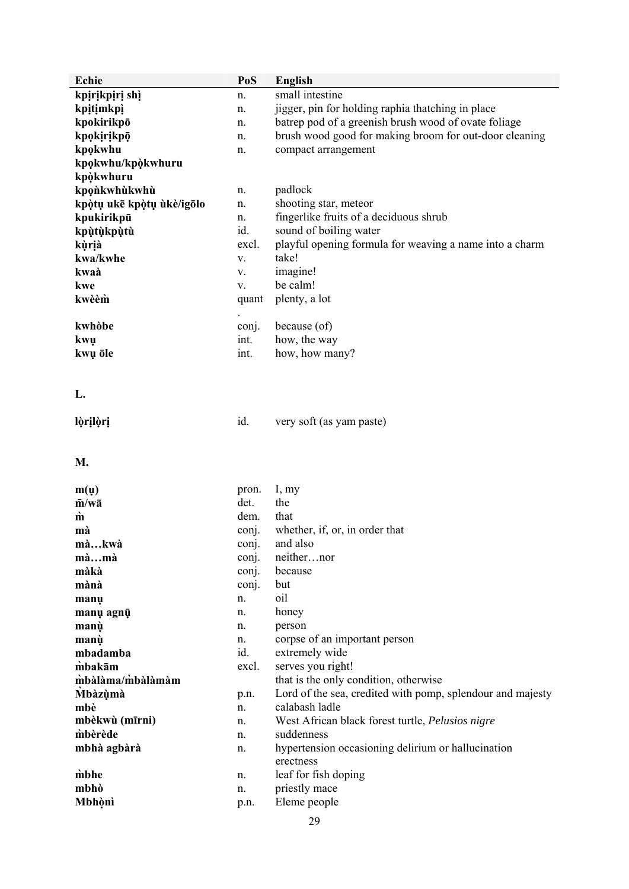| Echie | PoS | English |
|---|---|---|
| **kpịrịkpịrị shì** | n. | small intestine |
| **kpịtịmkpị** | n. | jigger, pin for holding raphia thatching in place |
| **kpokirikpō** | n. | batrep pod of a greenish brush wood of ovate foliage |
| **kpọkịrịkpọ̄** | n. | brush wood good for making broom for out-door cleaning |
| **kpọkwhu** | n. | compact arrangement |
| **kpọkwhu/kpọ̀kwhuru** | | |
| **kpọ̀kwhuru** | | |
| **kpọǹkwhùkwhù** | n. | padlock |
| **kpọ̀tụ ukē kpọ̀tụ ùkè/igōlo** | n. | shooting star, meteor |
| **kpukirikpū** | n. | fingerlike fruits of a deciduous shrub |
| **kpụ̀tụ̀kpụ̀tù** | id. | sound of boiling water |
| **kụ̀rịà** | excl. | playful opening formula for weaving a name into a charm |
| **kwa/kwhe** | v. | take! |
| **kwaà** | v. | imagine! |
| **kwe** | v. | be calm! |
| **kwèèm̀** | quant. | plenty, a lot |
| **kwhòbe** | conj. | because (of) |
| **kwụ** | int. | how, the way |
| **kwụ ōle** | int. | how, how many? |

**L.**

| | | |
|---|---|---|
| **lọ̀rịlọ̀rị** | id. | very soft (as yam paste) |

**M.**

| | | |
|---|---|---|
| **m(ụ)** | pron. | I, my |
| **m̄/wā** | det. | the |
| **m̀** | dem. | that |
| **mà** | conj. | whether, if, or, in order that |
| **mà…kwà** | conj. | and also |
| **mà…mà** | conj. | neither…nor |
| **màkà** | conj. | because |
| **mànà** | conj. | but |
| **manụ** | n. | oil |
| **manụ agnụ̄** | n. | honey |
| **manụ̀** | n. | person |
| **manụ̀** | n. | corpse of an important person |
| **mbadamba** | id. | extremely wide |
| **m̀bakām** | excl. | serves you right! |
| **m̀bàlàma/m̀bàlàmàm** | | that is the only condition, otherwise |
| **M̀bàzụ̀mà** | p.n. | Lord of the sea, credited with pomp, splendour and majesty |
| **mbè** | n. | calabash ladle |
| **mbèkwù (mīrni)** | n. | West African black forest turtle, *Pelusios nigre* |
| **m̀bèrède** | n. | suddenness |
| **mbhà agbàrà** | n. | hypertension occasioning delirium or hallucination erectness |
| **m̀bhe** | n. | leaf for fish doping |
| **mbhò** | n. | priestly mace |
| **Mbhọ̀nì** | p.n. | Eleme people |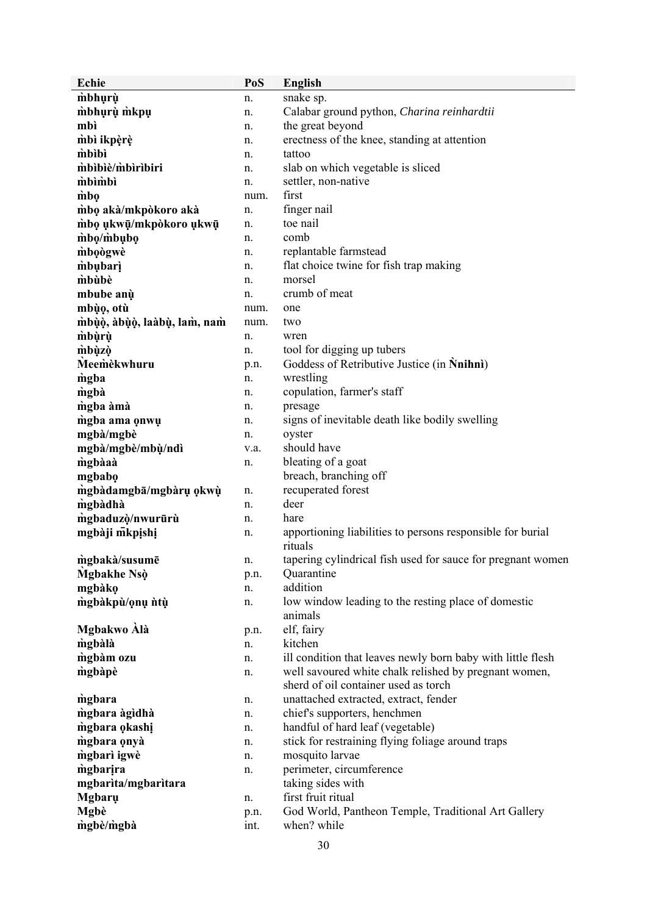| Echie | PoS | English |
|---|---|---|
| **m̀bhụrụ̀** | n. | snake sp. |
| **m̀bhụrụ̀ m̀kpụ** | n. | Calabar ground python, *Charina reinhardtii* |
| **mbì** | n. | the great beyond |
| **m̀bì ikpẹ̀rẹ̀** | n. | erectness of the knee, standing at attention |
| **m̀bìbì** | n. | tattoo |
| **m̀bìbìè/m̀bìrìbiri** | n. | slab on which vegetable is sliced |
| **m̀bìm̀bì** | n. | settler, non-native |
| **m̀bọ** | num. | first |
| **m̀bọ akà/mkpòkoro akà** | n. | finger nail |
| **m̀bọ ụkwụ̄/mkpòkoro ụkwụ̄** | n. | toe nail |
| **m̀bọ/m̀bụbọ** | n. | comb |
| **m̀bọògwè** | n. | replantable farmstead |
| **m̀bụbarị** | n. | flat choice twine for fish trap making |
| **m̀bùbè** | n. | morsel |
| **mbube anụ̀** | n. | crumb of meat |
| **mbụ̀ọ, otù** | num. | one |
| **m̀bụ̀ọ̀, àbụ̀ọ̀, laàbụ̀, lam̀, nam̀** | num. | two |
| **m̀bụ̀rụ̀** | n. | wren |
| **m̀bụ̀zọ̀** | n. | tool for digging up tubers |
| **M̀eem̀èkwhuru** | p.n. | Goddess of Retributive Justice (in **Ǹnihnì**) |
| **m̀gba** | n. | wrestling |
| **m̀gbà** | n. | copulation, farmer's staff |
| **m̀gba àmà** | n. | presage |
| **m̀gba ama ọnwụ** | n. | signs of inevitable death like bodily swelling |
| **mgbà/mgbè** | n. | oyster |
| **mgbà/mgbè/mbụ̀/ndì** | v.a. | should have |
| **m̀gbàaà** | n. | bleating of a goat |
| **mgbabọ** | | breach, branching off |
| **m̀gbàdamgbā/mgbàrụ ọkwụ̀** | n. | recuperated forest |
| **m̀gbàdhà** | n. | deer |
| **m̀gbaduzọ̀/nwurūrù** | n. | hare |
| **mgbàji m̄kpịshị** | n. | apportioning liabilities to persons responsible for burial rituals |
| **m̀gbakà/susumē** | n. | tapering cylindrical fish used for sauce for pregnant women |
| **M̀gbakhe Nsọ̀** | p.n. | Quarantine |
| **mgbàkọ** | n. | addition |
| **m̀gbàkpù/ọnụ ǹtụ̀** | n. | low window leading to the resting place of domestic animals |
| **Mgbakwo Àlà** | p.n. | elf, fairy |
| **m̀gbàlà** | n. | kitchen |
| **m̀gbàm ozu** | n. | ill condition that leaves newly born baby with little flesh |
| **m̀gbàpè** | n. | well savoured white chalk relished by pregnant women, sherd of oil container used as torch |
| **m̀gbara** | n. | unattached extracted, extract, fender |
| **m̀gbara àgìdhà** | n. | chief's supporters, henchmen |
| **m̀gbara ọkashị** | n. | handful of hard leaf (vegetable) |
| **m̀gbara ọnyà** | n. | stick for restraining flying foliage around traps |
| **m̀gbarì igwè** | n. | mosquito larvae |
| **m̀gbarịra** | n. | perimeter, circumference |
| **mgbarìta/mgbarìtara** | | taking sides with |
| **Mgbarụ** | n. | first fruit ritual |
| **Mgbè** | p.n. | God World, Pantheon Temple, Traditional Art Gallery |
| **m̀gbè/m̀gbà** | int. | when? while |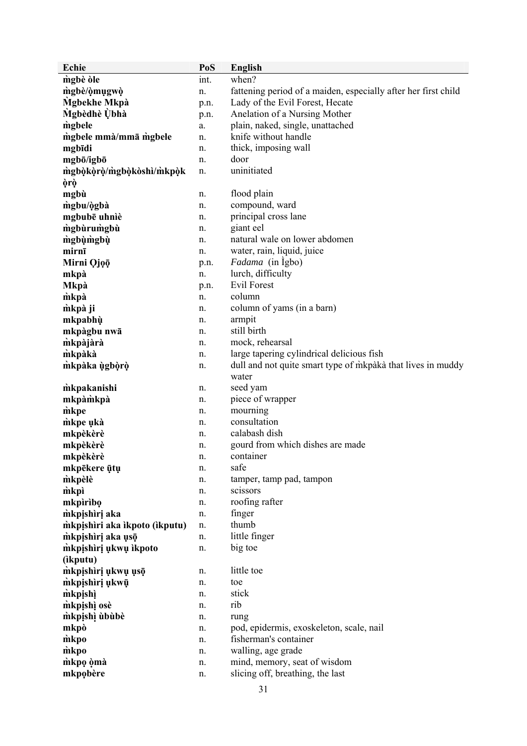| Echie | PoS | English |
|---|---|---|
| **m̀gbè òle** | int. | when? |
| **m̀gbè/ọ̀mụgwọ̀** | n. | fattening period of a maiden, especially after her first child |
| **M̀gbekhe Mkpà** | p.n. | Lady of the Evil Forest, Hecate |
| **M̀gbèdhè Ụ̀bhà** | p.n. | Anelation of a Nursing Mother |
| **m̀gbele** | a. | plain, naked, single, unattached |
| **m̀gbele mmà/mmā m̀gbele** | n. | knife without handle |
| **mgbīdi** | n. | thick, imposing wall |
| **mgbō/igbō** | n. | door |
| **m̀gbọ̀kọ̀rọ̀/m̀gbọ̀kòshì/m̀kpọ̀kọ̀rọ̀** | n. | uninitiated |
| **mgbù** | n. | flood plain |
| **m̀gbu/ọ̀gbà** | n. | compound, ward |
| **mgbubē uhnìè** | n. | principal cross lane |
| **m̀gbùrum̀gbù** | n. | giant eel |
| **m̀gbụ̀m̀gbụ̀** | n. | natural wale on lower abdomen |
| **mirnī** | n. | water, rain, liquid, juice |
| **Mirni Ọjọ̄ọ̄** | p.n. | *Fadama* (in Ìgbo) |
| **mkpà** | n. | lurch, difficulty |
| **Mkpà** | p.n. | Evil Forest |
| **m̀kpà** | n. | column |
| **m̀kpà ji** | n. | column of yams (in a barn) |
| **mkpabhụ̀** | n. | armpit |
| **mkpàgbu nwā** | n. | still birth |
| **m̀kpàjàrà** | n. | mock, rehearsal |
| **m̀kpàkà** | n. | large tapering cylindrical delicious fish |
| **m̀kpàka ụ̀gbọ̀rọ̀** | n. | dull and not quite smart type of m̀kpàkà that lives in muddy water |
| **m̀kpakanishi** | n. | seed yam |
| **mkpàm̀kpà** | n. | piece of wrapper |
| **m̀kpe** | n. | mourning |
| **m̀kpe ụkà** | n. | consultation |
| **mkpèkèrè** | n. | calabash dish |
| **mkpèkèrè** | n. | gourd from which dishes are made |
| **mkpèkèrè** | n. | container |
| **mkpēkere ụ̄tụ** | n. | safe |
| **m̀kpèlè** | n. | tamper, tamp pad, tampon |
| **m̀kpì** | n. | scissors |
| **mkpìrìbọ** | n. | roofing rafter |
| **m̀kpịshìrị aka** | n. | finger |
| **m̀kpịshìri aka ìkpoto (ìkputu)** | n. | thumb |
| **m̀kpịshìrị aka ụsọ̄** | n. | little finger |
| **m̀kpịshìrị ụkwụ ìkpoto (ìkputu)** | n. | big toe |
| **m̀kpịshìrị ụkwụ ụsọ̄** | n. | little toe |
| **m̀kpịshìrị ụkwụ̄** | n. | toe |
| **m̀kpịshị̀** | n. | stick |
| **m̀kpịshị̀ osè** | n. | rib |
| **m̀kpịshị̀ ùbùbè** | n. | rung |
| **mkpò** | n. | pod, epidermis, exoskeleton, scale, nail |
| **m̀kpo** | n. | fisherman's container |
| **m̀kpo** | n. | walling, age grade |
| **m̀kpọ ọ̀mà** | n. | mind, memory, seat of wisdom |
| **mkpọbère** | n. | slicing off, breathing, the last |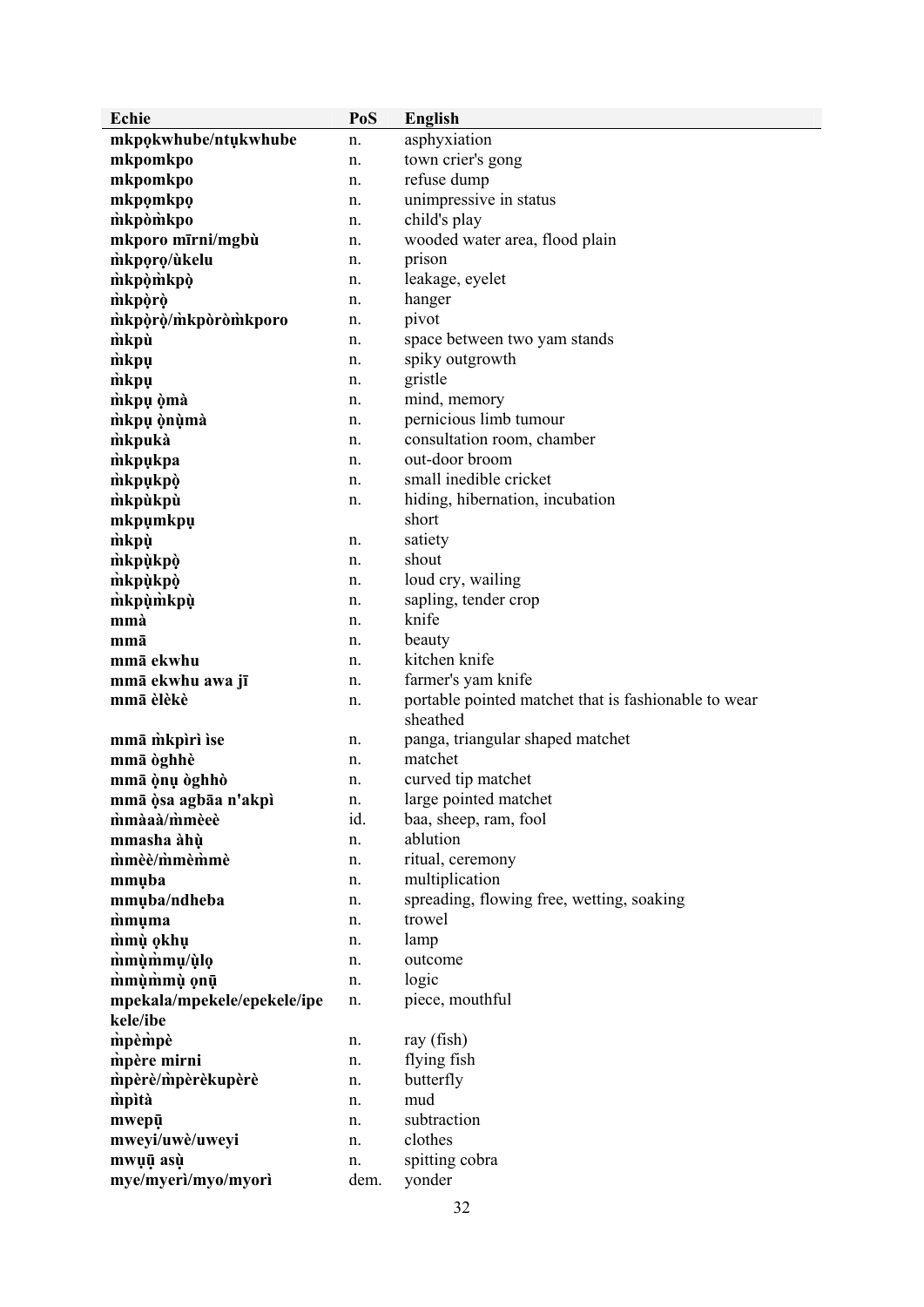| Echie | PoS | English |
|---|---|---|
| **mkpọkwhube/ntụkwhube** | n. | asphyxiation |
| **mkpomkpo** | n. | town crier's gong |
| **mkpomkpo** | n. | refuse dump |
| **mkpọmkpọ** | n. | unimpressive in status |
| **m̀kpòm̀kpo** | n. | child's play |
| **mkporo mīrni/mgbù** | n. | wooded water area, flood plain |
| **m̀kpọrọ/ùkelu** | n. | prison |
| **m̀kpọ̀m̀kpọ̀** | n. | leakage, eyelet |
| **m̀kpọ̀rọ̀** | n. | hanger |
| **m̀kpọ̀rọ̀/m̀kpòròm̀kporo** | n. | pivot |
| **m̀kpù** | n. | space between two yam stands |
| **m̀kpụ** | n. | spiky outgrowth |
| **m̀kpụ** | n. | gristle |
| **m̀kpụ ọ̀mà** | n. | mind, memory |
| **m̀kpụ ọ̀nụ̀mà** | n. | pernicious limb tumour |
| **m̀kpukà** | n. | consultation room, chamber |
| **m̀kpụkpa** | n. | out-door broom |
| **m̀kpụkpọ̀** | n. | small inedible cricket |
| **m̀kpùkpù** | n. | hiding, hibernation, incubation |
| **mkpụmkpụ** | | short |
| **m̀kpụ̀** | n. | satiety |
| **m̀kpụ̀kpọ̀** | n. | shout |
| **m̀kpụ̀kpọ̀** | n. | loud cry, wailing |
| **m̀kpụ̀m̀kpụ̀** | n. | sapling, tender crop |
| **mmà** | n. | knife |
| **mmā** | n. | beauty |
| **mmā ekwhu** | n. | kitchen knife |
| **mmā ekwhu awa jī** | n. | farmer's yam knife |
| **mmā èlèkè** | n. | portable pointed matchet that is fashionable to wear sheathed |
| **mmā m̀kpìrì ìse** | n. | panga, triangular shaped matchet |
| **mmā òghhè** | n. | matchet |
| **mmā ọ̀nụ òghhò** | n. | curved tip matchet |
| **mmā ọ̀sa agbāa n'akpì** | n. | large pointed matchet |
| **m̀màà/m̀mèè** | id. | baa, sheep, ram, fool |
| **mmasha àhụ̀** | n. | ablution |
| **m̀mè/m̀mèm̀mè** | n. | ritual, ceremony |
| **mmụba** | n. | multiplication |
| **mmụba/ndheba** | n. | spreading, flowing free, wetting, soaking |
| **m̀mụma** | n. | trowel |
| **m̀mụ̀ ọkhụ** | n. | lamp |
| **m̀mụ̀m̀mụ/ụ̀lọ** | n. | outcome |
| **m̀mụ̀m̀mụ̀ ọnụ̄** | n. | logic |
| **mpekala/mpekele/epekele/ipekele/ibe** | n. | piece, mouthful |
| **m̀pèm̀pè** | n. | ray (fish) |
| **m̀père mirni** | n. | flying fish |
| **m̀pèrè/m̀pèrèkupèrè** | n. | butterfly |
| **m̀pìtà** | n. | mud |
| **mwepū** | n. | subtraction |
| **mweyi/uwè/uweyi** | n. | clothes |
| **mwụū asụ̀** | n. | spitting cobra |
| **mye/myerì/myo/myorì** | dem. | yonder |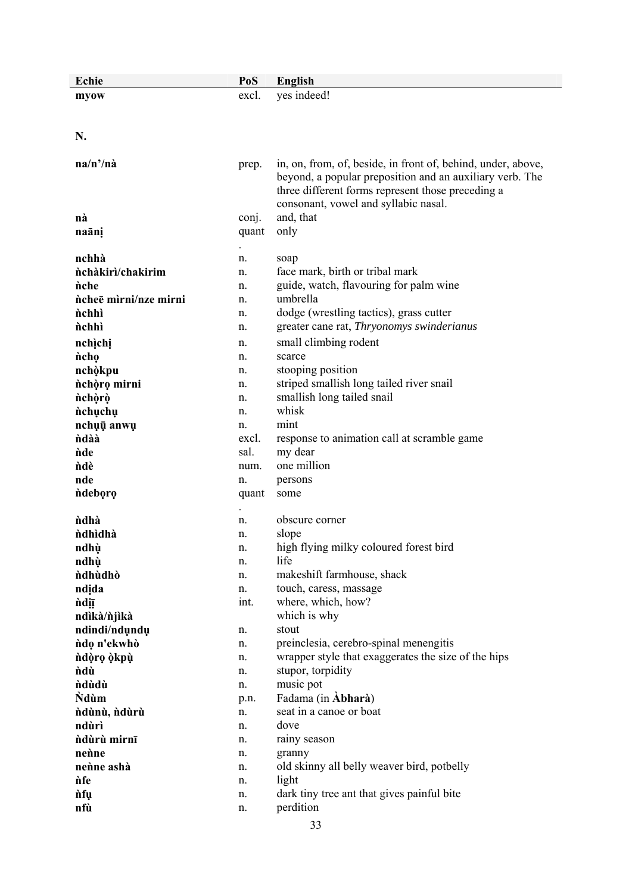| Echie | PoS | English |
|---|---|---|
| **myow** | excl. | yes indeed! |

## N.

| Echie | PoS | English |
|---|---|---|
| **na/n'/nà** | prep. | in, on, from, of, beside, in front of, behind, under, above, beyond, a popular preposition and an auxiliary verb. The three different forms represent those preceding a consonant, vowel and syllabic nasal. |
| **nà** | conj. | and, that |
| **naānị** | quant. | only |
| **nchhà** | n. | soap |
| **ǹchàkirì/chakirim** | n. | face mark, birth or tribal mark |
| **ǹche** | n. | guide, watch, flavouring for palm wine |
| **ǹcheē mìrni/nze mirni** | n. | umbrella |
| **ǹchhì** | n. | dodge (wrestling tactics), grass cutter |
| **ǹchhì** | n. | greater cane rat, *Thryonomys swinderianus* |
| **nchịchị** | n. | small climbing rodent |
| **ǹchọ** | n. | scarce |
| **nchọ̀kpu** | n. | stooping position |
| **ǹchọ̀rọ mirni** | n. | striped smallish long tailed river snail |
| **ǹchọ̀rọ̀** | n. | smallish long tailed snail |
| **ǹchụchụ** | n. | whisk |
| **nchụụ̄ anwụ** | n. | mint |
| **ǹdàà** | excl. | response to animation call at scramble game |
| **ǹde** | sal. | my dear |
| **ǹdè** | num. | one million |
| **nde** | n. | persons |
| **ǹdebọrọ** | quant. | some |
| **ǹdhà** | n. | obscure corner |
| **ǹdhìdhà** | n. | slope |
| **ndhụ̀** | n. | high flying milky coloured forest bird |
| **ndhụ̀** | n. | life |
| **ǹdhùdhò** | n. | makeshift farmhouse, shack |
| **ndịda** | n. | touch, caress, massage |
| **ǹdịị̄** | int. | where, which, how? |
| **ndìkà/ǹjìkà** | | which is why |
| **ndindi/ndụndụ** | n. | stout |
| **ǹdọ n'ekwhò** | n. | preinclesia, cerebro-spinal menengitis |
| **ǹdọ̀rọ ọ̀kpụ̀** | n. | wrapper style that exaggerates the size of the hips |
| **ǹdù** | n. | stupor, torpidity |
| **ǹdùdù** | n. | music pot |
| **Ǹdùm** | p.n. | Fadama (in **Àbharà**) |
| **ǹdùnù, ǹdùrù** | n. | seat in a canoe or boat |
| **ndùrì** | n. | dove |
| **ǹdùrù mirnī** | n. | rainy season |
| **neǹne** | n. | granny |
| **neǹne ashà** | n. | old skinny all belly weaver bird, potbelly |
| **ǹfe** | n. | light |
| **ǹfụ** | n. | dark tiny tree ant that gives painful bite |
| **nfù** | n. | perdition |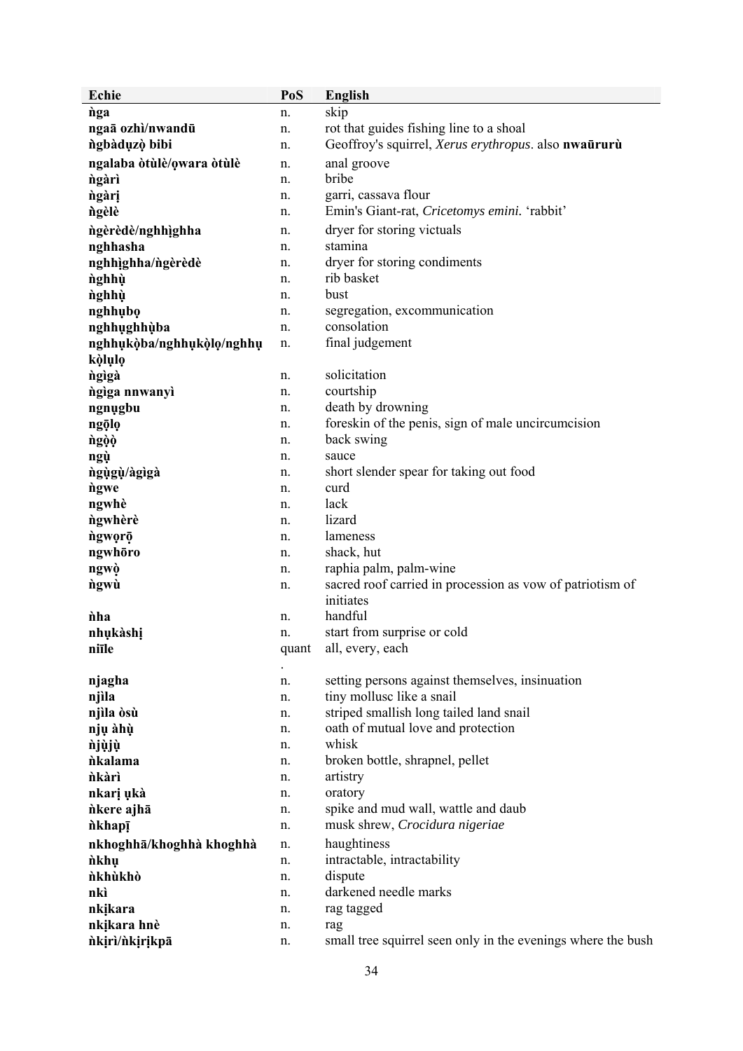| Echie | PoS | English |
|---|---|---|
| **ǹga** | n. | skip |
| **ngaā ozhì/nwandū** | n. | rot that guides fishing line to a shoal |
| **ǹgbàdụzọ̀ bibi** | n. | Geoffroy's squirrel, *Xerus erythropus*. also **nwaūrurù** |
| **ngalaba òtùlè/ọwara òtùlè** | n. | anal groove |
| **ǹgàrì** | n. | bribe |
| **ǹgàrị** | n. | garri, cassava flour |
| **ǹgèlè** | n. | Emin's Giant-rat, *Cricetomys emini.* 'rabbit' |
| **ǹgèrèdè/nghhịghha** | n. | dryer for storing victuals |
| **nghhasha** | n. | stamina |
| **nghhịghha/ǹgèrèdè** | n. | dryer for storing condiments |
| **ǹghhụ̀** | n. | rib basket |
| **ǹghhụ̀** | n. | bust |
| **nghhụbọ** | n. | segregation, excommunication |
| **nghhụghhụ̀ba** | n. | consolation |
| **nghhụkọ̀ba/nghhụkọ̀lọ/nghhụ kọ̀lụlọ** | n. | final judgement |
| **ǹgìgà** | n. | solicitation |
| **ǹgìga nnwanyì** | n. | courtship |
| **ngnụgbu** | n. | death by drowning |
| **ngō̩lọ** | n. | foreskin of the penis, sign of male uncircumcision |
| **ǹgọ̀ọ̀** | n. | back swing |
| **ngù** | n. | sauce |
| **ǹgụ̀gụ̀/àgìgà** | n. | short slender spear for taking out food |
| **ǹgwe** | n. | curd |
| **ngwhè** | n. | lack |
| **ǹgwhèrè** | n. | lizard |
| **ǹgwọrō̩** | n. | lameness |
| **ngwhōro** | n. | shack, hut |
| **ngwọ̀** | n. | raphia palm, palm-wine |
| **ǹgwù** | n. | sacred roof carried in procession as vow of patriotism of initiates |
| **ǹha** | n. | handful |
| **nhụkàshị** | n. | start from surprise or cold |
| **nīīle** | quant. | all, every, each |
| **njagha** | n. | setting persons against themselves, insinuation |
| **njìla** | n. | tiny mollusc like a snail |
| **njìla òsù** | n. | striped smallish long tailed land snail |
| **njụ àhụ̀** | n. | oath of mutual love and protection |
| **ǹjụ̀jụ̀** | n. | whisk |
| **ǹkalama** | n. | broken bottle, shrapnel, pellet |
| **ǹkàrì** | n. | artistry |
| **nkarị ụkà** | n. | oratory |
| **ǹkere ajhā** | n. | spike and mud wall, wattle and daub |
| **ǹkhapī** | n. | musk shrew, *Crocidura nigeriae* |
| **nkhoghhā/khoghhà khoghhà** | n. | haughtiness |
| **ǹkhụ** | n. | intractable, intractability |
| **ǹkhùkhò** | n. | dispute |
| **nkì** | n. | darkened needle marks |
| **nkịkara** | n. | rag tagged |
| **nkịkara hnè** | n. | rag |
| **ǹkịrì/ǹkịrịkpā** | n. | small tree squirrel seen only in the evenings where the bush |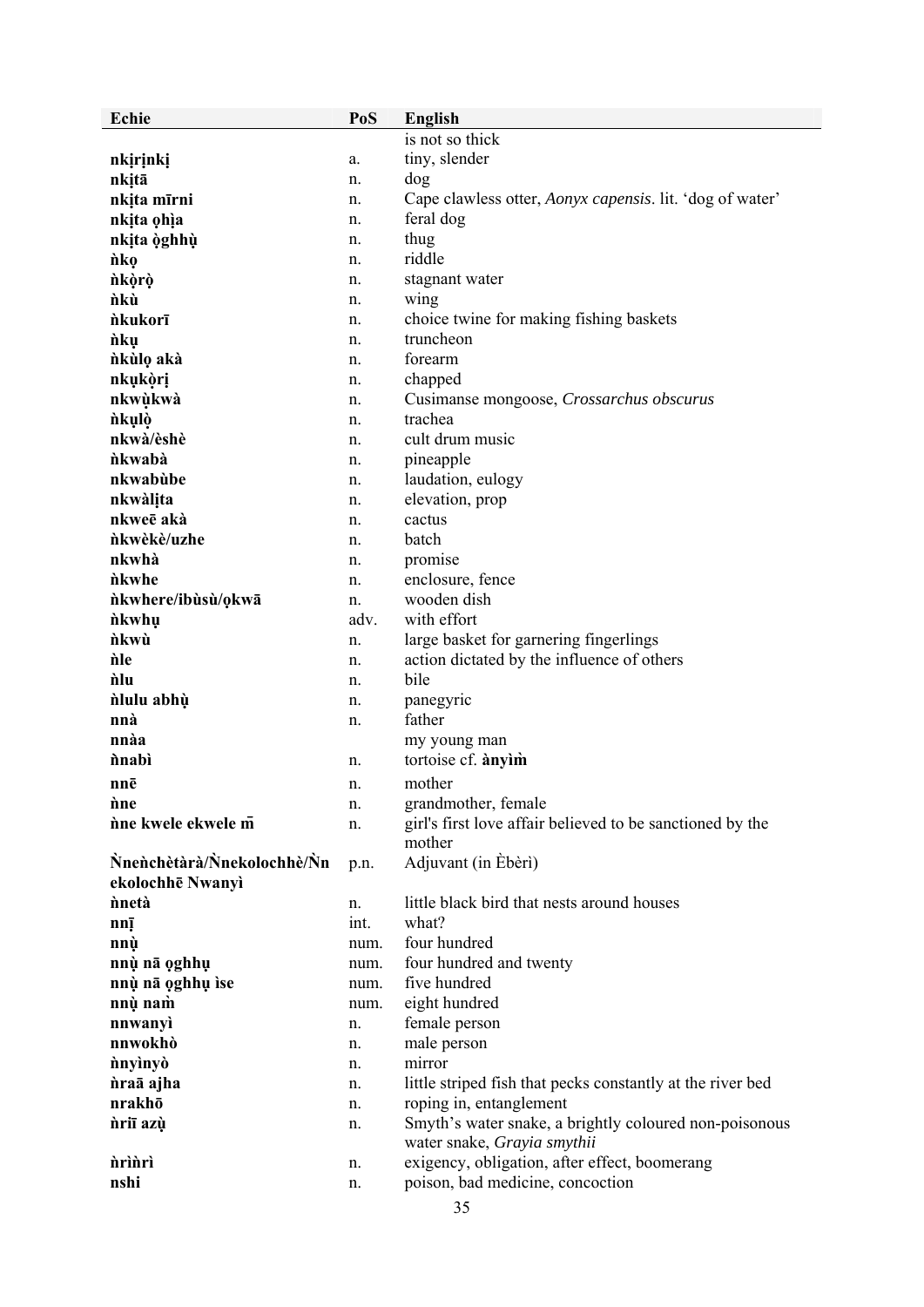| Echie | PoS | English |
|---|---|---|
| | | is not so thick |
| **nkịrịnkị** | a. | tiny, slender |
| **nkịtā** | n. | dog |
| **nkịta mīrni** | n. | Cape clawless otter, *Aonyx capensis*. lit. 'dog of water' |
| **nkịta ọhịa** | n. | feral dog |
| **nkịta ọ̀ghhụ̀** | n. | thug |
| **ǹkọ** | n. | riddle |
| **ǹkọ̀rọ̀** | n. | stagnant water |
| **ǹkù** | n. | wing |
| **ǹkukorī** | n. | choice twine for making fishing baskets |
| **ǹkụ** | n. | truncheon |
| **ǹkùlọ akà** | n. | forearm |
| **nkụkọ̀rị** | n. | chapped |
| **nkwụ̀kwà** | n. | Cusimanse mongoose, *Crossarchus obscurus* |
| **ǹkụlọ̀** | n. | trachea |
| **nkwà/èshè** | n. | cult drum music |
| **ǹkwabà** | n. | pineapple |
| **nkwabùbe** | n. | laudation, eulogy |
| **nkwàlịta** | n. | elevation, prop |
| **nkweē akà** | n. | cactus |
| **ǹkwèkè/uzhe** | n. | batch |
| **nkwhà** | n. | promise |
| **ǹkwhe** | n. | enclosure, fence |
| **ǹkwhere/ibùsù/ọkwā** | n. | wooden dish |
| **ǹkwhụ** | adv. | with effort |
| **ǹkwù** | n. | large basket for garnering fingerlings |
| **ǹle** | n. | action dictated by the influence of others |
| **ǹlu** | n. | bile |
| **ǹlulu abhụ̀** | n. | panegyric |
| **nnà** | n. | father |
| **nnàa** | | my young man |
| **ǹnabì** | n. | tortoise cf. **ànyìm̀** |
| **nnē** | n. | mother |
| **ǹne** | n. | grandmother, female |
| **ǹne kwele ekwele m̄** | n. | girl's first love affair believed to be sanctioned by the mother |
| **Ǹneǹchètàrà/Ǹnekolochhè/Ǹnekolochhē Nwanyì** | p.n. | Adjuvant (in Èbèrì) |
| **ǹnetà** | n. | little black bird that nests around houses |
| **nnị̄** | int. | what? |
| **nnụ̀** | num. | four hundred |
| **nnụ̀ nā ọghhụ** | num. | four hundred and twenty |
| **nnụ̀ nā ọghhụ ìse** | num. | five hundred |
| **nnụ̀ naǹ** | num. | eight hundred |
| **nnwanyì** | n. | female person |
| **nnwokhò** | n. | male person |
| **ǹnyìnyò** | n. | mirror |
| **ǹraā ajha** | n. | little striped fish that pecks constantly at the river bed |
| **nrakhō** | n. | roping in, entanglement |
| **ǹrīī azụ̀** | n. | Smyth's water snake, a brightly coloured non-poisonous water snake, *Grayia smythii* |
| **ǹrìǹrì** | n. | exigency, obligation, after effect, boomerang |
| **nshi** | n. | poison, bad medicine, concoction |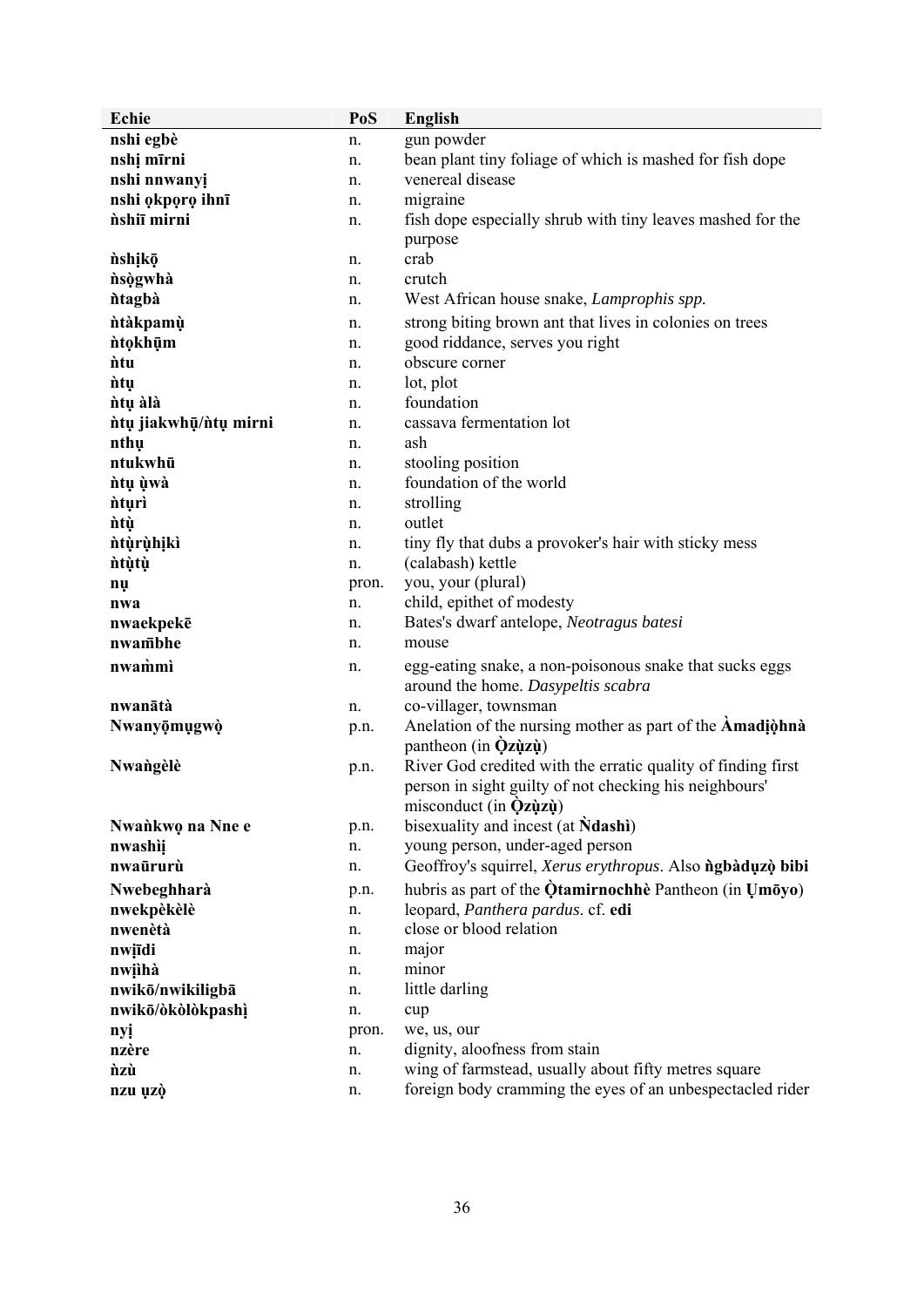| Echie | PoS | English |
|---|---|---|
| **nshi egbè** | n. | gun powder |
| **nshị mīrni** | n. | bean plant tiny foliage of which is mashed for fish dope |
| **nshi nnwanyị** | n. | venereal disease |
| **nshi ọkpọrọ ihnī** | n. | migraine |
| **ǹshiī mirni** | n. | fish dope especially shrub with tiny leaves mashed for the purpose |
| **ǹshịkō̩** | n. | crab |
| **ǹsọ̀gwhà** | n. | crutch |
| **ǹtagbà** | n. | West African house snake, *Lamprophis spp.* |
| **ǹtàkpamụ̀** | n. | strong biting brown ant that lives in colonies on trees |
| **ǹtọkhụ̄m** | n. | good riddance, serves you right |
| **ǹtu** | n. | obscure corner |
| **ǹtụ** | n. | lot, plot |
| **ǹtụ àlà** | n. | foundation |
| **ǹtụ jiakwhụ̄/ǹtụ mirni** | n. | cassava fermentation lot |
| **nthụ** | n. | ash |
| **ntukwhū** | n. | stooling position |
| **ǹtụ ụ̀wà** | n. | foundation of the world |
| **ǹtụrì** | n. | strolling |
| **ǹtụ̀** | n. | outlet |
| **ǹtụ̀rụ̀hịkì** | n. | tiny fly that dubs a provoker's hair with sticky mess |
| **ǹtụ̀tụ̀** | n. | (calabash) kettle |
| **nụ** | pron. | you, your (plural) |
| **nwa** | n. | child, epithet of modesty |
| **nwaekpekē** | n. | Bates's dwarf antelope, *Neotragus batesi* |
| **nwam̄bhe** | n. | mouse |
| **nwam̀mì** | n. | egg-eating snake, a non-poisonous snake that sucks eggs around the home. *Dasypeltis scabra* |
| **nwanātà** | n. | co-villager, townsman |
| **Nwanyọ̄mụgwọ̀** | p.n. | Anelation of the nursing mother as part of the **Àmadịọ̀hnà** pantheon (in **Ọ̀zụ̀zụ̀**) |
| **Nwaǹgèlè** | p.n. | River God credited with the erratic quality of finding first person in sight guilty of not checking his neighbours' misconduct (in **Ọ̀zụ̀zụ̀**) |
| **Nwaǹkwọ na Nne e** | p.n. | bisexuality and incest (at **Ǹdashì**) |
| **nwashìị** | n. | young person, under-aged person |
| **nwaūrurù** | n. | Geoffroy's squirrel, *Xerus erythropus*. Also **ǹgbàdụzọ̀ bibi** |
| **Nwebeghharà** | p.n. | hubris as part of the **Ọ̀tamirnochhè** Pantheon (in **Ụmōyo**) |
| **nwekpèkèlè** | n. | leopard, *Panthera pardus*. cf. **edi** |
| **nwenètà** | n. | close or blood relation |
| **nwịīdi** | n. | major |
| **nwịìhà** | n. | minor |
| **nwikō/nwikiligbā** | n. | little darling |
| **nwikō/òkòlòkpashì̩** | n. | cup |
| **nyị** | pron. | we, us, our |
| **nzère** | n. | dignity, aloofness from stain |
| **ǹzù** | n. | wing of farmstead, usually about fifty metres square |
| **nzu ụzọ̀** | n. | foreign body cramming the eyes of an unbespectacled rider |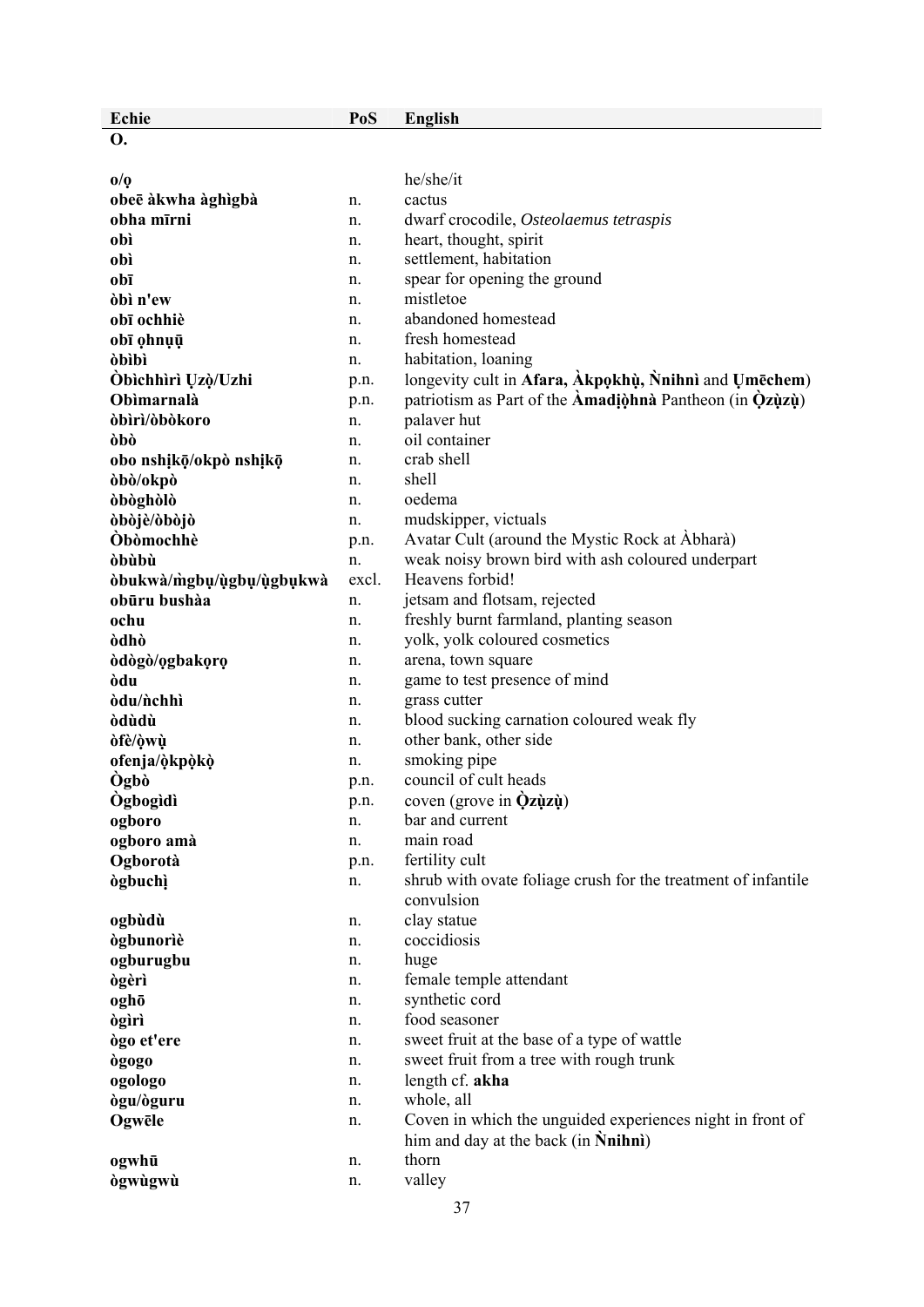| Echie | PoS | English |
|---|---|---|
| **O.** | | |
| **o/ọ** | | he/she/it |
| **obeē àkwha àghìgbà** | n. | cactus |
| **obha mīrni** | n. | dwarf crocodile, *Osteolaemus tetraspis* |
| **obì** | n. | heart, thought, spirit |
| **obì** | n. | settlement, habitation |
| **obī** | n. | spear for opening the ground |
| **òbì n'ew** | n. | mistletoe |
| **obī ochhiè** | n. | abandoned homestead |
| **obī ọhnụ̄** | n. | fresh homestead |
| **òbìbì** | n. | habitation, loaning |
| **Òbìchhìrì Ụzọ̀/Uzhi** | p.n. | longevity cult in **Afara, Àkpọkhụ̀, Ǹnihnì** and **Ụmēchem**) |
| **Obìmarnalà** | p.n. | patriotism as Part of the **Àmadịọ̀hnà** Pantheon (in **Ọ̀zụ̀zụ̀**) |
| **òbìrì/òbòkoro** | n. | palaver hut |
| **òbò** | n. | oil container |
| **obo nshịkō̩/okpò nshịkō̩** | n. | crab shell |
| **òbò/okpò** | n. | shell |
| **òbòghòlò** | n. | oedema |
| **òbòjè/òbòjò** | n. | mudskipper, victuals |
| **Òbòmochhè** | p.n. | Avatar Cult (around the Mystic Rock at Àbharà) |
| **òbùbù** | n. | weak noisy brown bird with ash coloured underpart |
| **òbukwà/m̀gbụ/ụ̀gbụ/ụ̀gbụkwà** | excl. | Heavens forbid! |
| **obūru bushàa** | n. | jetsam and flotsam, rejected |
| **ochu** | n. | freshly burnt farmland, planting season |
| **òdhò** | n. | yolk, yolk coloured cosmetics |
| **òdògò/ọgbakọrọ** | n. | arena, town square |
| **òdu** | n. | game to test presence of mind |
| **òdu/ǹchhì** | n. | grass cutter |
| **òdùdù** | n. | blood sucking carnation coloured weak fly |
| **òfè/ọ̀wụ̀** | n. | other bank, other side |
| **ofenja/ọ̀kpọ̀kọ̀** | n. | smoking pipe |
| **Ògbò** | p.n. | council of cult heads |
| **Ògbogìdì** | p.n. | coven (grove in **Ọ̀zụ̀zụ̀**) |
| **ogboro** | n. | bar and current |
| **ogboro amà** | n. | main road |
| **Ogborotà** | p.n. | fertility cult |
| **ògbuchị̀** | n. | shrub with ovate foliage crush for the treatment of infantile convulsion |
| **ogbùdù** | n. | clay statue |
| **ògbunorìè** | n. | coccidiosis |
| **ogburugbu** | n. | huge |
| **ògèrì** | n. | female temple attendant |
| **oghō** | n. | synthetic cord |
| **ògìrì** | n. | food seasoner |
| **ògo et'ere** | n. | sweet fruit at the base of a type of wattle |
| **ògogo** | n. | sweet fruit from a tree with rough trunk |
| **ogologo** | n. | length cf. **akha** |
| **ògu/òguru** | n. | whole, all |
| **Ogwēle** | n. | Coven in which the unguided experiences night in front of him and day at the back (in **Ǹnihnì**) |
| **ogwhū** | n. | thorn |
| **ògwùgwù** | n. | valley |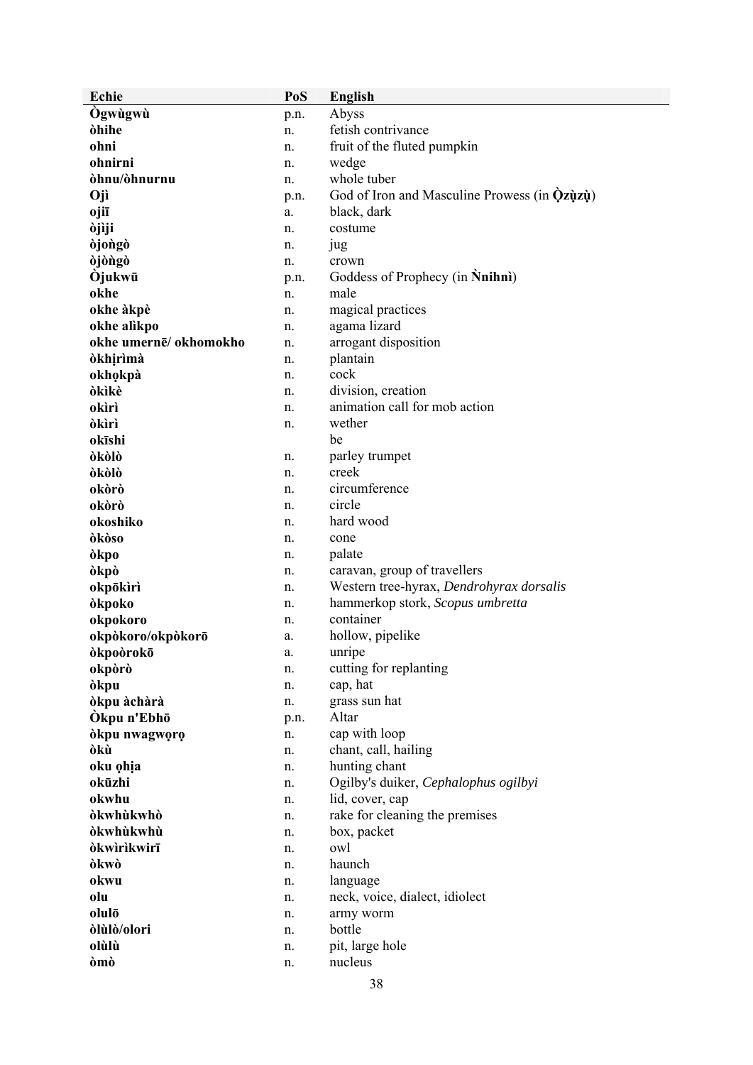| Echie | PoS | English |
|---|---|---|
| **Ògwùgwù** | p.n. | Abyss |
| **òhihe** | n. | fetish contrivance |
| **ohni** | n. | fruit of the fluted pumpkin |
| **ohnirni** | n. | wedge |
| **òhnu/òhnurnu** | n. | whole tuber |
| **Ojì** | p.n. | God of Iron and Masculine Prowess (in **Ọ̀zụ̀zụ̀**) |
| **ojiī** | a. | black, dark |
| **òjìji** | n. | costume |
| **òjoǹgò** | n. | jug |
| **òjòǹgò** | n. | crown |
| **Òjukwū** | p.n. | Goddess of Prophecy (in **Ǹnihnì**) |
| **okhe** | n. | male |
| **okhe àkpè** | n. | magical practices |
| **okhe alìkpo** | n. | agama lizard |
| **okhe umernē/ okhomokho** | n. | arrogant disposition |
| **òkhịrìmà** | n. | plantain |
| **okhọkpà** | n. | cock |
| **òkìkè** | n. | division, creation |
| **okìrì** | n. | animation call for mob action |
| **òkìrì** | n. | wether |
| **okīshi** | | be |
| **òkòlò** | n. | parley trumpet |
| **òkòlò** | n. | creek |
| **okòrò** | n. | circumference |
| **okòrò** | n. | circle |
| **okoshiko** | n. | hard wood |
| **òkòso** | n. | cone |
| **òkpo** | n. | palate |
| **òkpò** | n. | caravan, group of travellers |
| **okpōkìrì** | n. | Western tree-hyrax, *Dendrohyrax dorsalis* |
| **òkpoko** | n. | hammerkop stork, *Scopus umbretta* |
| **okpokoro** | n. | container |
| **okpòkoro/okpòkorō** | a. | hollow, pipelike |
| **òkpoòrokō** | a. | unripe |
| **okpòrò** | n. | cutting for replanting |
| **òkpu** | n. | cap, hat |
| **òkpu àchàrà** | n. | grass sun hat |
| **Òkpu n'Ebhō** | p.n. | Altar |
| **òkpu nwagwọrọ** | n. | cap with loop |
| **òkù** | n. | chant, call, hailing |
| **oku ọhịa** | n. | hunting chant |
| **okūzhi** | n. | Ogilby's duiker, *Cephalophus ogilbyi* |
| **okwhu** | n. | lid, cover, cap |
| **òkwhùkwhò** | n. | rake for cleaning the premises |
| **òkwhùkwhù** | n. | box, packet |
| **òkwìrìkwirī** | n. | owl |
| **òkwò** | n. | haunch |
| **okwu** | n. | language |
| **olu** | n. | neck, voice, dialect, idiolect |
| **olulō** | n. | army worm |
| **òlùlò/olori** | n. | bottle |
| **olùlù** | n. | pit, large hole |
| **òmò** | n. | nucleus |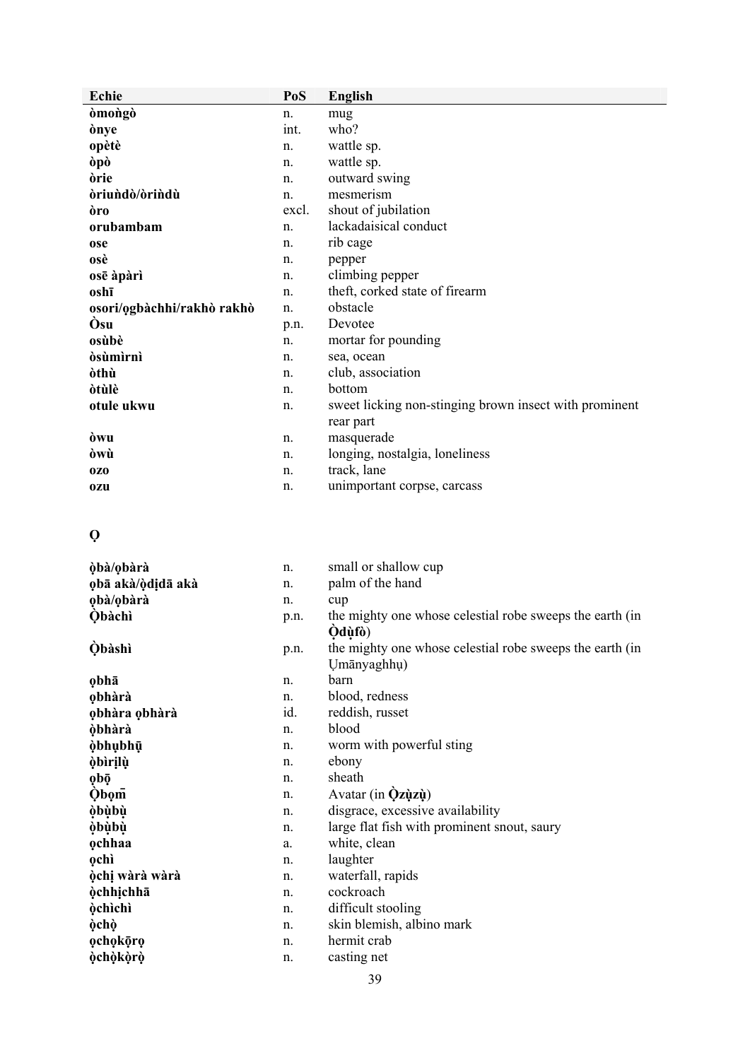| Echie | PoS | English |
|---|---|---|
| **òmoǹgò** | n. | mug |
| **ònye** | int. | who? |
| **opètè** | n. | wattle sp. |
| **òpò** | n. | wattle sp. |
| **òrie** | n. | outward swing |
| **òriuǹdò/òriǹdù** | n. | mesmerism |
| **òro** | excl. | shout of jubilation |
| **orubambam** | n. | lackadaisical conduct |
| **ose** | n. | rib cage |
| **osè** | n. | pepper |
| **osē àpàrì** | n. | climbing pepper |
| **oshī** | n. | theft, corked state of firearm |
| **osori/ọgbàchhi/rakhò rakhò** | n. | obstacle |
| **Òsu** | p.n. | Devotee |
| **osùbè** | n. | mortar for pounding |
| **òsùmìrnì** | n. | sea, ocean |
| **òthù** | n. | club, association |
| **òtùlè** | n. | bottom |
| **otule ukwu** | n. | sweet licking non-stinging brown insect with prominent rear part |
| **òwu** | n. | masquerade |
| **òwù** | n. | longing, nostalgia, loneliness |
| **ozo** | n. | track, lane |
| **ozu** | n. | unimportant corpse, carcass |

## Ọ

| Echie | PoS | English |
|---|---|---|
| **ọ̀bà/ọbàrà** | n. | small or shallow cup |
| **ọbā akà/ọ̀dịdā akà** | n. | palm of the hand |
| **ọbà/ọbàrà** | n. | cup |
| **Ọ̀bàchì** | p.n. | the mighty one whose celestial robe sweeps the earth (in **Ọ̀dụ̀fò**) |
| **Ọ̀bàshì** | p.n. | the mighty one whose celestial robe sweeps the earth (in Ụmānyaghhụ) |
| **ọbhā** | n. | barn |
| **ọbhàrà** | n. | blood, redness |
| **ọbhàra ọbhàrà** | id. | reddish, russet |
| **ọ̀bhàrà** | n. | blood |
| **ọ̀bhụbhụ̄** | n. | worm with powerful sting |
| **ọ̀bìrịlụ̀** | n. | ebony |
| **ọbọ̄** | n. | sheath |
| **Ọ̀bọm̄** | n. | Avatar (in **Ọ̀zụ̀zụ̀**) |
| **ọ̀bụ̀bụ̀** | n. | disgrace, excessive availability |
| **ọ̀bụ̀bụ̀** | n. | large flat fish with prominent snout, saury |
| **ọchhaa** | a. | white, clean |
| **ọchì** | n. | laughter |
| **ọ̀chị wàrà wàrà** | n. | waterfall, rapids |
| **ọ̀chhịchhā** | n. | cockroach |
| **ọ̀chìchì** | n. | difficult stooling |
| **ọ̀chọ̀** | n. | skin blemish, albino mark |
| **ọchọkōrọ** | n. | hermit crab |
| **ọ̀chọ̀kọ̀rọ̀** | n. | casting net |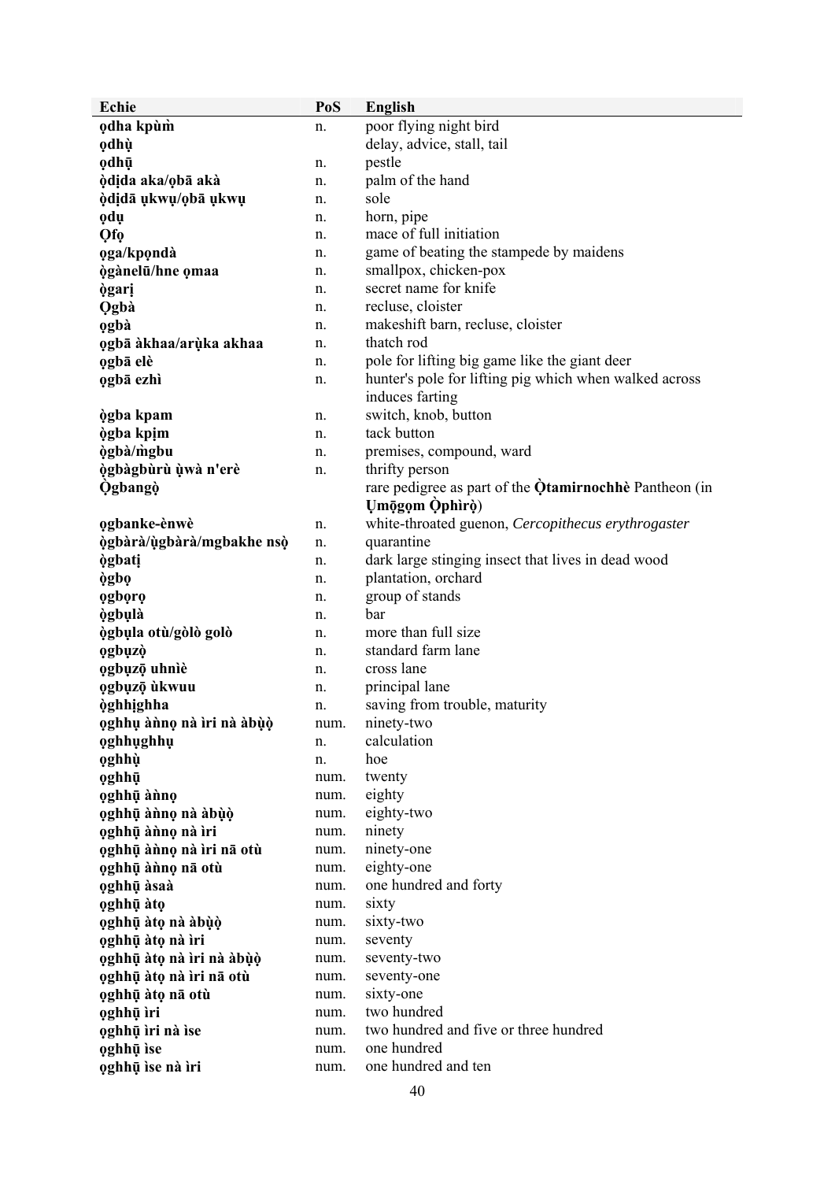| Echie | PoS | English |
|---|---|---|
| **ọdha kpùm̀** | n. | poor flying night bird |
| **ọdhụ̀** | | delay, advice, stall, tail |
| **ọdhụ̄** | n. | pestle |
| **ọ̀dịda aka/ọbā akà** | n. | palm of the hand |
| **ọ̀dịdā ụkwụ/ọbā ụkwụ** | n. | sole |
| **ọdụ** | n. | horn, pipe |
| **Ọfọ** | n. | mace of full initiation |
| **ọga/kpọndà** | n. | game of beating the stampede by maidens |
| **ọ̀gànelū/hne ọmaa** | n. | smallpox, chicken-pox |
| **ọ̀garị** | n. | secret name for knife |
| **Ọgbà** | n. | recluse, cloister |
| **ọgbà** | n. | makeshift barn, recluse, cloister |
| **ọgbā àkhaa/arụ̀ka akhaa** | n. | thatch rod |
| **ọgbā elè** | n. | pole for lifting big game like the giant deer |
| **ọgbā ezhì** | n. | hunter's pole for lifting pig which when walked across induces farting |
| **ọ̀gba kpam** | n. | switch, knob, button |
| **ọ̀gba kpịm** | n. | tack button |
| **ọ̀gbà/m̀gbu** | n. | premises, compound, ward |
| **ọ̀gbàgbùrù ụ̀wà n'erè** | n. | thrifty person |
| **Ọ̀gbangọ̀** | | rare pedigree as part of the **Ọ̀tamirnochhè** Pantheon (in **Ụmọ̄gọm Ọ̀phìrọ̀**) |
| **ọgbanke-ènwè** | n. | white-throated guenon, *Cercopithecus erythrogaster* |
| **ọ̀gbàrà/ụ̀gbàrà/mgbakhe nsọ̀** | n. | quarantine |
| **ọ̀gbatị** | n. | dark large stinging insect that lives in dead wood |
| **ọ̀gbọ** | n. | plantation, orchard |
| **ọgbọrọ** | n. | group of stands |
| **ọ̀gbụlà** | n. | bar |
| **ọ̀gbụla otù/gòlò golò** | n. | more than full size |
| **ọgbụzọ̀** | n. | standard farm lane |
| **ọgbụzọ̄ uhnìè** | n. | cross lane |
| **ọgbụzọ̄ ùkwuu** | n. | principal lane |
| **ọ̀ghhịghha** | n. | saving from trouble, maturity |
| **ọghhụ ànnọ nà ìri nà àbụ̀ọ̀** | num. | ninety-two |
| **ọghhụghhụ** | n. | calculation |
| **ọghhụ̀** | n. | hoe |
| **ọghhụ̄** | num. | twenty |
| **ọghhụ̄ ànnọ** | num. | eighty |
| **ọghhụ̄ ànnọ nà àbụ̀ọ̀** | num. | eighty-two |
| **ọghhụ̄ ànnọ nà ìri** | num. | ninety |
| **ọghhụ̄ ànnọ nà ìri nā otù** | num. | ninety-one |
| **ọghhụ̄ ànnọ nā otù** | num. | eighty-one |
| **ọghhụ̄ àsaà** | num. | one hundred and forty |
| **ọghhụ̄ àtọ** | num. | sixty |
| **ọghhụ̄ àtọ nà àbụ̀ọ̀** | num. | sixty-two |
| **ọghhụ̄ àtọ nà ìri** | num. | seventy |
| **ọghhụ̄ àtọ nà ìri nà àbụ̀ọ̀** | num. | seventy-two |
| **ọghhụ̄ àtọ nà ìri nā otù** | num. | seventy-one |
| **ọghhụ̄ àtọ nā otù** | num. | sixty-one |
| **ọghhụ̄ ìri** | num. | two hundred |
| **ọghhụ̄ ìri nà ìse** | num. | two hundred and five or three hundred |
| **ọghhụ̄ ìse** | num. | one hundred |
| **ọghhụ̄ ìse nà ìri** | num. | one hundred and ten |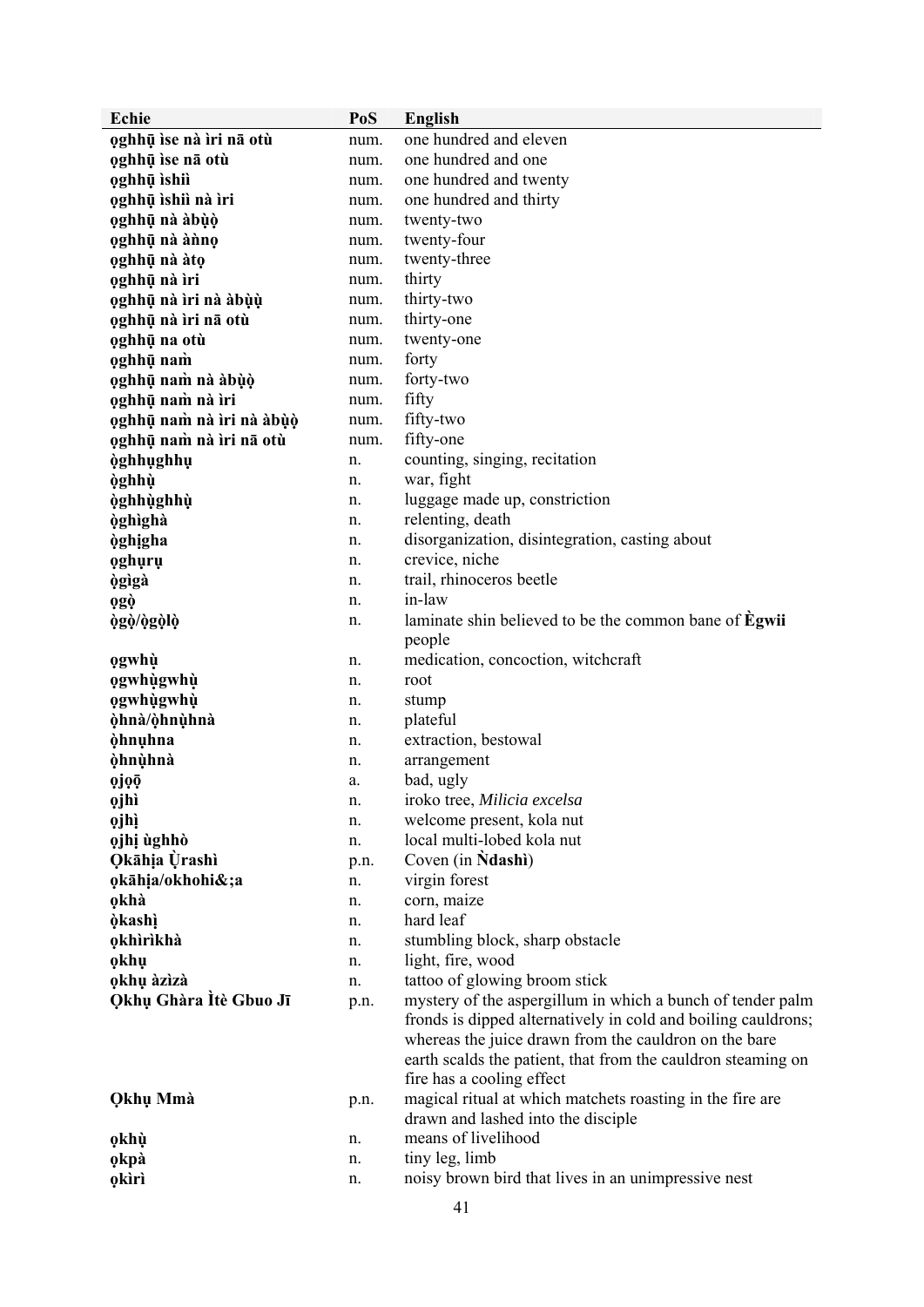| Echie | PoS | English |
|---|---|---|
| **ọghhụ̄ ìse nà ìri nā otù** | num. | one hundred and eleven |
| **ọghhụ̄ ìse nā otù** | num. | one hundred and one |
| **ọghhụ̄ ìshiì** | num. | one hundred and twenty |
| **ọghhụ̄ ìshiì nà ìri** | num. | one hundred and thirty |
| **ọghhụ̄ nà àbụ̀ọ** | num. | twenty-two |
| **ọghhụ̄ nà àǹnọ** | num. | twenty-four |
| **ọghhụ̄ nà àtọ** | num. | twenty-three |
| **ọghhụ̄ nà ìri** | num. | thirty |
| **ọghhụ̄ nà ìri nà àbụ̀ụ̀** | num. | thirty-two |
| **ọghhụ̄ nà ìri nā otù** | num. | thirty-one |
| **ọghhụ̄ na otù** | num. | twenty-one |
| **ọghhụ̄ naǹ** | num. | forty |
| **ọghhụ̄ naǹ nà àbụ̀ọ** | num. | forty-two |
| **ọghhụ̄ naǹ nà ìri** | num. | fifty |
| **ọghhụ̄ naǹ nà ìri nà àbụ̀ọ** | num. | fifty-two |
| **ọghhụ̄ naǹ nà ìri nā otù** | num. | fifty-one |
| **ọ̀ghhụghhụ** | n. | counting, singing, recitation |
| **ọ̀ghhụ̀** | n. | war, fight |
| **ọ̀ghhụ̀ghhụ̀** | n. | luggage made up, constriction |
| **ọ̀ghìghà** | n. | relenting, death |
| **ọ̀ghịgha** | n. | disorganization, disintegration, casting about |
| **ọghụrụ** | n. | crevice, niche |
| **ọ̀gìgà** | n. | trail, rhinoceros beetle |
| **ọgọ̀** | n. | in-law |
| **ọ̀gọ̀/ọ̀gọ̀lọ̀** | n. | laminate shin believed to be the common bane of **Ègwii** people |
| **ọgwhụ̀** | n. | medication, concoction, witchcraft |
| **ọgwhụ̀gwhụ̀** | n. | root |
| **ọgwhụ̀gwhụ̀** | n. | stump |
| **ọ̀hnà/ọ̀hnụ̀hnà** | n. | plateful |
| **ọ̀hnụhna** | n. | extraction, bestowal |
| **ọ̀hnụ̀hnà** | n. | arrangement |
| **ọjọ̄** | a. | bad, ugly |
| **ọjhì** | n. | iroko tree, *Milicia excelsa* |
| **ọjhị̀** | n. | welcome present, kola nut |
| **ọjhị ùghhò** | n. | local multi-lobed kola nut |
| **Ọkāhịa Ụ̀rashì** | p.n. | Coven (in **Ǹdashì**) |
| **ọkāhịa/okhohi&;a** | n. | virgin forest |
| **ọkhà** | n. | corn, maize |
| **ọ̀kashị̀** | n. | hard leaf |
| **ọkhìrìkhà** | n. | stumbling block, sharp obstacle |
| **ọkhụ** | n. | light, fire, wood |
| **ọkhụ àzìzà** | n. | tattoo of glowing broom stick |
| **Ọkhụ Ghàra Ìtè Gbuo Jī** | p.n. | mystery of the aspergillum in which a bunch of tender palm fronds is dipped alternatively in cold and boiling cauldrons; whereas the juice drawn from the cauldron on the bare earth scalds the patient, that from the cauldron steaming on fire has a cooling effect |
| **Ọkhụ Mmà** | p.n. | magical ritual at which matchets roasting in the fire are drawn and lashed into the disciple |
| **ọkhụ̀** | n. | means of livelihood |
| **ọkpà** | n. | tiny leg, limb |
| **ọkìrì** | n. | noisy brown bird that lives in an unimpressive nest |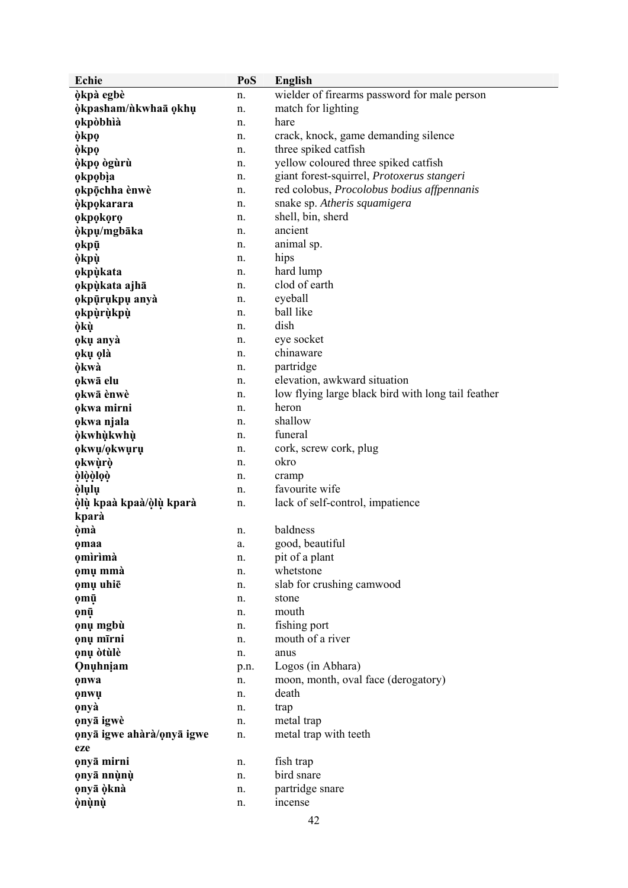| Echie | PoS | English |
|---|---|---|
| **ọ̀kpà egbè** | n. | wielder of firearms password for male person |
| **ọ̀kpasham/ǹkwhaā ọkhụ** | n. | match for lighting |
| **ọkpòbhìà** | n. | hare |
| **ọ̀kpọ** | n. | crack, knock, game demanding silence |
| **ọ̀kpọ** | n. | three spiked catfish |
| **ọ̀kpọ ògùrù** | n. | yellow coloured three spiked catfish |
| **ọkpọbịa** | n. | giant forest-squirrel, *Protoxerus stangeri* |
| **ọkpọ̄chha ènwè** | n. | red colobus, *Procolobus bodius affpennanis* |
| **ọ̀kpọkarara** | n. | snake sp. *Atheris squamigera* |
| **ọkpọkọrọ** | n. | shell, bin, sherd |
| **ọ̀kpụ/mgbāka** | n. | ancient |
| **ọkpụ̄** | n. | animal sp. |
| **ọ̀kpụ̀** | n. | hips |
| **ọkpụ̀kata** | n. | hard lump |
| **ọkpụ̀kata ajhā** | n. | clod of earth |
| **ọkpụ̄rụkpụ anyà** | n. | eyeball |
| **ọkpụ̀rụ̀kpụ̀** | n. | ball like |
| **ọ̀kụ̀** | n. | dish |
| **ọkụ anyà** | n. | eye socket |
| **ọkụ ọlà** | n. | chinaware |
| **ọ̀kwà** | n. | partridge |
| **ọkwā elu** | n. | elevation, awkward situation |
| **ọkwā ènwè** | n. | low flying large black bird with long tail feather |
| **ọkwa mirni** | n. | heron |
| **ọkwa njala** | n. | shallow |
| **ọ̀kwhụ̀kwhụ̀** | n. | funeral |
| **ọkwụ/ọkwụrụ** | n. | cork, screw cork, plug |
| **ọkwụ̀rọ̀** | n. | okro |
| **ọ̀lọ̀ọ̀lọọ̀** | n. | cramp |
| **ọ̀lụlụ** | n. | favourite wife |
| **ọ̀lụ̀ kpaà kpaà/ọ̀lụ̀ kparà kparà** | n. | lack of self-control, impatience |
| **ọ̀mà** | n. | baldness |
| **ọmaa** | a. | good, beautiful |
| **ọmìrìmà** | n. | pit of a plant |
| **ọmụ mmà** | n. | whetstone |
| **ọmụ uhiē** | n. | slab for crushing camwood |
| **ọmụ̄** | n. | stone |
| **ọnụ̄** | n. | mouth |
| **ọnụ mgbù** | n. | fishing port |
| **ọnụ mīrni** | n. | mouth of a river |
| **ọnụ òtùlè** | n. | anus |
| **Ọnụhnịam** | p.n. | Logos (in Abhara) |
| **ọnwa** | n. | moon, month, oval face (derogatory) |
| **ọnwụ** | n. | death |
| **ọnyà** | n. | trap |
| **ọnyā igwè** | n. | metal trap |
| **ọnyā igwe ahàrà/ọnyā igwe eze** | n. | metal trap with teeth |
| **ọnyā mirni** | n. | fish trap |
| **ọnyā nnụ̀nụ̀** | n. | bird snare |
| **ọnyā ọ̀knà** | n. | partridge snare |
| **ọ̀nụ̀nụ̀** | n. | incense |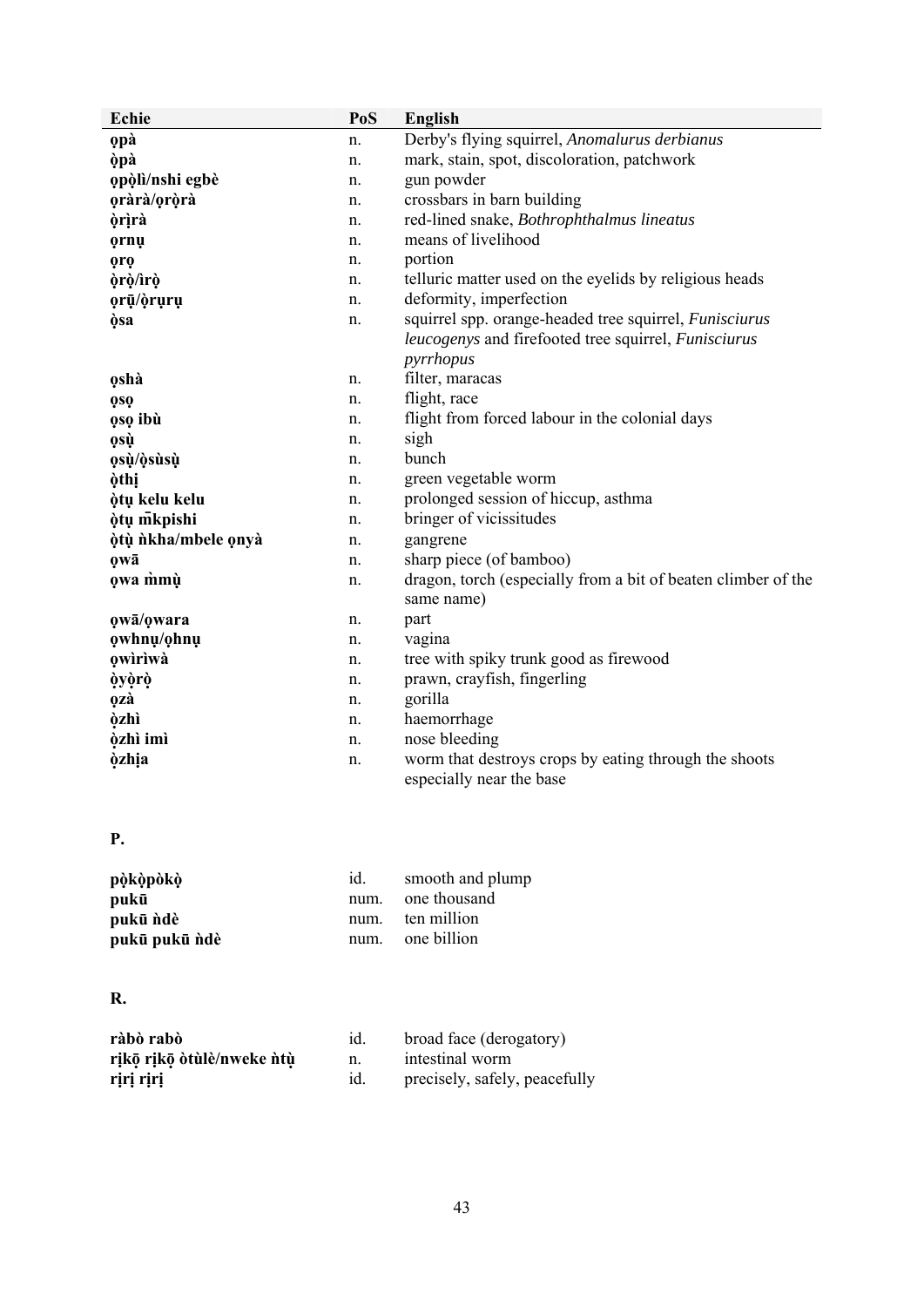| Echie | PoS | English |
|---|---|---|
| **ọpà** | n. | Derby's flying squirrel, *Anomalurus derbianus* |
| **ọ̀pà** | n. | mark, stain, spot, discoloration, patchwork |
| **ọpọ̀lì/nshi egbè** | n. | gun powder |
| **ọràrà/ọrọ̀rà** | n. | crossbars in barn building |
| **ọ̀rịrà** | n. | red-lined snake, *Bothrophthalmus lineatus* |
| **ọrnụ** | n. | means of livelihood |
| **ọrọ** | n. | portion |
| **ọ̀rọ̀/ìrọ̀** | n. | telluric matter used on the eyelids by religious heads |
| **ọrū̩/ọ̀rụrụ** | n. | deformity, imperfection |
| **ọ̀sa** | n. | squirrel spp. orange-headed tree squirrel, *Funisciurus leucogenys* and firefooted tree squirrel, *Funisciurus pyrrhopus* |
| **ọshà** | n. | filter, maracas |
| **ọsọ** | n. | flight, race |
| **ọsọ ibù** | n. | flight from forced labour in the colonial days |
| **ọsụ̀** | n. | sigh |
| **ọsụ̀/ọ̀sùsụ̀** | n. | bunch |
| **ọ̀thị** | n. | green vegetable worm |
| **ọ̀tụ kelu kelu** | n. | prolonged session of hiccup, asthma |
| **ọ̀tụ m̄kpishi** | n. | bringer of vicissitudes |
| **ọ̀tụ̀ ǹkha/mbele ọnyà** | n. | gangrene |
| **ọwā** | n. | sharp piece (of bamboo) |
| **ọwa m̀mụ̀** | n. | dragon, torch (especially from a bit of beaten climber of the same name) |
| **ọwā/ọwara** | n. | part |
| **ọwhnụ/ọhnụ** | n. | vagina |
| **ọwìrìwà** | n. | tree with spiky trunk good as firewood |
| **ọ̀yọ̀rọ̀** | n. | prawn, crayfish, fingerling |
| **ọzà** | n. | gorilla |
| **ọ̀zhì** | n. | haemorrhage |
| **ọ̀zhì imì** | n. | nose bleeding |
| **ọ̀zhịa** | n. | worm that destroys crops by eating through the shoots especially near the base |

**P.**

| | | |
|---|---|---|
| **pọ̀kọ̀pòkọ̀** | id. | smooth and plump |
| **pukū** | num. | one thousand |
| **pukū ǹdè** | num. | ten million |
| **pukū pukū ǹdè** | num. | one billion |

**R.**

| | | |
|---|---|---|
| **ràbò rabò** | id. | broad face (derogatory) |
| **rịkō̩ rịkō̩ òtùlè/nweke ǹtụ̀** | n. | intestinal worm |
| **rịrị rịrị** | id. | precisely, safely, peacefully |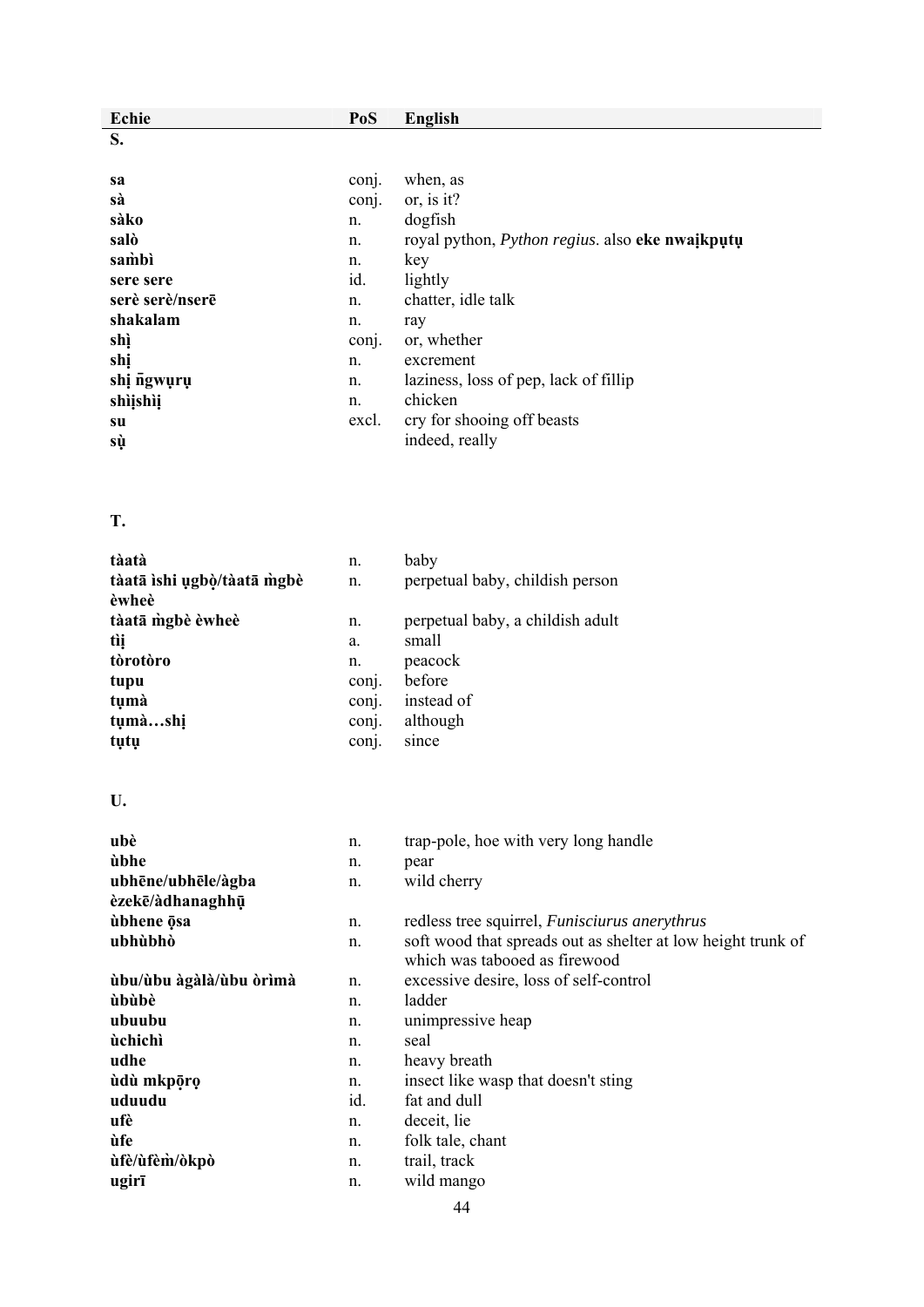| Echie | PoS | English |
|---|---|---|
| **S.** | | |
| **sa** | conj. | when, as |
| **sà** | conj. | or, is it? |
| **sàko** | n. | dogfish |
| **salò** | n. | royal python, *Python regius*. also **eke nwaịkpụtụ** |
| **saṁbì** | n. | key |
| **sere sere** | id. | lightly |
| **serè serè/nserē** | n. | chatter, idle talk |
| **shakalam** | n. | ray |
| **shị̀** | conj. | or, whether |
| **shị** | n. | excrement |
| **shị n̄gwụrụ** | n. | laziness, loss of pep, lack of fillip |
| **shìịshìị** | n. | chicken |
| **su** | excl. | cry for shooing off beasts |
| **sụ̀** | | indeed, really |
| **T.** | | |
| **tàatà** | n. | baby |
| **tàatā ìshi ụgbọ̀/tàatā m̀gbè èwheè** | n. | perpetual baby, childish person |
| **tàatā m̀gbè èwheè** | n. | perpetual baby, a childish adult |
| **tìị** | a. | small |
| **tòrotòro** | n. | peacock |
| **tupu** | conj. | before |
| **tụmà** | conj. | instead of |
| **tụmà…shị** | conj. | although |
| **tụtụ** | conj. | since |
| **U.** | | |
| **ubè** | n. | trap-pole, hoe with very long handle |
| **ùbhe** | n. | pear |
| **ubhēne/ubhēle/àgba èzekē/àdhanaghhụ̄** | n. | wild cherry |
| **ùbhene ọ̄sa** | n. | redless tree squirrel, *Funisciurus anerythrus* |
| **ubhùbhò** | n. | soft wood that spreads out as shelter at low height trunk of which was tabooed as firewood |
| **ùbu/ùbu àgàlà/ùbu òrìmà** | n. | excessive desire, loss of self-control |
| **ùbùbè** | n. | ladder |
| **ubuubu** | n. | unimpressive heap |
| **ùchichì** | n. | seal |
| **udhe** | n. | heavy breath |
| **ùdù mkpọ̄rọ** | n. | insect like wasp that doesn't sting |
| **uduudu** | id. | fat and dull |
| **ufè** | n. | deceit, lie |
| **ùfe** | n. | folk tale, chant |
| **ùfè/ùfèm̀/òkpò** | n. | trail, track |
| **ugirī** | n. | wild mango |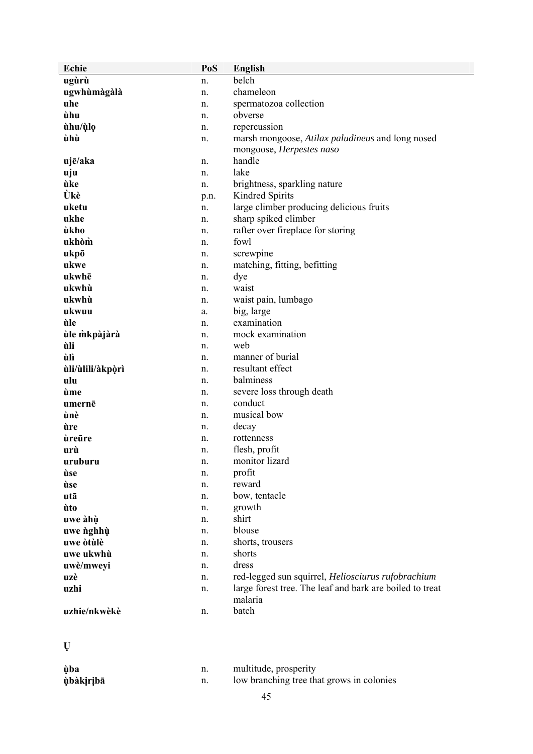| Echie | PoS | English |
|---|---|---|
| **ugùrù** | n. | belch |
| **ugwhùmàgàlà** | n. | chameleon |
| **uhe** | n. | spermatozoa collection |
| **ùhu** | n. | obverse |
| **ùhu/ụ̀lọ** | n. | repercussion |
| **ùhù** | n. | marsh mongoose, *Atilax paludineus* and long nosed mongoose, *Herpestes naso* |
| **ujē/aka** | n. | handle |
| **uju** | n. | lake |
| **ùke** | n. | brightness, sparkling nature |
| **Ùkè** | p.n. | Kindred Spirits |
| **uketu** | n. | large climber producing delicious fruits |
| **ukhe** | n. | sharp spiked climber |
| **ùkho** | n. | rafter over fireplace for storing |
| **ukhòm̀** | n. | fowl |
| **ukpō** | n. | screwpine |
| **ukwe** | n. | matching, fitting, befitting |
| **ukwhē** | n. | dye |
| **ukwhù** | n. | waist |
| **ukwhù** | n. | waist pain, lumbago |
| **ukwuu** | a. | big, large |
| **ùle** | n. | examination |
| **ùle m̀kpàjàrà** | n. | mock examination |
| **ùli** | n. | web |
| **ùlì** | n. | manner of burial |
| **ùli/ùlili/àkpọ̀rì** | n. | resultant effect |
| **ulu** | n. | balminess |
| **ùme** | n. | severe loss through death |
| **umernē** | n. | conduct |
| **ùnè** | n. | musical bow |
| **ùre** | n. | decay |
| **ùreūre** | n. | rottenness |
| **urù** | n. | flesh, profit |
| **uruburu** | n. | monitor lizard |
| **ùse** | n. | profit |
| **ùse** | n. | reward |
| **utā** | n. | bow, tentacle |
| **ùto** | n. | growth |
| **uwe àhụ̀** | n. | shirt |
| **uwe ǹghhụ̀** | n. | blouse |
| **uwe òtùlè** | n. | shorts, trousers |
| **uwe ukwhù** | n. | shorts |
| **uwè/mweyi** | n. | dress |
| **uzè** | n. | red-legged sun squirrel, *Heliosciurus rufobrachium* |
| **uzhi** | n. | large forest tree. The leaf and bark are boiled to treat malaria |
| **uzhie/nkwèkè** | n. | batch |

## Ụ

| | | |
|---|---|---|
| **ụ̀ba** | n. | multitude, prosperity |
| **ụ̀bàkịrịbā** | n. | low branching tree that grows in colonies |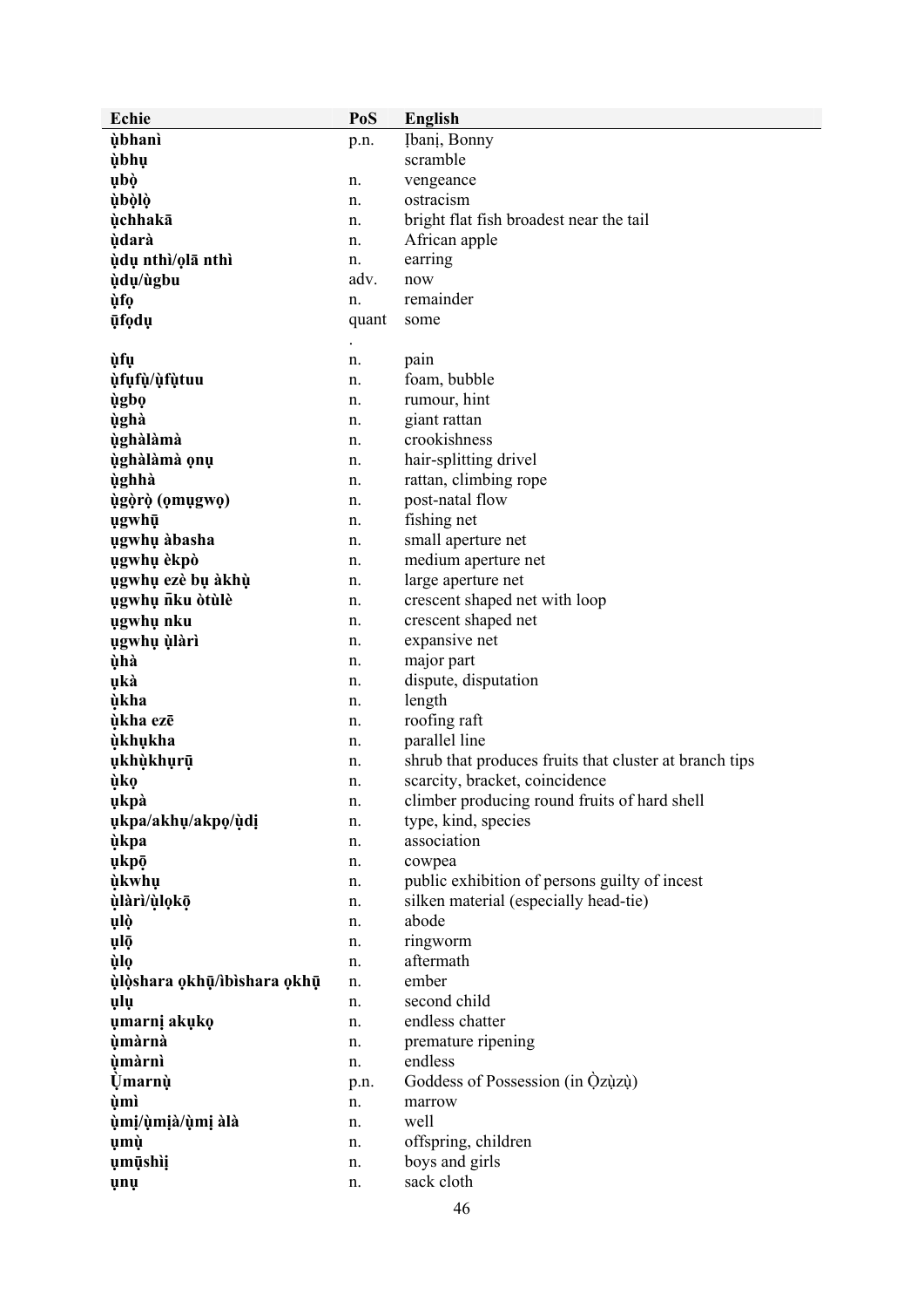| Echie | PoS | English |
|---|---|---|
| **ụ̀bhanì** | p.n. | Ịbanị, Bonny |
| **ụ̀bhụ** | | scramble |
| **ụbọ̀** | n. | vengeance |
| **ụ̀bọ̀lọ̀** | n. | ostracism |
| **ụ̀chhakā** | n. | bright flat fish broadest near the tail |
| **ụ̀darà** | n. | African apple |
| **ụ̀dụ nthì/ọlā nthì** | n. | earring |
| **ụ̀dụ/ùgbu** | adv. | now |
| **ụ̀fọ** | n. | remainder |
| **ụ̄fọdụ** | quant. | some |
| **ụ̀fụ** | n. | pain |
| **ụ̀fụfụ̀/ụ̀fụ̀tuu** | n. | foam, bubble |
| **ụ̀gbọ** | n. | rumour, hint |
| **ụ̀ghà** | n. | giant rattan |
| **ụ̀ghàlàmà** | n. | crookishness |
| **ụ̀ghàlàmà ọnụ** | n. | hair-splitting drivel |
| **ụ̀ghhà** | n. | rattan, climbing rope |
| **ụ̀gọ̀rọ̀ (ọmụgwọ)** | n. | post-natal flow |
| **ụgwhụ̄** | n. | fishing net |
| **ụgwhụ àbasha** | n. | small aperture net |
| **ụgwhụ èkpò** | n. | medium aperture net |
| **ụgwhụ ezè bụ àkhụ̀** | n. | large aperture net |
| **ụgwhụ n̄ku òtùlè** | n. | crescent shaped net with loop |
| **ụgwhụ nku** | n. | crescent shaped net |
| **ụgwhụ ụ̀làrì** | n. | expansive net |
| **ụ̀hà** | n. | major part |
| **ụkà** | n. | dispute, disputation |
| **ụ̀kha** | n. | length |
| **ụ̀kha ezē** | n. | roofing raft |
| **ụ̀khụkha** | n. | parallel line |
| **ụkhụ̀khụrụ̄** | n. | shrub that produces fruits that cluster at branch tips |
| **ụ̀kọ** | n. | scarcity, bracket, coincidence |
| **ụkpà** | n. | climber producing round fruits of hard shell |
| **ụkpa/akhụ/akpọ/ụ̀dị** | n. | type, kind, species |
| **ụ̀kpa** | n. | association |
| **ụkpọ̄** | n. | cowpea |
| **ụ̀kwhụ** | n. | public exhibition of persons guilty of incest |
| **ụ̀làrì/ụ̀lọkọ̄** | n. | silken material (especially head-tie) |
| **ụlọ̀** | n. | abode |
| **ụlọ̄** | n. | ringworm |
| **ụ̀lọ** | n. | aftermath |
| **ụ̀lọ̀shara ọkhụ̄/ìbìshara ọkhụ̄** | n. | ember |
| **ụlụ** | n. | second child |
| **ụmarnị akụkọ** | n. | endless chatter |
| **ụ̀màrnà** | n. | premature ripening |
| **ụ̀màrnì** | n. | endless |
| **Ụ̀marnụ̀** | p.n. | Goddess of Possession (in Ọ̀zụ̀zụ̀) |
| **ụ̀mì** | n. | marrow |
| **ụ̀mị/ụ̀mịà/ụ̀mị àlà** | n. | well |
| **ụmụ̀** | n. | offspring, children |
| **ụmụ̄shìị̀** | n. | boys and girls |
| **ụnụ** | n. | sack cloth |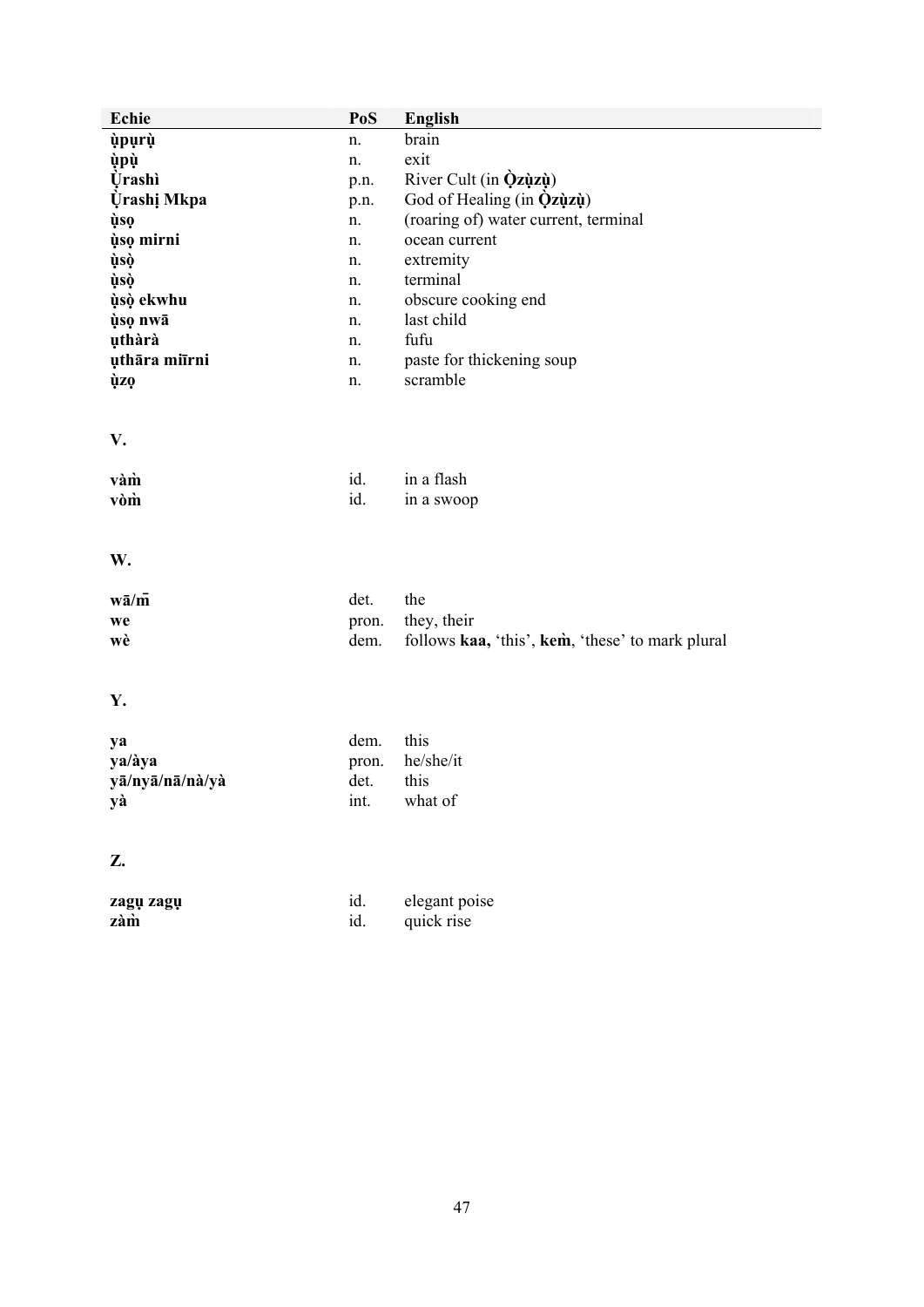| Echie | PoS | English |
|---|---|---|
| **ụ̀pụrụ̀** | n. | brain |
| **ụ̀pụ̀** | n. | exit |
| **Ụrashì** | p.n. | River Cult (in **Ọ̀zụ̀zụ̀**) |
| **Ụrashị Mkpa** | p.n. | God of Healing (in **Ọ̀zụ̀zụ̀**) |
| **ụ̀sọ** | n. | (roaring of) water current, terminal |
| **ụ̀sọ mirni** | n. | ocean current |
| **ụ̀sọ̀** | n. | extremity |
| **ụ̀sọ̀** | n. | terminal |
| **ụ̀sọ̀ ekwhu** | n. | obscure cooking end |
| **ụ̀sọ nwā** | n. | last child |
| **ụthàrà** | n. | fufu |
| **ụthāra miīrni** | n. | paste for thickening soup |
| **ụ̀zọ** | n. | scramble |

## V.

| | | |
|---|---|---|
| **vàm̀** | id. | in a flash |
| **vòm̀** | id. | in a swoop |

## W.

| | | |
|---|---|---|
| **wā/m̄** | det. | the |
| **we** | pron. | they, their |
| **wè** | dem. | follows **kaa,** 'this', **kem̀**, 'these' to mark plural |

## Y.

| | | |
|---|---|---|
| **ya** | dem. | this |
| **ya/àya** | pron. | he/she/it |
| **yā/nyā/nā/nà/yà** | det. | this |
| **yà** | int. | what of |

## Z.

| | | |
|---|---|---|
| **zagụ zagụ** | id. | elegant poise |
| **zàm̀** | id. | quick rise |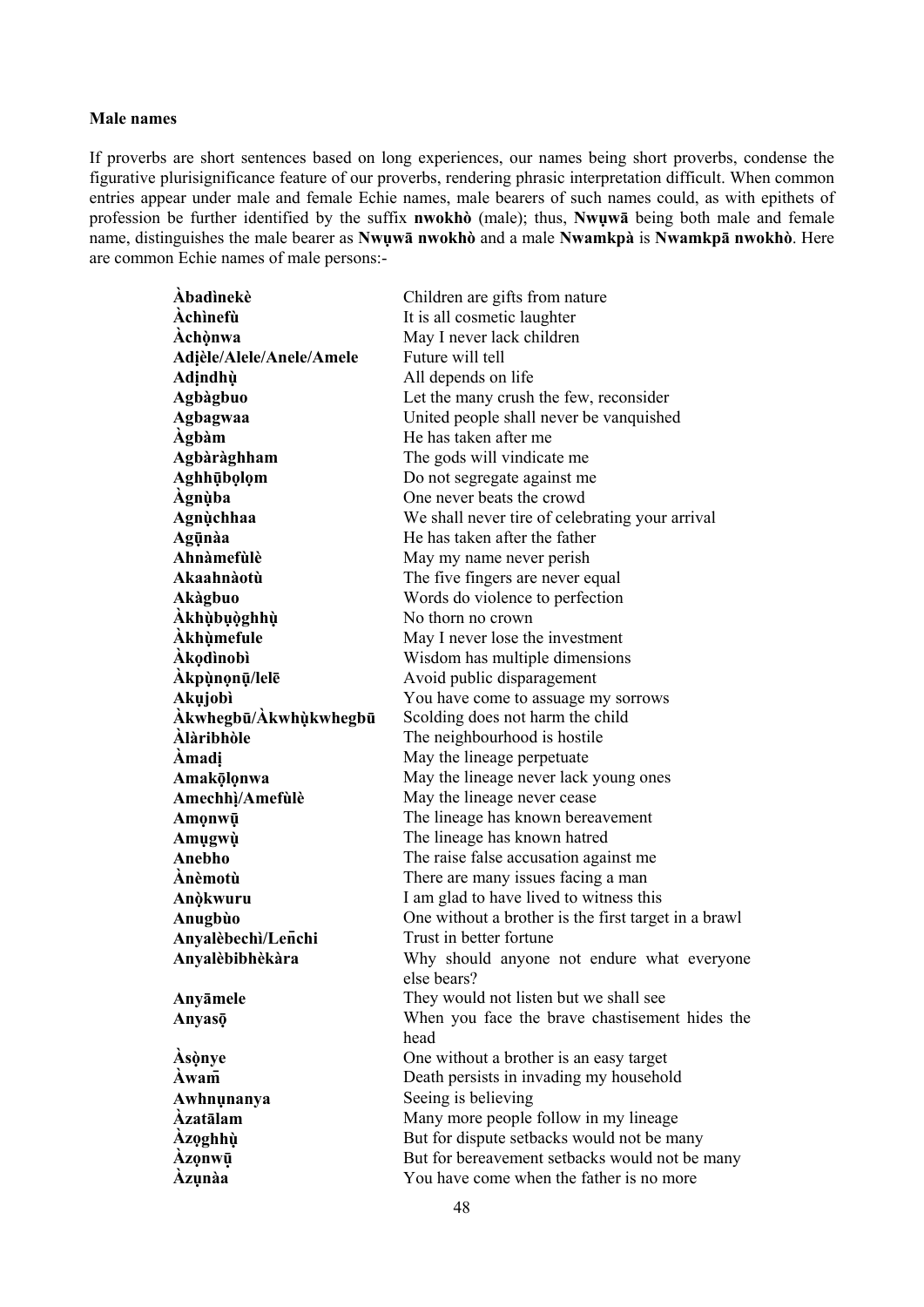**Male names**

If proverbs are short sentences based on long experiences, our names being short proverbs, condense the figurative plurisignificance feature of our proverbs, rendering phrasic interpretation difficult. When common entries appear under male and female Echie names, male bearers of such names could, as with epithets of profession be further identified by the suffix **nwokhò** (male); thus, **Nwụwā** being both male and female name, distinguishes the male bearer as **Nwụwā nwokhò** and a male **Nwamkpà** is **Nwamkpā nwokhò**. Here are common Echie names of male persons:-

| | |
|---|---|
| **Àbadìnekè** | Children are gifts from nature |
| **Àchìnefù** | It is all cosmetic laughter |
| **Àchọ̀nwa** | May I never lack children |
| **Adịèle/Alele/Anele/Amele** | Future will tell |
| **Adịndhụ̀** | All depends on life |
| **Agbàgbuo** | Let the many crush the few, reconsider |
| **Agbagwaa** | United people shall never be vanquished |
| **Àgbàm** | He has taken after me |
| **Agbàràghham** | The gods will vindicate me |
| **Aghhụ̄bọlọm** | Do not segregate against me |
| **Àgnụ̀ba** | One never beats the crowd |
| **Agnụ̀chhaa** | We shall never tire of celebrating your arrival |
| **Agụ̄nàa** | He has taken after the father |
| **Ahnàmefùlè** | May my name never perish |
| **Akaahnàotù** | The five fingers are never equal |
| **Akàgbuo** | Words do violence to perfection |
| **Àkhụ̀bụọ̀ghhụ̀** | No thorn no crown |
| **Àkhụ̀mefule** | May I never lose the investment |
| **Àkọdìnobì** | Wisdom has multiple dimensions |
| **Àkpụ̀nọnụ̄/lelē** | Avoid public disparagement |
| **Akụjobì** | You have come to assuage my sorrows |
| **Àkwhegbū/Àkwhụ̀kwhegbū** | Scolding does not harm the child |
| **Àlàribhòle** | The neighbourhood is hostile |
| **Àmadị** | May the lineage perpetuate |
| **Amakọ̄lọnwa** | May the lineage never lack young ones |
| **Amechhị/Amefùlè** | May the lineage never cease |
| **Amọnwụ̄** | The lineage has known bereavement |
| **Amụgwụ̀** | The lineage has known hatred |
| **Anebho** | The raise false accusation against me |
| **Ànèmotù** | There are many issues facing a man |
| **Anọ̀kwuru** | I am glad to have lived to witness this |
| **Anugbùo** | One without a brother is the first target in a brawl |
| **Anyalèbechì/Len̄chi** | Trust in better fortune |
| **Anyalèbibhèkàra** | Why should anyone not endure what everyone else bears? |
| **Anyāmele** | They would not listen but we shall see |
| **Anyasọ̄** | When you face the brave chastisement hides the head |
| **Àsọ̀nye** | One without a brother is an easy target |
| **Àwam̄** | Death persists in invading my household |
| **Awhnụnanya** | Seeing is believing |
| **Àzatālam** | Many more people follow in my lineage |
| **Àzọghhụ̀** | But for dispute setbacks would not be many |
| **Àzọnwụ̄** | But for bereavement setbacks would not be many |
| **Àzụnàa** | You have come when the father is no more |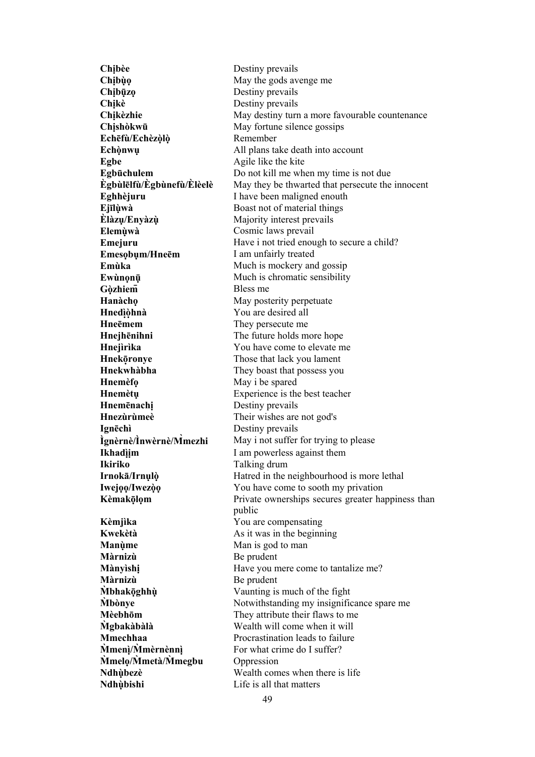| | |
|---|---|
| **Chịbèe** | Destiny prevails |
| **Chịbụ̀ọ** | May the gods avenge me |
| **Chịbụ̄zọ** | Destiny prevails |
| **Chịkè** | Destiny prevails |
| **Chịkèzhie** | May destiny turn a more favourable countenance |
| **Chịshòkwū** | May fortune silence gossips |
| **Echēfù/Echèzọ̀lọ̀** | Remember |
| **Echọ̀nwụ** | All plans take death into account |
| **Egbe** | Agile like the kite |
| **Egbūchulem** | Do not kill me when my time is not due |
| **Ègbùlēlfù/Ègbùnefù/Èlèelè** | May they be thwarted that persecute the innocent |
| **Eghhèjuru** | I have been maligned enouth |
| **Ejīlụ̀wà** | Boast not of material things |
| **Èlàzụ/Enyàzụ̀** | Majority interest prevails |
| **Elemụ̀wà** | Cosmic laws prevail |
| **Emejuru** | Have i not tried enough to secure a child? |
| **Emesọbụm/Hneēm** | I am unfairly treated |
| **Emùka** | Much is mockery and gossip |
| **Ewùnọnụ̄** | Much is chromatic sensibility |
| **Gọ̀zhiem̄** | Bless me |
| **Hanàchọ** | May posterity perpetuate |
| **Hnedịọ̀hnà** | You are desired all |
| **Hneēmem** | They persecute me |
| **Hnejhēnihni** | The future holds more hope |
| **Hnejìrìka** | You have come to elevate me |
| **Hnekọ̄ronye** | Those that lack you lament |
| **Hnekwhàbha** | They boast that possess you |
| **Hnemèfọ** | May i be spared |
| **Hnemètụ** | Experience is the best teacher |
| **Hnemēnachị** | Destiny prevails |
| **Hnezùrùmeè** | Their wishes are not god's |
| **Ignēchì** | Destiny prevails |
| **Ìgnèrnè/Ìnwèrnè/M̀mezhi** | May i not suffer for trying to please |
| **Ikhadịịm** | I am powerless against them |
| **Ikiriko** | Talking drum |
| **Irnokā/Irnụlọ̀** | Hatred in the neighbourhood is more lethal |
| **Iwejọọ/Iwezọ̀ọ** | You have come to sooth my privation |
| **Kèmakọ̄lọm** | Private ownerships secures greater happiness than public |
| **Kèmjìka** | You are compensating |
| **Kwekètà** | As it was in the beginning |
| **Manụ̀me** | Man is god to man |
| **Màrnizù** | Be prudent |
| **Mànyìshị** | Have you mere come to tantalize me? |
| **Màrnizù** | Be prudent |
| **M̀bhakọ̄ghhụ̀** | Vaunting is much of the fight |
| **M̀bònye** | Notwithstanding my insignificance spare me |
| **Mèebhōm** | They attribute their flaws to me |
| **M̀gbakàbàlà** | Wealth will come when it will |
| **Mmechhaa** | Procrastination leads to failure |
| **M̀menị/M̀mèrnènnị** | For what crime do I suffer? |
| **M̀melọ/M̀metà/M̀megbu** | Oppression |
| **Ndhụ̀bezè** | Wealth comes when there is life |
| **Ndhụ̀bishi** | Life is all that matters |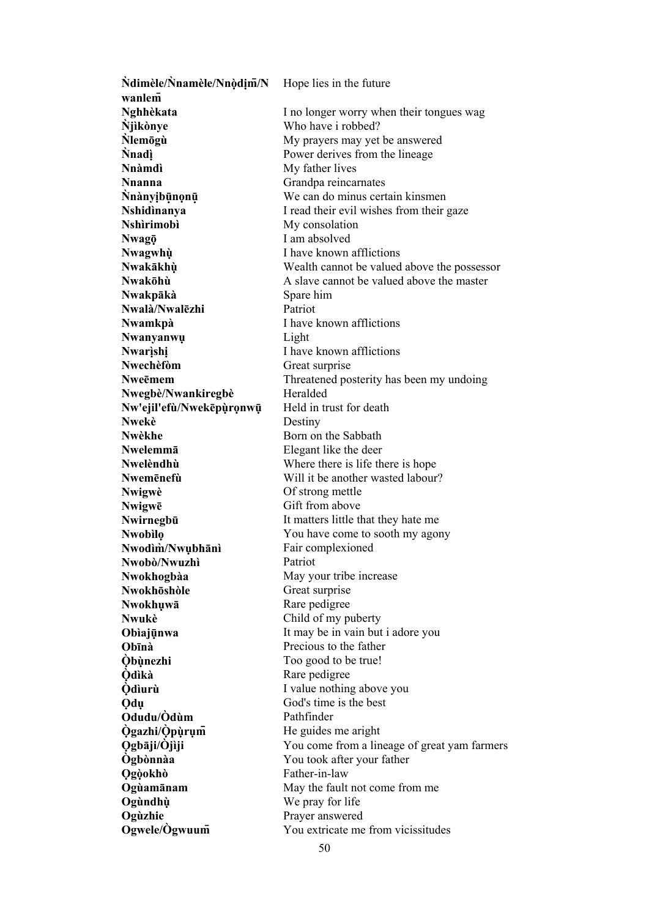| | |
|---|---|
| **Ǹdimèle/Ǹnamèle/Nnọ̀dịm̄/Nwanlem̄** | Hope lies in the future |
| **Nghhèkata** | I no longer worry when their tongues wag |
| **Ǹjìkònye** | Who have i robbed? |
| **Ǹlemōgù** | My prayers may yet be answered |
| **Ǹnadị** | Power derives from the lineage |
| **Nnàmdì** | My father lives |
| **Nnanna** | Grandpa reincarnates |
| **Ǹnànyịbụ̄nọnụ̄** | We can do minus certain kinsmen |
| **Nshidìnanya** | I read their evil wishes from their gaze |
| **Nshìrimobì** | My consolation |
| **Nwagọ̄** | I am absolved |
| **Nwagwhụ̀** | I have known afflictions |
| **Nwakākhụ̀** | Wealth cannot be valued above the possessor |
| **Nwakōhù** | A slave cannot be valued above the master |
| **Nwakpākà** | Spare him |
| **Nwalà/Nwalēzhi** | Patriot |
| **Nwamkpà** | I have known afflictions |
| **Nwanyanwụ** | Light |
| **Nwarịshị** | I have known afflictions |
| **Nwechèfòm** | Great surprise |
| **Nweēmem** | Threatened posterity has been my undoing |
| **Nwegbè/Nwankiregbè** | Heralded |
| **Nw'ejil'efù/Nwekēpụ̀rọnwụ̄** | Held in trust for death |
| **Nwekè** | Destiny |
| **Nwèkhe** | Born on the Sabbath |
| **Nwelemmā** | Elegant like the deer |
| **Nwelèndhù** | Where there is life there is hope |
| **Nwemēnefù** | Will it be another wasted labour? |
| **Nwigwè** | Of strong mettle |
| **Nwigwē** | Gift from above |
| **Nwirnegbū** | It matters little that they hate me |
| **Nwobìlọ** | You have come to sooth my agony |
| **Nwodìm̀/Nwụbhānì** | Fair complexioned |
| **Nwobò/Nwuzhì** | Patriot |
| **Nwokhogbàa** | May your tribe increase |
| **Nwokhōshòle** | Great surprise |
| **Nwokhụwā** | Rare pedigree |
| **Nwukè** | Child of my puberty |
| **Obìajụ̄nwa** | It may be in vain but i adore you |
| **Obīnà** | Precious to the father |
| **Ọ̀bụ̀nezhi** | Too good to be true! |
| **Ọ̀dìkà** | Rare pedigree |
| **Ọ̀dìurù** | I value nothing above you |
| **Ọdụ** | God's time is the best |
| **Odudu/Òdùm** | Pathfinder |
| **Ọ̀gazhi/Ọ̀pụ̀rụm̄** | He guides me aright |
| **Ọgbāji/Ọ̀jìji** | You come from a lineage of great yam farmers |
| **Ògbònnàa** | You took after your father |
| **Ọgọ̀okhò** | Father-in-law |
| **Ogùamānam** | May the fault not come from me |
| **Ogùndhụ̀** | We pray for life |
| **Ogùzhie** | Prayer answered |
| **Ogwele/Ògwuum̄** | You extricate me from vicissitudes |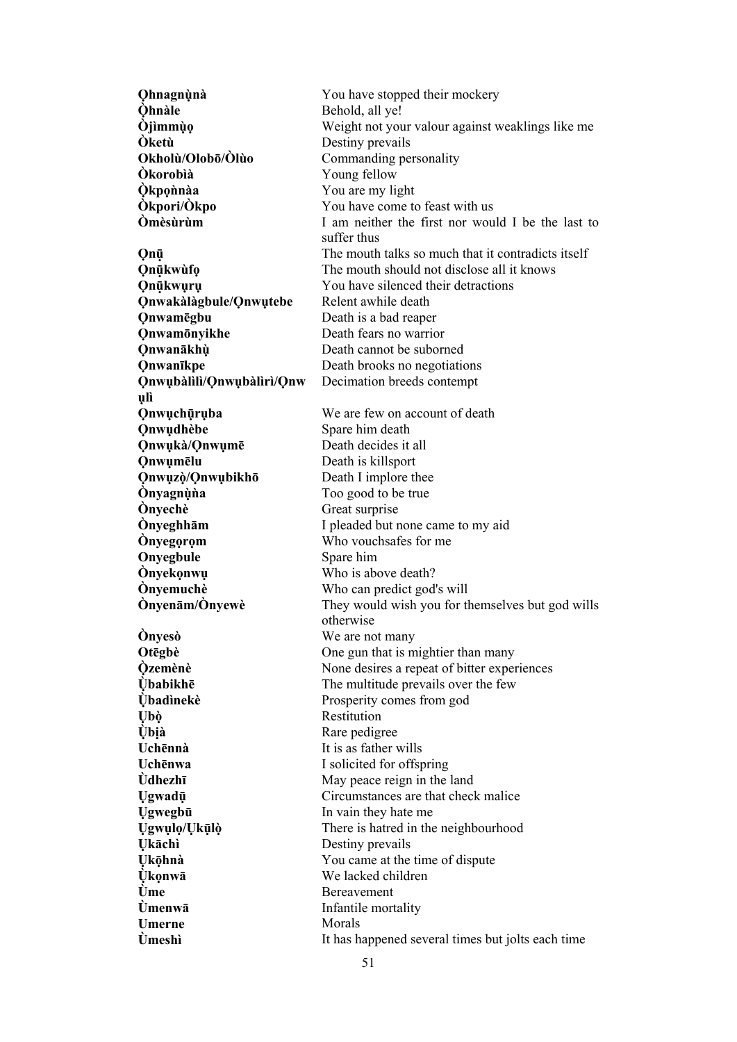| | |
|---|---|
| **Ọhnagnụ̀nà** | You have stopped their mockery |
| **Ọ̀hnàle** | Behold, all ye! |
| **Ọ̀jìmmụ̀ọ** | Weight not your valour against weaklings like me |
| **Òketù** | Destiny prevails |
| **Okholù/Olobō/Òlùo** | Commanding personality |
| **Òkorobìà** | Young fellow |
| **Ọ̀kpọǹnàa** | You are my light |
| **Òkpori/Òkpo** | You have come to feast with us |
| **Òmèsùrùm** | I am neither the first nor would I be the last to suffer thus |
| **Ọnū** | The mouth talks so much that it contradicts itself |
| **Ọnūkwùfọ** | The mouth should not disclose all it knows |
| **Ọnūkwụrụ** | You have silenced their detractions |
| **Ọnwakàlàgbule/Ọnwụtebe** | Relent awhile death |
| **Ọnwamēgbu** | Death is a bad reaper |
| **Ọnwamōnyikhe** | Death fears no warrior |
| **Ọnwanākhụ̀** | Death cannot be suborned |
| **Ọnwanīkpe** | Death brooks no negotiations |
| **Ọnwụbàlìlì/Ọnwụbàlìrì/Ọnwụlì** | Decimation breeds contempt |
| **Ọnwụchūrụba** | We are few on account of death |
| **Ọnwụdhèbe** | Spare him death |
| **Ọnwụkà/Ọnwụmē** | Death decides it all |
| **Ọnwụmēlu** | Death is killsport |
| **Ọnwụzọ̀/Ọnwụbikhō** | Death I implore thee |
| **Ònyagnụ̀ǹa** | Too good to be true |
| **Ònyechè** | Great surprise |
| **Ònyeghhām** | I pleaded but none came to my aid |
| **Ònyegọrọm** | Who vouchsafes for me |
| **Onyegbule** | Spare him |
| **Ònyekọnwụ** | Who is above death? |
| **Ònyemuchè** | Who can predict god's will |
| **Ònyenām/Ònyewè** | They would wish you for themselves but god wills otherwise |
| **Ònyesò** | We are not many |
| **Otēgbè** | One gun that is mightier than many |
| **Ọ̀zemènè** | None desires a repeat of bitter experiences |
| **Ụ̀babikhē** | The multitude prevails over the few |
| **Ụ̀badìnekè** | Prosperity comes from god |
| **Ụbọ̀** | Restitution |
| **Ụ̀bịà** | Rare pedigree |
| **Uchēnnà** | It is as father wills |
| **Uchēnwa** | I solicited for offspring |
| **Ùdhezhī** | May peace reign in the land |
| **Ụgwadū** | Circumstances are that check malice |
| **Ụgwegbū** | In vain they hate me |
| **Ụgwụlọ/Ụkūlọ̀** | There is hatred in the neighbourhood |
| **Ụkāchì** | Destiny prevails |
| **Ụkōhnà** | You came at the time of dispute |
| **Ụ̀kọnwā** | We lacked children |
| **Ùme** | Bereavement |
| **Ùmenwā** | Infantile mortality |
| **Umerne** | Morals |
| **Ùmeshì** | It has happened several times but jolts each time |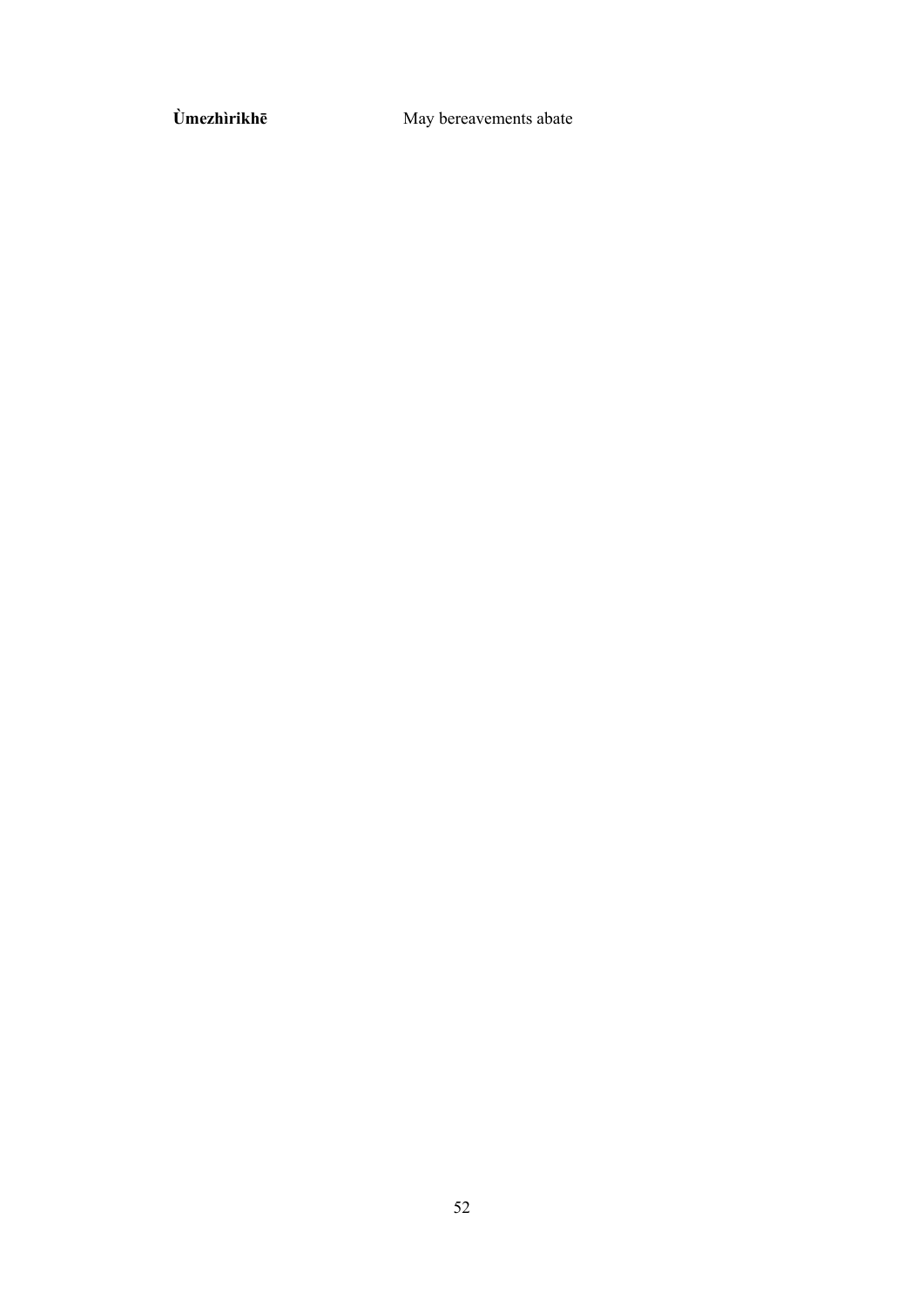| | |
|---|---|
| **Ù̀mezhìrikhē** | May bereavements abate |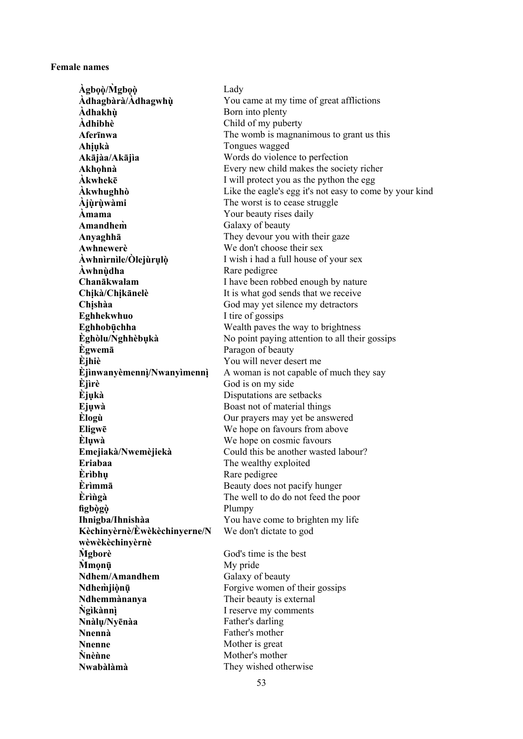**Female names**

| | |
|---|---|
| **Àgbọ̀ọ̀/M̀gbọ̀ọ̀** | Lady |
| **Àdhagbàrà/Àdhagwhụ̀** | You came at my time of great afflictions |
| **Àdhakhụ̀** | Born into plenty |
| **Àdhibhè** | Child of my puberty |
| **Aferīnwa** | The womb is magnanimous to grant us this |
| **Ahịụkà** | Tongues wagged |
| **Akājàa/Akājìa** | Words do violence to perfection |
| **Akhọhnà** | Every new child makes the society richer |
| **Àkwhekē** | I will protect you as the python the egg |
| **Àkwhughhò** | Like the eagle's egg it's not easy to come by your kind |
| **Àjụ̀rụ̀wàmi** | The worst is to cease struggle |
| **Àmama** | Your beauty rises daily |
| **Amandhem̀** | Galaxy of beauty |
| **Anyaghhā** | They devour you with their gaze |
| **Awhnewerè** | We don't choose their sex |
| **Àwhnìrnìle/Òlejùrụlọ̀** | I wish i had a full house of your sex |
| **Àwhnụ̀dha** | Rare pedigree |
| **Chanākwalam** | I have been robbed enough by nature |
| **Chịkà/Chịkānelè** | It is what god sends that we receive |
| **Chịshàa** | God may yet silence my detractors |
| **Eghhekwhuo** | I tire of gossips |
| **Eghhobūchha** | Wealth paves the way to brightness |
| **Èghòlu/Nghhèbụkà** | No point paying attention to all their gossips |
| **Ègwemā** | Paragon of beauty |
| **Èjhiè** | You will never desert me |
| **Èjìnwanyèmennị̀/Nwanyìmennị̀** | A woman is not capable of much they say |
| **Èjìrè** | God is on my side |
| **Èjụkà** | Disputations are setbacks |
| **Ejụwà** | Boast not of material things |
| **Èlogù** | Our prayers may yet be answered |
| **Eligwē** | We hope on favours from above |
| **Èlụwà** | We hope on cosmic favours |
| **Emejiakà/Nwemèjiekà** | Could this be another wasted labour? |
| **Eriabaa** | The wealthy exploited |
| **Èrìbhụ** | Rare pedigree |
| **Èrìmmā** | Beauty does not pacify hunger |
| **Èrìǹgà** | The well to do do not feed the poor |
| **fìgbọ̀gọ̀** | Plumpy |
| **Ihnigba/Ihnishàa** | You have come to brighten my life |
| **Kèchinyèrnè/Èwèkèchinyerne/Nwèwèkèchinyèrnè** | We don't dictate to god |
| **M̀gborè** | God's time is the best |
| **M̀mọnū** | My pride |
| **Ndhem/Amandhem** | Galaxy of beauty |
| **Ndhem̀jiọ̀nū** | Forgive women of their gossips |
| **Ndhemmànanya** | Their beauty is external |
| **Ǹgìkànnị̀** | I reserve my comments |
| **Nnàlụ/Nyēnàa** | Father's darling |
| **Nnennà** | Father's mother |
| **Nnenne** | Mother is great |
| **Ǹnènne** | Mother's mother |
| **Nwabàlàmà** | They wished otherwise |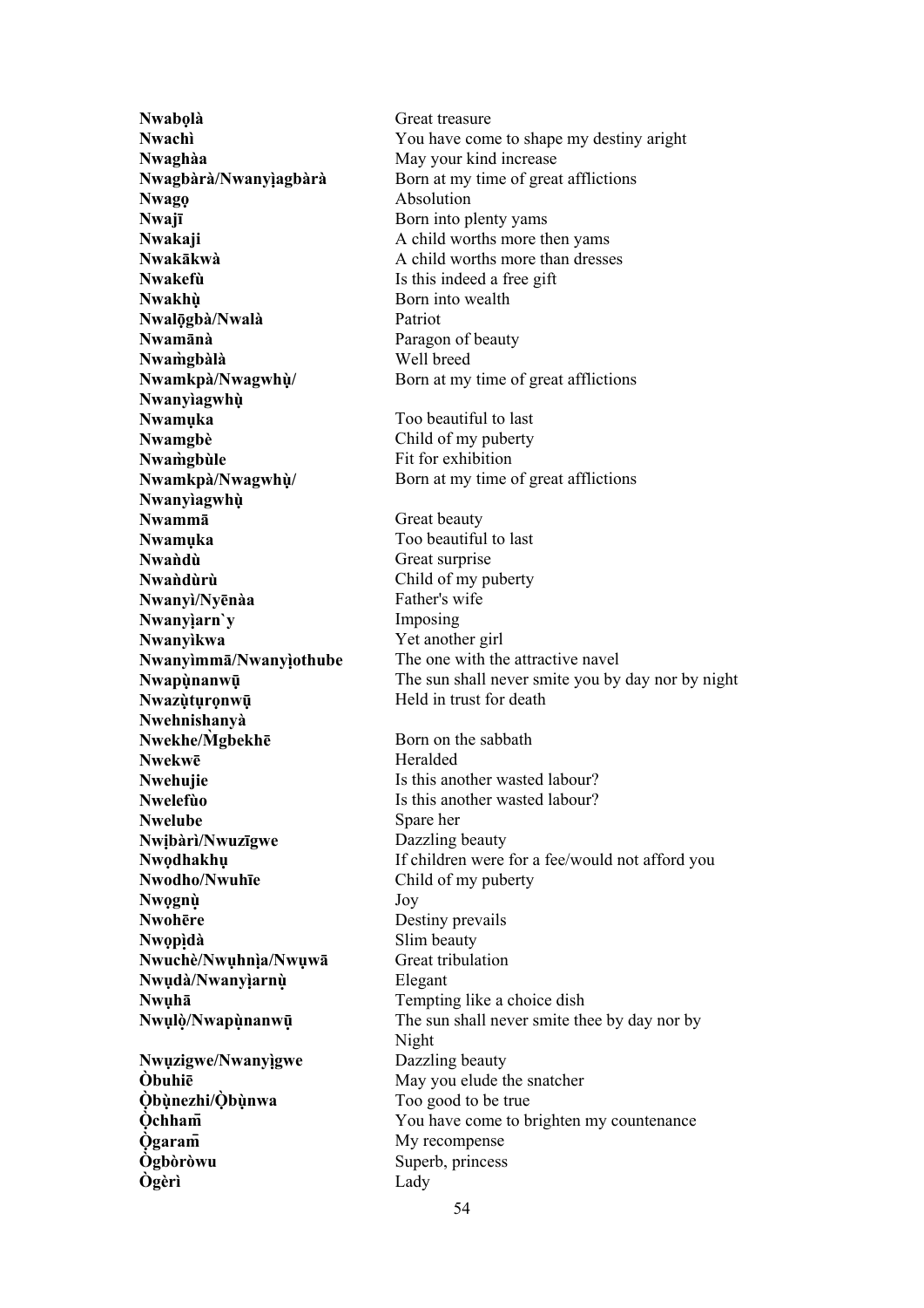| | |
|---|---|
| **Nwabọlà** | Great treasure |
| **Nwachì** | You have come to shape my destiny aright |
| **Nwaghàa** | May your kind increase |
| **Nwagbàrà/Nwanyịagbàrà** | Born at my time of great afflictions |
| **Nwagọ** | Absolution |
| **Nwajī** | Born into plenty yams |
| **Nwakaji** | A child worths more then yams |
| **Nwakākwà** | A child worths more than dresses |
| **Nwakefù** | Is this indeed a free gift |
| **Nwakhụ̀** | Born into wealth |
| **Nwalọ̄gbà/Nwalà** | Patriot |
| **Nwamānà** | Paragon of beauty |
| **Nwam̀gbàlà** | Well breed |
| **Nwamkpà/Nwagwhụ̀/ Nwanyìagwhụ̀** | Born at my time of great afflictions |
| **Nwamụka** | Too beautiful to last |
| **Nwamgbè** | Child of my puberty |
| **Nwam̀gbùle** | Fit for exhibition |
| **Nwamkpà/Nwagwhụ̀/ Nwanyìagwhụ̀** | Born at my time of great afflictions |
| **Nwammā** | Great beauty |
| **Nwamụka** | Too beautiful to last |
| **Nwaǹdù** | Great surprise |
| **Nwaǹdùrù** | Child of my puberty |
| **Nwanyì/Nyēnàa** | Father's wife |
| **Nwanyịarn`y** | Imposing |
| **Nwanyìkwa** | Yet another girl |
| **Nwanyìmmā/Nwanyịothube** | The one with the attractive navel |
| **Nwapụ̀nanwū̩** | The sun shall never smite you by day nor by night |
| **Nwazụ̀tụrọnwū̩** | Held in trust for death |
| **Nwehnishanyà** | |
| **Nwekhe/M̀gbekhē** | Born on the sabbath |
| **Nwekwē** | Heralded |
| **Nwehujie** | Is this another wasted labour? |
| **Nwelefùo** | Is this another wasted labour? |
| **Nwelube** | Spare her |
| **Nwịbàrì/Nwuzīgwe** | Dazzling beauty |
| **Nwọdhakhụ** | If children were for a fee/would not afford you |
| **Nwodho/Nwuhīe** | Child of my puberty |
| **Nwọgnụ̀** | Joy |
| **Nwohēre** | Destiny prevails |
| **Nwọpịdà** | Slim beauty |
| **Nwuchè/Nwụhnịa/Nwụwā** | Great tribulation |
| **Nwụdà/Nwanyịarnụ̀** | Elegant |
| **Nwụhā** | Tempting like a choice dish |
| **Nwụlọ̀/Nwapụ̀nanwū̩** | The sun shall never smite thee by day nor by Night |
| **Nwụzigwe/Nwanyịgwe** | Dazzling beauty |
| **Òbuhiē** | May you elude the snatcher |
| **Ọ̀bụ̀nezhi/Ọ̀bụ̀nwa** | Too good to be true |
| **Ọ̀chham̄** | You have come to brighten my countenance |
| **Ọ̀garam̄** | My recompense |
| **Ògbòròwu** | Superb, princess |
| **Ògèrì** | Lady |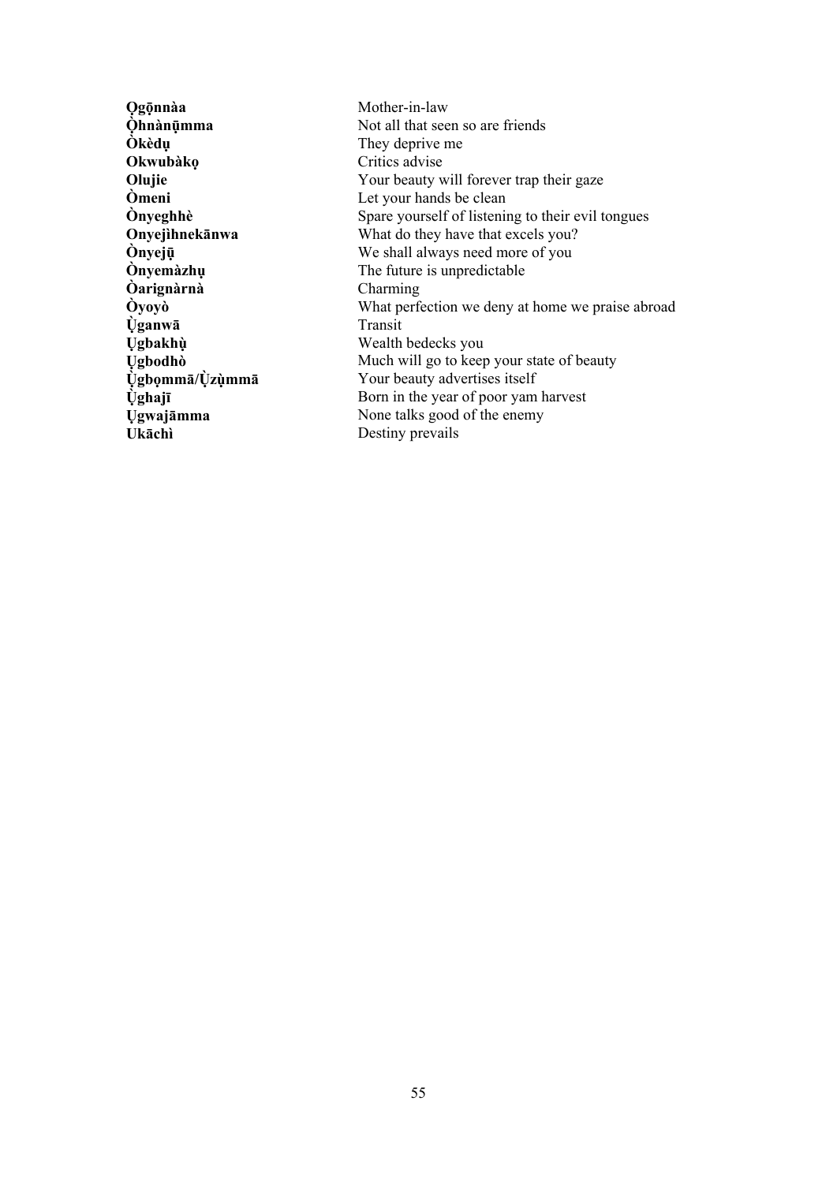| | |
|---|---|
| **Ọgọ̄nnàa** | Mother-in-law |
| **Ọ̀hnànụ̄mma** | Not all that seen so are friends |
| **Ọ̀kèdụ** | They deprive me |
| **Okwubàkọ** | Critics advise |
| **Olujie** | Your beauty will forever trap their gaze |
| **Òmeni** | Let your hands be clean |
| **Ònyeghhè** | Spare yourself of listening to their evil tongues |
| **Onyejìhnekānwa** | What do they have that excels you? |
| **Ònyejụ̄** | We shall always need more of you |
| **Ònyemàzhụ** | The future is unpredictable |
| **Ọ̀arignàrnà** | Charming |
| **Ọ̀yoyò** | What perfection we deny at home we praise abroad |
| **Ụ̀ganwā** | Transit |
| **Ụgbakhụ̀** | Wealth bedecks you |
| **Ụgbodhò** | Much will go to keep your state of beauty |
| **Ụ̀gbọmmā/Ụ̀zụ̀mmā** | Your beauty advertises itself |
| **Ụ̀ghajī** | Born in the year of poor yam harvest |
| **Ụgwajāmma** | None talks good of the enemy |
| **Ukāchì** | Destiny prevails |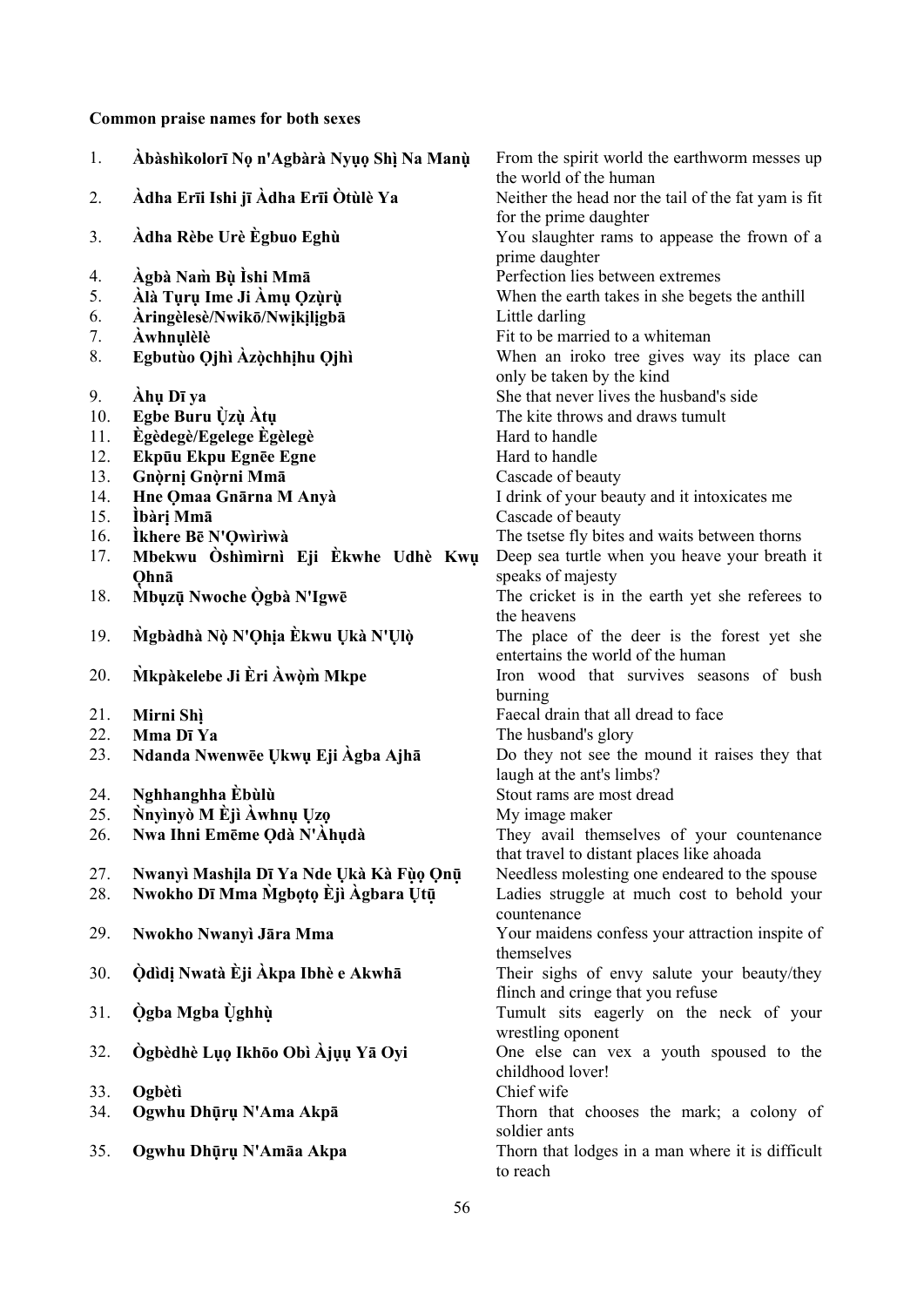**Common praise names for both sexes**

| | | |
|---|---|---|
| 1. | **Àbàshìkolorī Nọ n'Agbàrà Nyụọ Shị Na Manụ̀** | From the spirit world the earthworm messes up the world of the human |
| 2. | **Àdha Erīi Ishi jī Àdha Erīi Òtùlè Ya** | Neither the head nor the tail of the fat yam is fit for the prime daughter |
| 3. | **Àdha Rèbe Urè Ègbuo Eghù** | You slaughter rams to appease the frown of a prime daughter |
| 4. | **Àgbà Nam̀ Bụ̀ Ìshi Mmā** | Perfection lies between extremes |
| 5. | **Àlà Tụrụ Ime Ji Àmụ Ọzụ̀rụ̀** | When the earth takes in she begets the anthill |
| 6. | **Àringèlesè/Nwikō/Nwịkịlịgbā** | Little darling |
| 7. | **Àwhnụlèlè** | Fit to be married to a whiteman |
| 8. | **Egbutùo Ọjhì Àzọ̀chhịhu Ọjhì** | When an iroko tree gives way its place can only be taken by the kind |
| 9. | **Àhụ Dī ya** | She that never lives the husband's side |
| 10. | **Egbe Buru Ụ̀zụ̀ Àtụ** | The kite throws and draws tumult |
| 11. | **Ègèdegè/Egelege Ègèlegè** | Hard to handle |
| 12. | **Ekpūu Ekpu Egnēe Egne** | Hard to handle |
| 13. | **Gnọ̀rnị Gnọ̀rni Mmā** | Cascade of beauty |
| 14. | **Hne Ọmaa Gnārna M Anyà** | I drink of your beauty and it intoxicates me |
| 15. | **Ìbàrị Mmā** | Cascade of beauty |
| 16. | **Ìkhere Bē N'Ọwìrìwà** | The tsetse fly bites and waits between thorns |
| 17. | **Mbekwu Òshìmìrnì Eji Èkwhe Udhè Kwụ Ọhnā** | Deep sea turtle when you heave your breath it speaks of majesty |
| 18. | **Mbụzụ̄ Nwoche Ọ̀gbà N'Igwē** | The cricket is in the earth yet she referees to the heavens |
| 19. | **M̀gbàdhà Nọ̀ N'Ọhịa Èkwu Ụkà N'Ụlọ̀** | The place of the deer is the forest yet she entertains the world of the human |
| 20. | **M̀kpàkelebe Ji Èri Àwọ̀m̀ Mkpe** | Iron wood that survives seasons of bush burning |
| 21. | **Mirni Shị̀** | Faecal drain that all dread to face |
| 22. | **Mma Dī Ya** | The husband's glory |
| 23. | **Ndanda Nwenwēe Ụkwụ Eji Àgba Ajhā** | Do they not see the mound it raises they that laugh at the ant's limbs? |
| 24. | **Nghhanghha Èbùlù** | Stout rams are most dread |
| 25. | **Ǹnyìnyò M Èjì Àwhnụ Ụzọ** | My image maker |
| 26. | **Nwa Ihni Emēme Ọdà N'Àhụdà** | They avail themselves of your countenance that travel to distant places like ahoada |
| 27. | **Nwanyì Mashịla Dī Ya Nde Ụkà Kà Fụ̀ọ Ọnụ̄** | Needless molesting one endeared to the spouse |
| 28. | **Nwokho Dī Mma M̀gbọtọ Èjì Àgbara Ụtụ̄** | Ladies struggle at much cost to behold your countenance |
| 29. | **Nwokho Nwanyì Jāra Mma** | Your maidens confess your attraction inspite of themselves |
| 30. | **Ọ̀dìdị Nwatà Èji Àkpa Ibhè e Akwhā** | Their sighs of envy salute your beauty/they flinch and cringe that you refuse |
| 31. | **Ọ̀gba Mgba Ụ̀ghhụ̀** | Tumult sits eagerly on the neck of your wrestling oponent |
| 32. | **Ògbèdhè Lụọ Ikhōo Obì Àjụụ Yā Oyi** | One else can vex a youth spoused to the childhood lover! |
| 33. | **Ogbètì** | Chief wife |
| 34. | **Ogwhu Dhụ̄rụ N'Ama Akpā** | Thorn that chooses the mark; a colony of soldier ants |
| 35. | **Ogwhu Dhụ̄rụ N'Amāa Akpa** | Thorn that lodges in a man where it is difficult to reach |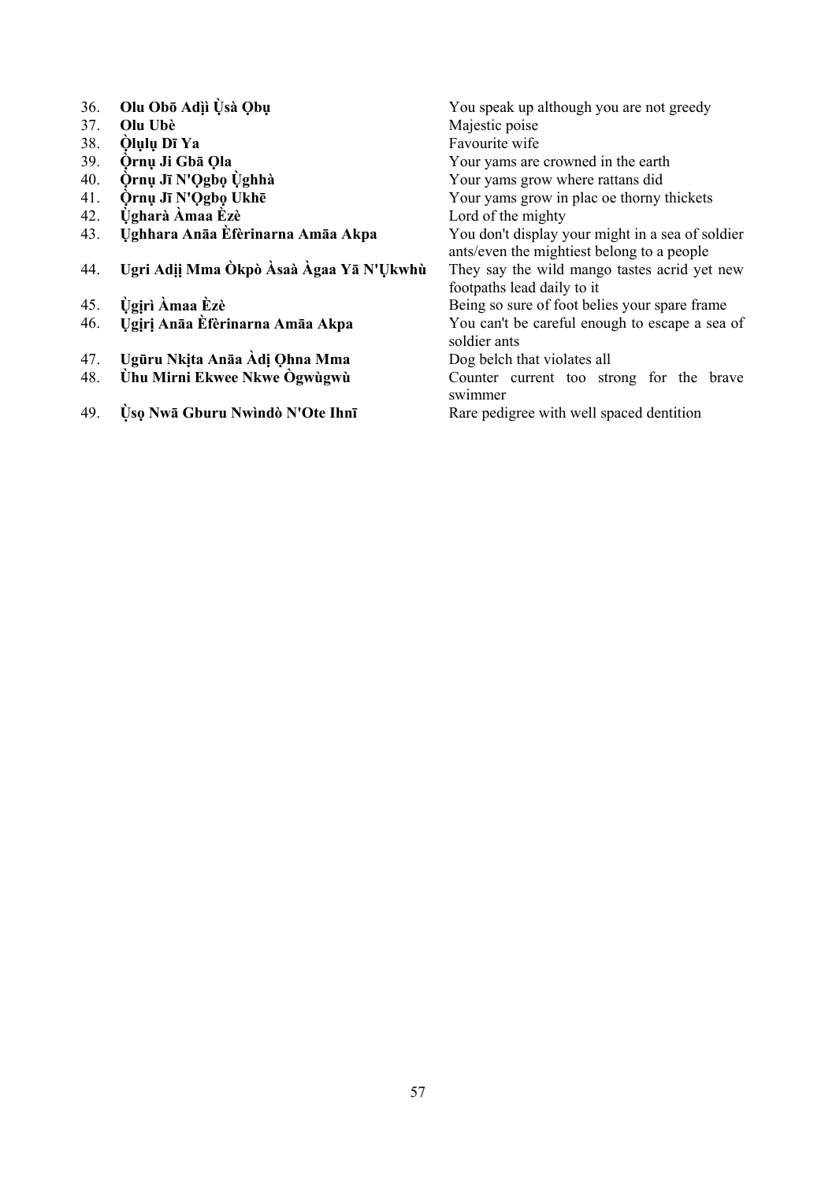36. **Olu Obō Adị̀ì Ụ̀sà Ọbụ** — You speak up although you are not greedy
37. **Olu Ubè** — Majestic poise
38. **Ọ̀lụlụ Dī Ya** — Favourite wife
39. **Ọ̀rnụ Ji Gbā Ọla** — Your yams are crowned in the earth
40. **Ọ̀rnụ Jī N'Ọgbọ Ụ̀ghhà** — Your yams grow where rattans did
41. **Ọ̀rnụ Jī N'Ọgbọ Ukhē** — Your yams grow in plac oe thorny thickets
42. **Ụ̀gharà Àmaa Èzè** — Lord of the mighty
43. **Ụghhara Anāa Èfèrinarna Amāa Akpa** — You don't display your might in a sea of soldier ants/even the mightiest belong to a people
44. **Ugri Adịị Mma Òkpò Àsaà Àgaa Yā N'Ụkwhù** — They say the wild mango tastes acrid yet new footpaths lead daily to it
45. **Ụ̀gịrì Àmaa Èzè** — Being so sure of foot belies your spare frame
46. **Ụgịrị Anāa Èfèrinarna Amāa Akpa** — You can't be careful enough to escape a sea of soldier ants
47. **Ugūru Nkịta Anāa Àdị Ọhna Mma** — Dog belch that violates all
48. **Ùhu Mirni Ekwee Nkwe Ògwùgwù** — Counter current too strong for the brave swimmer
49. **Ụ̀sọ Nwā Gburu Nwìndò N'Ote Ihnī** — Rare pedigree with well spaced dentition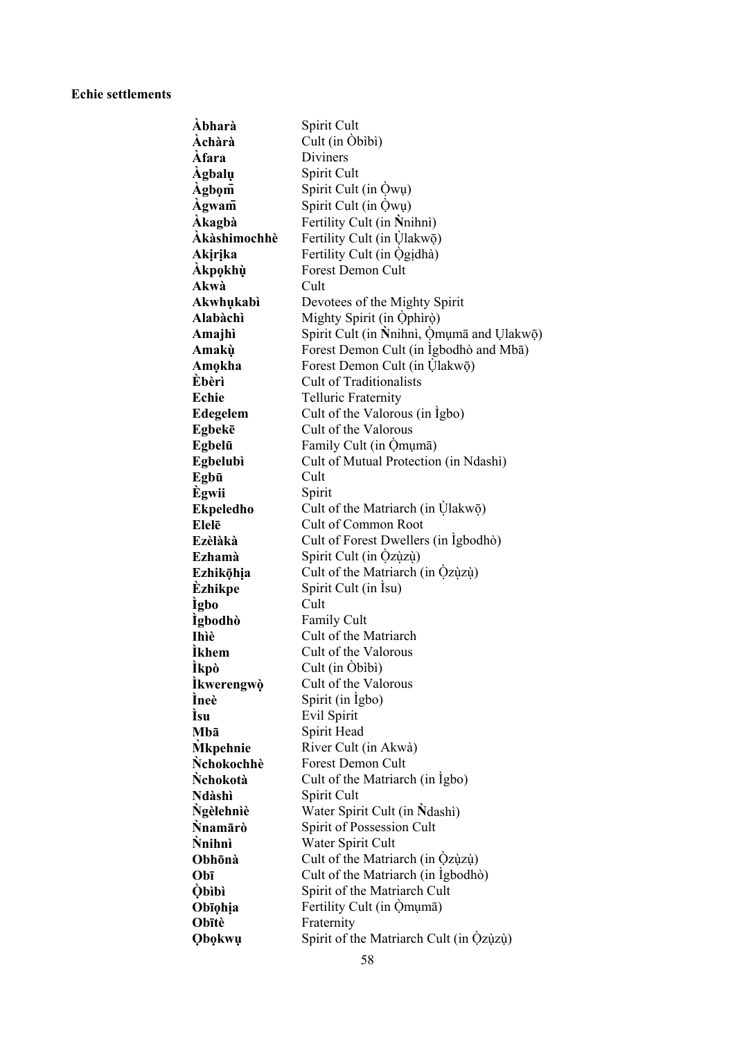**Echie settlements**

| | |
|---|---|
| **Àbharà** | Spirit Cult |
| **Àchàrà** | Cult (in Òbìbì) |
| **Àfara** | Diviners |
| **Àgbalụ** | Spirit Cult |
| **Àgbọm̄** | Spirit Cult (in Ọ̀wụ) |
| **Àgwam̄** | Spirit Cult (in Ọ̀wụ) |
| **Àkagbà** | Fertility Cult (in Ǹnihnì) |
| **Àkàshimochhè** | Fertility Cult (in Ụ̀lakwọ̄) |
| **Akịrịka** | Fertility Cult (in Ọ̀gịdhà) |
| **Àkpọkhụ̀** | Forest Demon Cult |
| **Akwà** | Cult |
| **Akwhụkabì** | Devotees of the Mighty Spirit |
| **Alabàchì** | Mighty Spirit (in Ọ̀phìrọ̀) |
| **Amajhì** | Spirit Cult (in Ǹnihnì, Ọ̀mụmā and Ụlakwọ̄) |
| **Amakụ̀** | Forest Demon Cult (in Ìgbodhò and Mbā) |
| **Amọkha** | Forest Demon Cult (in Ụ̀lakwọ̄) |
| **Èbèrì** | Cult of Traditionalists |
| **Echie** | Telluric Fraternity |
| **Edegelem** | Cult of the Valorous (in Ìgbo) |
| **Egbekē** | Cult of the Valorous |
| **Egbelū** | Family Cult (in Ọ̀mụmā) |
| **Egbelubì** | Cult of Mutual Protection (in Ndashì) |
| **Egbū** | Cult |
| **Ègwii** | Spirit |
| **Ekpeledho** | Cult of the Matriarch (in Ụ̀lakwọ̄) |
| **Elelē** | Cult of Common Root |
| **Ezèlàkà** | Cult of Forest Dwellers (in Ìgbodhò) |
| **Ezhamà** | Spirit Cult (in Ọ̀zụ̀zụ̀) |
| **Ezhikọ̄hịa** | Cult of the Matriarch (in Ọ̀zụ̀zụ̀) |
| **Èzhikpe** | Spirit Cult (in Ìsu) |
| **Ìgbo** | Cult |
| **Ìgbodhò** | Family Cult |
| **Ihìè** | Cult of the Matriarch |
| **Ìkhem** | Cult of the Valorous |
| **Ìkpò** | Cult (in Òbìbì) |
| **Ìkwerengwọ̀** | Cult of the Valorous |
| **Ìneè** | Spirit (in Ìgbo) |
| **Ìsu** | Evil Spirit |
| **Mbā** | Spirit Head |
| **M̀kpehnie** | River Cult (in Akwà) |
| **Ǹchokochhè** | Forest Demon Cult |
| **Ǹchokotà** | Cult of the Matriarch (in Ìgbo) |
| **Ndàshì** | Spirit Cult |
| **Ǹgèlehnìè** | Water Spirit Cult (in Ǹdashì) |
| **Ǹnamārò** | Spirit of Possession Cult |
| **Ǹnihnì** | Water Spirit Cult |
| **Obhōnà** | Cult of the Matriarch (in Ọ̀zụ̀zụ̀) |
| **Obī** | Cult of the Matriarch (in Ìgbodhò) |
| **Ọ̀bìbì** | Spirit of the Matriarch Cult |
| **Obīọhịa** | Fertility Cult (in Ọ̀mụmā) |
| **Obītè** | Fraternity |
| **Ọbọkwụ** | Spirit of the Matriarch Cult (in Ọ̀zụ̀zụ̀) |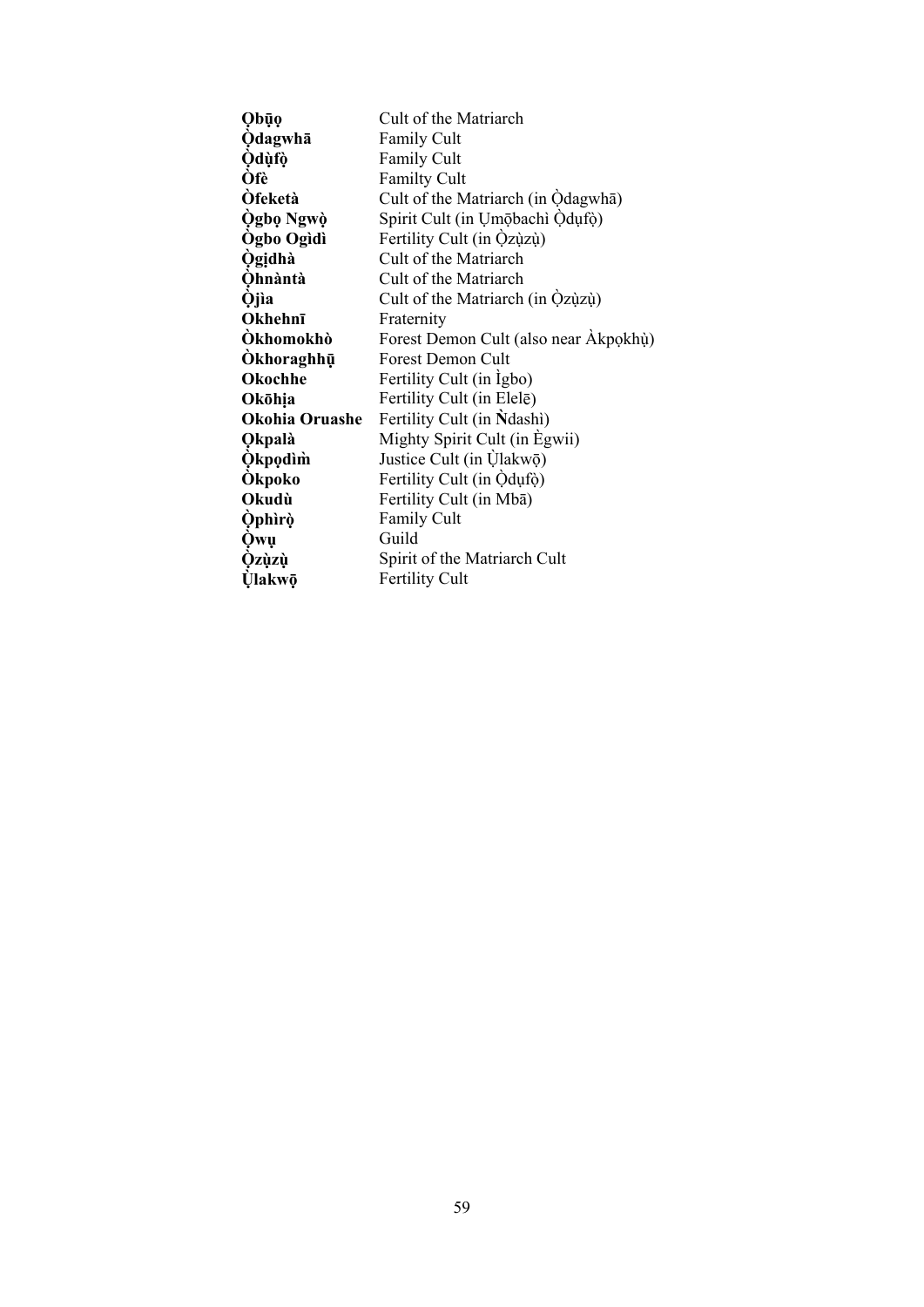| | |
|---|---|
| **Ọbụ̄ọ** | Cult of the Matriarch |
| **Ọ̀dagwhā** | Family Cult |
| **Ọ̀dụ̀fọ̀** | Family Cult |
| **Ọ̀fè** | Familty Cult |
| **Ọ̀feketà** | Cult of the Matriarch (in Ọ̀dagwhā) |
| **Ọ̀gbọ Ngwọ̀** | Spirit Cult (in Ụmọ̄bachì Ọ̀dụfọ̀) |
| **Ọ̀gbo Ogìdì** | Fertility Cult (in Ọ̀zụ̀zụ̀) |
| **Ọ̀gịdhà** | Cult of the Matriarch |
| **Ọ̀hnàntà** | Cult of the Matriarch |
| **Ọ̀jìa** | Cult of the Matriarch (in Ọ̀zụ̀zụ̀) |
| **Okhehnī** | Fraternity |
| **Ọ̀khomokhò** | Forest Demon Cult (also near Àkpọkhụ̀) |
| **Ọ̀khoraghhụ̄** | Forest Demon Cult |
| **Okochhe** | Fertility Cult (in Ìgbo) |
| **Okōhịa** | Fertility Cult (in Elelē) |
| **Okohia Oruashe** | Fertility Cult (in Ǹdashì) |
| **Ọkpalà** | Mighty Spirit Cult (in Ègwii) |
| **Ọ̀kpọdìm̀** | Justice Cult (in Ụ̀lakwọ̄) |
| **Ọ̀kpoko** | Fertility Cult (in Ọ̀dụfọ̀) |
| **Okudù** | Fertility Cult (in Mbā) |
| **Ọ̀phìrọ̀** | Family Cult |
| **Ọ̀wụ** | Guild |
| **Ọ̀zụ̀zụ̀** | Spirit of the Matriarch Cult |
| **Ụ̀lakwọ̄** | Fertility Cult |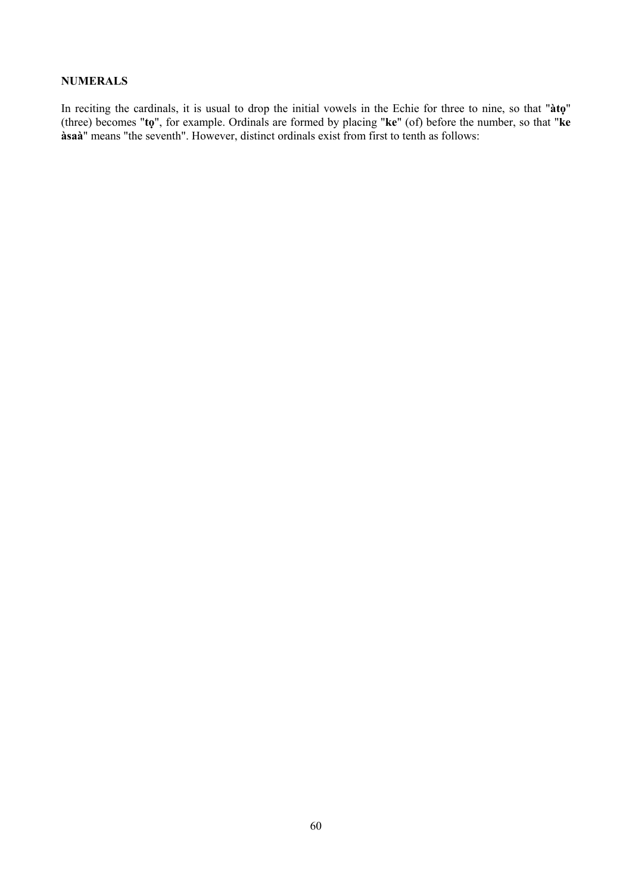**NUMERALS**

In reciting the cardinals, it is usual to drop the initial vowels in the Echie for three to nine, so that "**àtọ**" (three) becomes "**tọ**", for example. Ordinals are formed by placing "**ke**" (of) before the number, so that "**ke àsaà**" means "the seventh". However, distinct ordinals exist from first to tenth as follows: